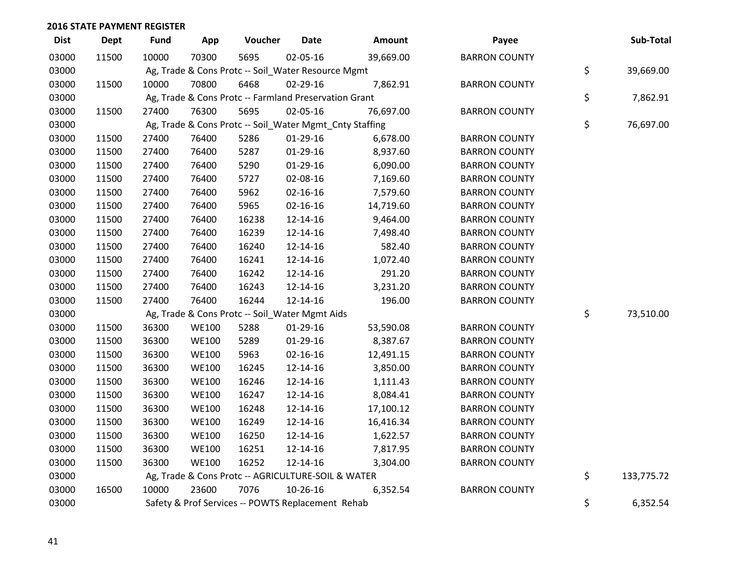## 2016 STATE PAYMENT REGISTER

| Dist | Dept | Fund | App | Voucher | Date | Amount | Payee | Sub-Total |
|---|---|---|---|---|---|---|---|---|
| 03000 | 11500 | 10000 | 70300 | 5695 | 02-05-16 | 39,669.00 | BARRON COUNTY | |
| 03000 | | Ag, Trade & Cons Protc -- Soil_Water Resource Mgmt | | | | | | $ 39,669.00 |
| 03000 | 11500 | 10000 | 70800 | 6468 | 02-29-16 | 7,862.91 | BARRON COUNTY | |
| 03000 | | Ag, Trade & Cons Protc -- Farmland Preservation Grant | | | | | | $ 7,862.91 |
| 03000 | 11500 | 27400 | 76300 | 5695 | 02-05-16 | 76,697.00 | BARRON COUNTY | |
| 03000 | | Ag, Trade & Cons Protc -- Soil_Water Mgmt_Cnty Staffing | | | | | | $ 76,697.00 |
| 03000 | 11500 | 27400 | 76400 | 5286 | 01-29-16 | 6,678.00 | BARRON COUNTY | |
| 03000 | 11500 | 27400 | 76400 | 5287 | 01-29-16 | 8,937.60 | BARRON COUNTY | |
| 03000 | 11500 | 27400 | 76400 | 5290 | 01-29-16 | 6,090.00 | BARRON COUNTY | |
| 03000 | 11500 | 27400 | 76400 | 5727 | 02-08-16 | 7,169.60 | BARRON COUNTY | |
| 03000 | 11500 | 27400 | 76400 | 5962 | 02-16-16 | 7,579.60 | BARRON COUNTY | |
| 03000 | 11500 | 27400 | 76400 | 5965 | 02-16-16 | 14,719.60 | BARRON COUNTY | |
| 03000 | 11500 | 27400 | 76400 | 16238 | 12-14-16 | 9,464.00 | BARRON COUNTY | |
| 03000 | 11500 | 27400 | 76400 | 16239 | 12-14-16 | 7,498.40 | BARRON COUNTY | |
| 03000 | 11500 | 27400 | 76400 | 16240 | 12-14-16 | 582.40 | BARRON COUNTY | |
| 03000 | 11500 | 27400 | 76400 | 16241 | 12-14-16 | 1,072.40 | BARRON COUNTY | |
| 03000 | 11500 | 27400 | 76400 | 16242 | 12-14-16 | 291.20 | BARRON COUNTY | |
| 03000 | 11500 | 27400 | 76400 | 16243 | 12-14-16 | 3,231.20 | BARRON COUNTY | |
| 03000 | 11500 | 27400 | 76400 | 16244 | 12-14-16 | 196.00 | BARRON COUNTY | |
| 03000 | | Ag, Trade & Cons Protc -- Soil_Water Mgmt Aids | | | | | | $ 73,510.00 |
| 03000 | 11500 | 36300 | WE100 | 5288 | 01-29-16 | 53,590.08 | BARRON COUNTY | |
| 03000 | 11500 | 36300 | WE100 | 5289 | 01-29-16 | 8,387.67 | BARRON COUNTY | |
| 03000 | 11500 | 36300 | WE100 | 5963 | 02-16-16 | 12,491.15 | BARRON COUNTY | |
| 03000 | 11500 | 36300 | WE100 | 16245 | 12-14-16 | 3,850.00 | BARRON COUNTY | |
| 03000 | 11500 | 36300 | WE100 | 16246 | 12-14-16 | 1,111.43 | BARRON COUNTY | |
| 03000 | 11500 | 36300 | WE100 | 16247 | 12-14-16 | 8,084.41 | BARRON COUNTY | |
| 03000 | 11500 | 36300 | WE100 | 16248 | 12-14-16 | 17,100.12 | BARRON COUNTY | |
| 03000 | 11500 | 36300 | WE100 | 16249 | 12-14-16 | 16,416.34 | BARRON COUNTY | |
| 03000 | 11500 | 36300 | WE100 | 16250 | 12-14-16 | 1,622.57 | BARRON COUNTY | |
| 03000 | 11500 | 36300 | WE100 | 16251 | 12-14-16 | 7,817.95 | BARRON COUNTY | |
| 03000 | 11500 | 36300 | WE100 | 16252 | 12-14-16 | 3,304.00 | BARRON COUNTY | |
| 03000 | | Ag, Trade & Cons Protc -- AGRICULTURE-SOIL & WATER | | | | | | $ 133,775.72 |
| 03000 | 16500 | 10000 | 23600 | 7076 | 10-26-16 | 6,352.54 | BARRON COUNTY | |
| 03000 | | Safety & Prof Services -- POWTS Replacement Rehab | | | | | | $ 6,352.54 |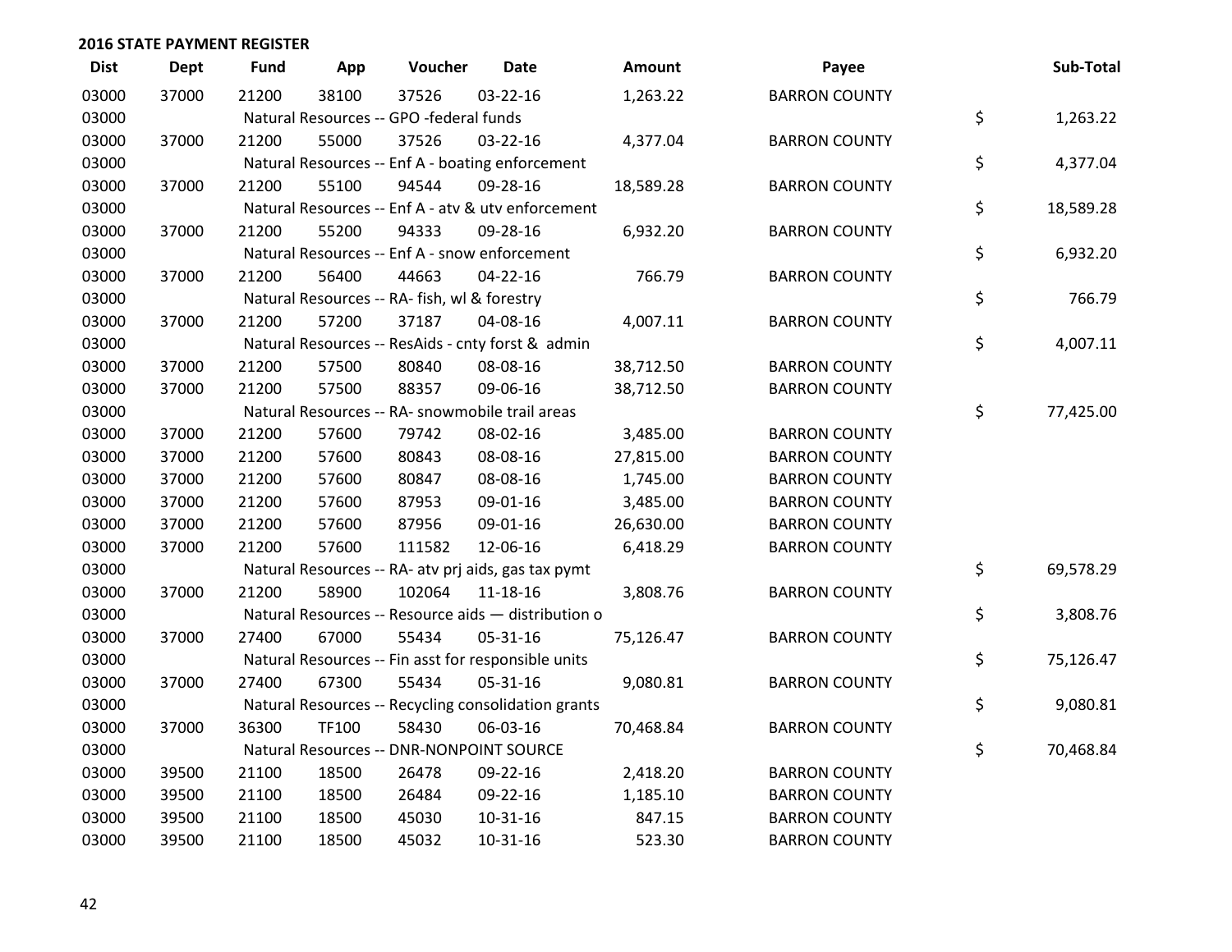## 2016 STATE PAYMENT REGISTER

| Dist | Dept | Fund | App | Voucher | Date | Amount | Payee | Sub-Total |
|---|---|---|---|---|---|---|---|---|
| 03000 | 37000 | 21200 | 38100 | 37526 | 03-22-16 | 1,263.22 | BARRON COUNTY | |
| 03000 | | Natural Resources -- GPO -federal funds | | | | | | $ 1,263.22 |
| 03000 | 37000 | 21200 | 55000 | 37526 | 03-22-16 | 4,377.04 | BARRON COUNTY | |
| 03000 | | Natural Resources -- Enf A - boating enforcement | | | | | | $ 4,377.04 |
| 03000 | 37000 | 21200 | 55100 | 94544 | 09-28-16 | 18,589.28 | BARRON COUNTY | |
| 03000 | | Natural Resources -- Enf A - atv & utv enforcement | | | | | | $ 18,589.28 |
| 03000 | 37000 | 21200 | 55200 | 94333 | 09-28-16 | 6,932.20 | BARRON COUNTY | |
| 03000 | | Natural Resources -- Enf A - snow enforcement | | | | | | $ 6,932.20 |
| 03000 | 37000 | 21200 | 56400 | 44663 | 04-22-16 | 766.79 | BARRON COUNTY | |
| 03000 | | Natural Resources -- RA- fish, wl & forestry | | | | | | $ 766.79 |
| 03000 | 37000 | 21200 | 57200 | 37187 | 04-08-16 | 4,007.11 | BARRON COUNTY | |
| 03000 | | Natural Resources -- ResAids - cnty forst & admin | | | | | | $ 4,007.11 |
| 03000 | 37000 | 21200 | 57500 | 80840 | 08-08-16 | 38,712.50 | BARRON COUNTY | |
| 03000 | 37000 | 21200 | 57500 | 88357 | 09-06-16 | 38,712.50 | BARRON COUNTY | |
| 03000 | | Natural Resources -- RA- snowmobile trail areas | | | | | | $ 77,425.00 |
| 03000 | 37000 | 21200 | 57600 | 79742 | 08-02-16 | 3,485.00 | BARRON COUNTY | |
| 03000 | 37000 | 21200 | 57600 | 80843 | 08-08-16 | 27,815.00 | BARRON COUNTY | |
| 03000 | 37000 | 21200 | 57600 | 80847 | 08-08-16 | 1,745.00 | BARRON COUNTY | |
| 03000 | 37000 | 21200 | 57600 | 87953 | 09-01-16 | 3,485.00 | BARRON COUNTY | |
| 03000 | 37000 | 21200 | 57600 | 87956 | 09-01-16 | 26,630.00 | BARRON COUNTY | |
| 03000 | 37000 | 21200 | 57600 | 111582 | 12-06-16 | 6,418.29 | BARRON COUNTY | |
| 03000 | | Natural Resources -- RA- atv prj aids, gas tax pymt | | | | | | $ 69,578.29 |
| 03000 | 37000 | 21200 | 58900 | 102064 | 11-18-16 | 3,808.76 | BARRON COUNTY | |
| 03000 | | Natural Resources -- Resource aids — distribution o | | | | | | $ 3,808.76 |
| 03000 | 37000 | 27400 | 67000 | 55434 | 05-31-16 | 75,126.47 | BARRON COUNTY | |
| 03000 | | Natural Resources -- Fin asst for responsible units | | | | | | $ 75,126.47 |
| 03000 | 37000 | 27400 | 67300 | 55434 | 05-31-16 | 9,080.81 | BARRON COUNTY | |
| 03000 | | Natural Resources -- Recycling consolidation grants | | | | | | $ 9,080.81 |
| 03000 | 37000 | 36300 | TF100 | 58430 | 06-03-16 | 70,468.84 | BARRON COUNTY | |
| 03000 | | Natural Resources -- DNR-NONPOINT SOURCE | | | | | | $ 70,468.84 |
| 03000 | 39500 | 21100 | 18500 | 26478 | 09-22-16 | 2,418.20 | BARRON COUNTY | |
| 03000 | 39500 | 21100 | 18500 | 26484 | 09-22-16 | 1,185.10 | BARRON COUNTY | |
| 03000 | 39500 | 21100 | 18500 | 45030 | 10-31-16 | 847.15 | BARRON COUNTY | |
| 03000 | 39500 | 21100 | 18500 | 45032 | 10-31-16 | 523.30 | BARRON COUNTY | |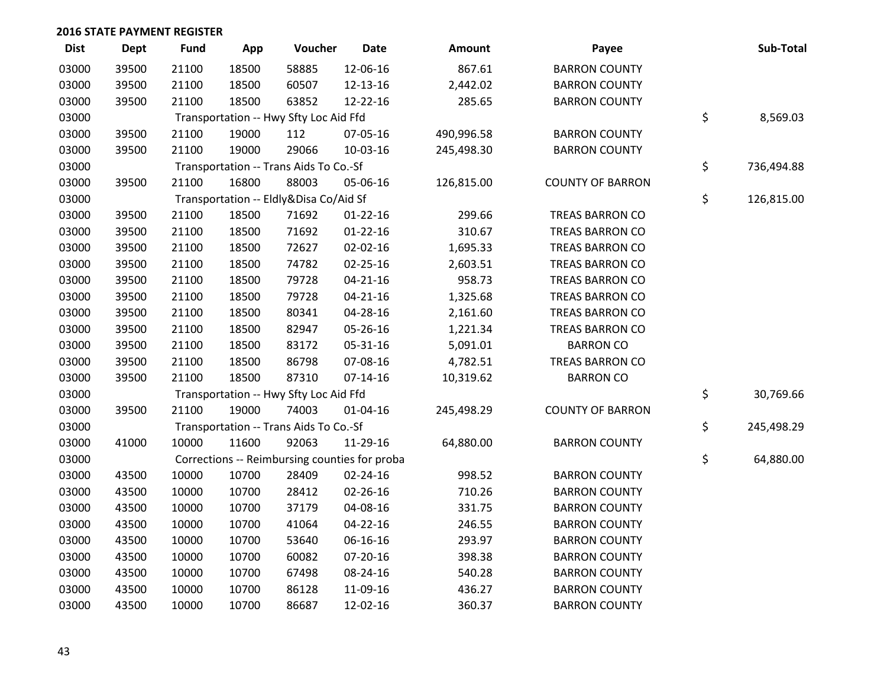**2016 STATE PAYMENT REGISTER**

| Dist | Dept | Fund | App | Voucher | Date | Amount | Payee | Sub-Total |
|---|---|---|---|---|---|---|---|---|
| 03000 | 39500 | 21100 | 18500 | 58885 | 12-06-16 | 867.61 | BARRON COUNTY | |
| 03000 | 39500 | 21100 | 18500 | 60507 | 12-13-16 | 2,442.02 | BARRON COUNTY | |
| 03000 | 39500 | 21100 | 18500 | 63852 | 12-22-16 | 285.65 | BARRON COUNTY | |
| 03000 | | Transportation -- Hwy Sfty Loc Aid Ffd | | | | | | $ 8,569.03 |
| 03000 | 39500 | 21100 | 19000 | 112 | 07-05-16 | 490,996.58 | BARRON COUNTY | |
| 03000 | 39500 | 21100 | 19000 | 29066 | 10-03-16 | 245,498.30 | BARRON COUNTY | |
| 03000 | | Transportation -- Trans Aids To Co.-Sf | | | | | | $ 736,494.88 |
| 03000 | 39500 | 21100 | 16800 | 88003 | 05-06-16 | 126,815.00 | COUNTY OF BARRON | |
| 03000 | | Transportation -- Eldly&Disa Co/Aid Sf | | | | | | $ 126,815.00 |
| 03000 | 39500 | 21100 | 18500 | 71692 | 01-22-16 | 299.66 | TREAS BARRON CO | |
| 03000 | 39500 | 21100 | 18500 | 71692 | 01-22-16 | 310.67 | TREAS BARRON CO | |
| 03000 | 39500 | 21100 | 18500 | 72627 | 02-02-16 | 1,695.33 | TREAS BARRON CO | |
| 03000 | 39500 | 21100 | 18500 | 74782 | 02-25-16 | 2,603.51 | TREAS BARRON CO | |
| 03000 | 39500 | 21100 | 18500 | 79728 | 04-21-16 | 958.73 | TREAS BARRON CO | |
| 03000 | 39500 | 21100 | 18500 | 79728 | 04-21-16 | 1,325.68 | TREAS BARRON CO | |
| 03000 | 39500 | 21100 | 18500 | 80341 | 04-28-16 | 2,161.60 | TREAS BARRON CO | |
| 03000 | 39500 | 21100 | 18500 | 82947 | 05-26-16 | 1,221.34 | TREAS BARRON CO | |
| 03000 | 39500 | 21100 | 18500 | 83172 | 05-31-16 | 5,091.01 | BARRON CO | |
| 03000 | 39500 | 21100 | 18500 | 86798 | 07-08-16 | 4,782.51 | TREAS BARRON CO | |
| 03000 | 39500 | 21100 | 18500 | 87310 | 07-14-16 | 10,319.62 | BARRON CO | |
| 03000 | | Transportation -- Hwy Sfty Loc Aid Ffd | | | | | | $ 30,769.66 |
| 03000 | 39500 | 21100 | 19000 | 74003 | 01-04-16 | 245,498.29 | COUNTY OF BARRON | |
| 03000 | | Transportation -- Trans Aids To Co.-Sf | | | | | | $ 245,498.29 |
| 03000 | 41000 | 10000 | 11600 | 92063 | 11-29-16 | 64,880.00 | BARRON COUNTY | |
| 03000 | | Corrections -- Reimbursing counties for proba | | | | | | $ 64,880.00 |
| 03000 | 43500 | 10000 | 10700 | 28409 | 02-24-16 | 998.52 | BARRON COUNTY | |
| 03000 | 43500 | 10000 | 10700 | 28412 | 02-26-16 | 710.26 | BARRON COUNTY | |
| 03000 | 43500 | 10000 | 10700 | 37179 | 04-08-16 | 331.75 | BARRON COUNTY | |
| 03000 | 43500 | 10000 | 10700 | 41064 | 04-22-16 | 246.55 | BARRON COUNTY | |
| 03000 | 43500 | 10000 | 10700 | 53640 | 06-16-16 | 293.97 | BARRON COUNTY | |
| 03000 | 43500 | 10000 | 10700 | 60082 | 07-20-16 | 398.38 | BARRON COUNTY | |
| 03000 | 43500 | 10000 | 10700 | 67498 | 08-24-16 | 540.28 | BARRON COUNTY | |
| 03000 | 43500 | 10000 | 10700 | 86128 | 11-09-16 | 436.27 | BARRON COUNTY | |
| 03000 | 43500 | 10000 | 10700 | 86687 | 12-02-16 | 360.37 | BARRON COUNTY | |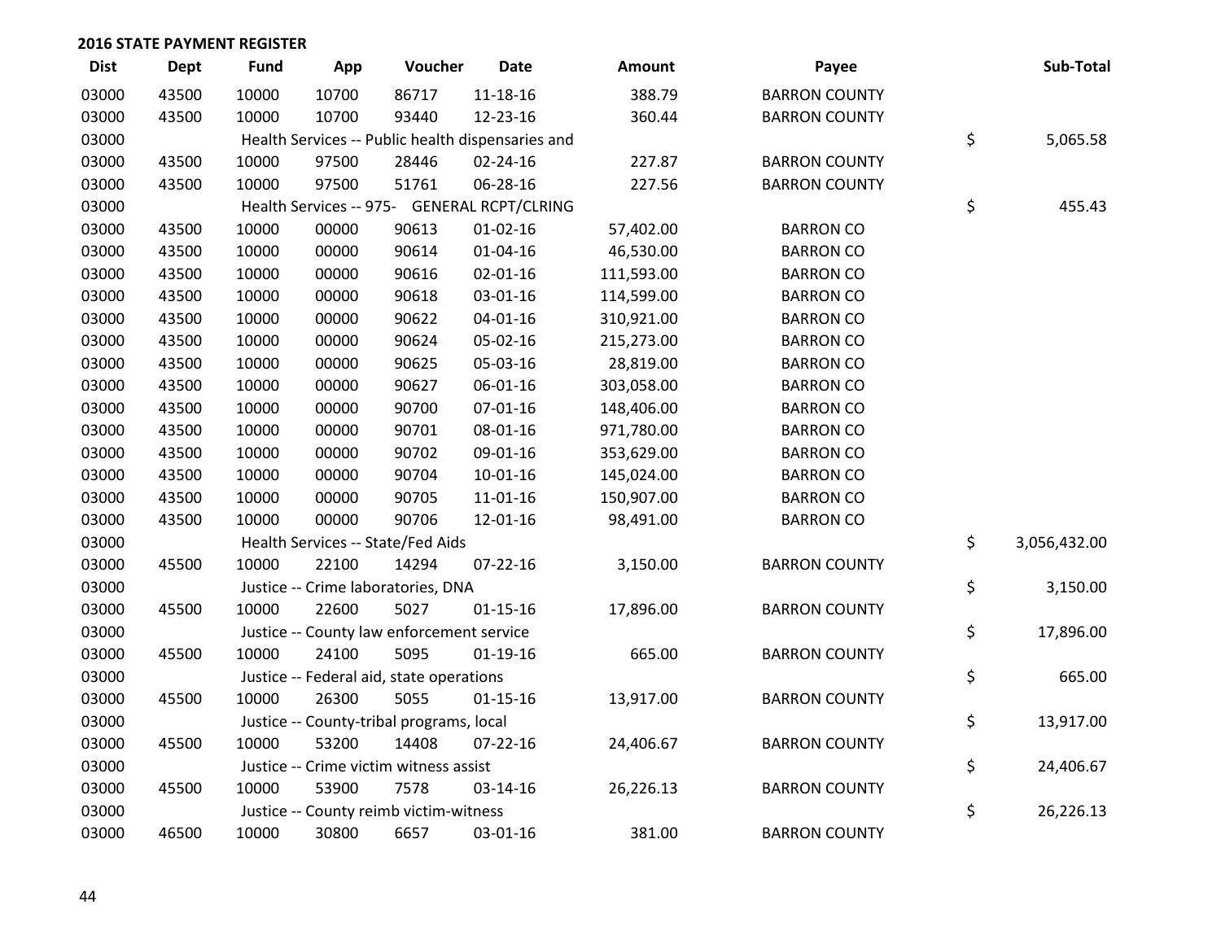## 2016 STATE PAYMENT REGISTER

| Dist | Dept | Fund | App | Voucher | Date | Amount | Payee | Sub-Total |
|---|---|---|---|---|---|---|---|---|
| 03000 | 43500 | 10000 | 10700 | 86717 | 11-18-16 | 388.79 | BARRON COUNTY | |
| 03000 | 43500 | 10000 | 10700 | 93440 | 12-23-16 | 360.44 | BARRON COUNTY | |
| 03000 | | Health Services -- Public health dispensaries and | | | | | | $ 5,065.58 |
| 03000 | 43500 | 10000 | 97500 | 28446 | 02-24-16 | 227.87 | BARRON COUNTY | |
| 03000 | 43500 | 10000 | 97500 | 51761 | 06-28-16 | 227.56 | BARRON COUNTY | |
| 03000 | | Health Services -- 975- GENERAL RCPT/CLRING | | | | | | $ 455.43 |
| 03000 | 43500 | 10000 | 00000 | 90613 | 01-02-16 | 57,402.00 | BARRON CO | |
| 03000 | 43500 | 10000 | 00000 | 90614 | 01-04-16 | 46,530.00 | BARRON CO | |
| 03000 | 43500 | 10000 | 00000 | 90616 | 02-01-16 | 111,593.00 | BARRON CO | |
| 03000 | 43500 | 10000 | 00000 | 90618 | 03-01-16 | 114,599.00 | BARRON CO | |
| 03000 | 43500 | 10000 | 00000 | 90622 | 04-01-16 | 310,921.00 | BARRON CO | |
| 03000 | 43500 | 10000 | 00000 | 90624 | 05-02-16 | 215,273.00 | BARRON CO | |
| 03000 | 43500 | 10000 | 00000 | 90625 | 05-03-16 | 28,819.00 | BARRON CO | |
| 03000 | 43500 | 10000 | 00000 | 90627 | 06-01-16 | 303,058.00 | BARRON CO | |
| 03000 | 43500 | 10000 | 00000 | 90700 | 07-01-16 | 148,406.00 | BARRON CO | |
| 03000 | 43500 | 10000 | 00000 | 90701 | 08-01-16 | 971,780.00 | BARRON CO | |
| 03000 | 43500 | 10000 | 00000 | 90702 | 09-01-16 | 353,629.00 | BARRON CO | |
| 03000 | 43500 | 10000 | 00000 | 90704 | 10-01-16 | 145,024.00 | BARRON CO | |
| 03000 | 43500 | 10000 | 00000 | 90705 | 11-01-16 | 150,907.00 | BARRON CO | |
| 03000 | 43500 | 10000 | 00000 | 90706 | 12-01-16 | 98,491.00 | BARRON CO | |
| 03000 | | Health Services -- State/Fed Aids | | | | | | $ 3,056,432.00 |
| 03000 | 45500 | 10000 | 22100 | 14294 | 07-22-16 | 3,150.00 | BARRON COUNTY | |
| 03000 | | Justice -- Crime laboratories, DNA | | | | | | $ 3,150.00 |
| 03000 | 45500 | 10000 | 22600 | 5027 | 01-15-16 | 17,896.00 | BARRON COUNTY | |
| 03000 | | Justice -- County law enforcement service | | | | | | $ 17,896.00 |
| 03000 | 45500 | 10000 | 24100 | 5095 | 01-19-16 | 665.00 | BARRON COUNTY | |
| 03000 | | Justice -- Federal aid, state operations | | | | | | $ 665.00 |
| 03000 | 45500 | 10000 | 26300 | 5055 | 01-15-16 | 13,917.00 | BARRON COUNTY | |
| 03000 | | Justice -- County-tribal programs, local | | | | | | $ 13,917.00 |
| 03000 | 45500 | 10000 | 53200 | 14408 | 07-22-16 | 24,406.67 | BARRON COUNTY | |
| 03000 | | Justice -- Crime victim witness assist | | | | | | $ 24,406.67 |
| 03000 | 45500 | 10000 | 53900 | 7578 | 03-14-16 | 26,226.13 | BARRON COUNTY | |
| 03000 | | Justice -- County reimb victim-witness | | | | | | $ 26,226.13 |
| 03000 | 46500 | 10000 | 30800 | 6657 | 03-01-16 | 381.00 | BARRON COUNTY | |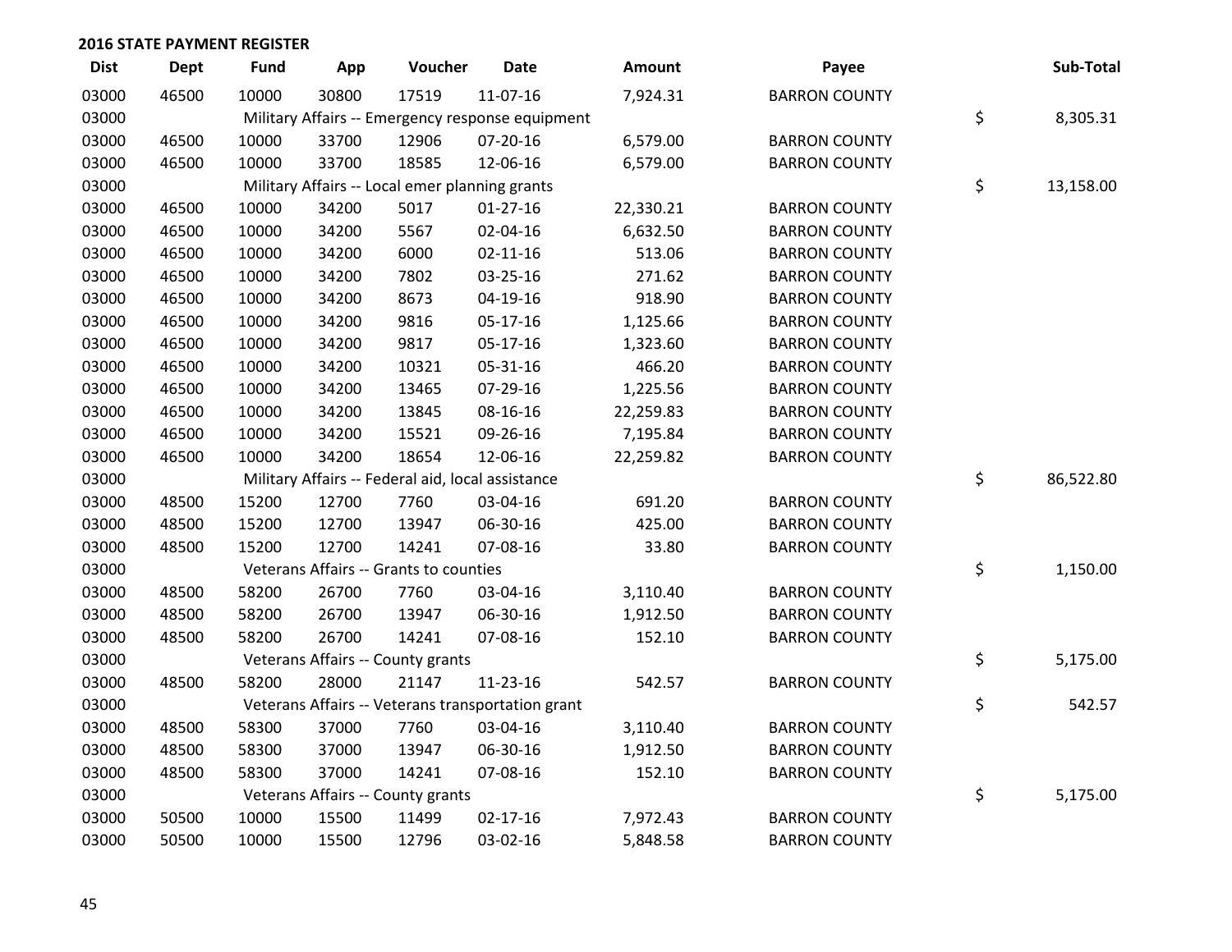## 2016 STATE PAYMENT REGISTER

| Dist | Dept | Fund | App | Voucher | Date | Amount | Payee | Sub-Total |
|---|---|---|---|---|---|---|---|---|
| 03000 | 46500 | 10000 | 30800 | 17519 | 11-07-16 | 7,924.31 | BARRON COUNTY | |
| 03000 | | Military Affairs -- Emergency response equipment | | | | | | $ 8,305.31 |
| 03000 | 46500 | 10000 | 33700 | 12906 | 07-20-16 | 6,579.00 | BARRON COUNTY | |
| 03000 | 46500 | 10000 | 33700 | 18585 | 12-06-16 | 6,579.00 | BARRON COUNTY | |
| 03000 | | Military Affairs -- Local emer planning grants | | | | | | $ 13,158.00 |
| 03000 | 46500 | 10000 | 34200 | 5017 | 01-27-16 | 22,330.21 | BARRON COUNTY | |
| 03000 | 46500 | 10000 | 34200 | 5567 | 02-04-16 | 6,632.50 | BARRON COUNTY | |
| 03000 | 46500 | 10000 | 34200 | 6000 | 02-11-16 | 513.06 | BARRON COUNTY | |
| 03000 | 46500 | 10000 | 34200 | 7802 | 03-25-16 | 271.62 | BARRON COUNTY | |
| 03000 | 46500 | 10000 | 34200 | 8673 | 04-19-16 | 918.90 | BARRON COUNTY | |
| 03000 | 46500 | 10000 | 34200 | 9816 | 05-17-16 | 1,125.66 | BARRON COUNTY | |
| 03000 | 46500 | 10000 | 34200 | 9817 | 05-17-16 | 1,323.60 | BARRON COUNTY | |
| 03000 | 46500 | 10000 | 34200 | 10321 | 05-31-16 | 466.20 | BARRON COUNTY | |
| 03000 | 46500 | 10000 | 34200 | 13465 | 07-29-16 | 1,225.56 | BARRON COUNTY | |
| 03000 | 46500 | 10000 | 34200 | 13845 | 08-16-16 | 22,259.83 | BARRON COUNTY | |
| 03000 | 46500 | 10000 | 34200 | 15521 | 09-26-16 | 7,195.84 | BARRON COUNTY | |
| 03000 | 46500 | 10000 | 34200 | 18654 | 12-06-16 | 22,259.82 | BARRON COUNTY | |
| 03000 | | Military Affairs -- Federal aid, local assistance | | | | | | $ 86,522.80 |
| 03000 | 48500 | 15200 | 12700 | 7760 | 03-04-16 | 691.20 | BARRON COUNTY | |
| 03000 | 48500 | 15200 | 12700 | 13947 | 06-30-16 | 425.00 | BARRON COUNTY | |
| 03000 | 48500 | 15200 | 12700 | 14241 | 07-08-16 | 33.80 | BARRON COUNTY | |
| 03000 | | Veterans Affairs -- Grants to counties | | | | | | $ 1,150.00 |
| 03000 | 48500 | 58200 | 26700 | 7760 | 03-04-16 | 3,110.40 | BARRON COUNTY | |
| 03000 | 48500 | 58200 | 26700 | 13947 | 06-30-16 | 1,912.50 | BARRON COUNTY | |
| 03000 | 48500 | 58200 | 26700 | 14241 | 07-08-16 | 152.10 | BARRON COUNTY | |
| 03000 | | Veterans Affairs -- County grants | | | | | | $ 5,175.00 |
| 03000 | 48500 | 58200 | 28000 | 21147 | 11-23-16 | 542.57 | BARRON COUNTY | |
| 03000 | | Veterans Affairs -- Veterans transportation grant | | | | | | $ 542.57 |
| 03000 | 48500 | 58300 | 37000 | 7760 | 03-04-16 | 3,110.40 | BARRON COUNTY | |
| 03000 | 48500 | 58300 | 37000 | 13947 | 06-30-16 | 1,912.50 | BARRON COUNTY | |
| 03000 | 48500 | 58300 | 37000 | 14241 | 07-08-16 | 152.10 | BARRON COUNTY | |
| 03000 | | Veterans Affairs -- County grants | | | | | | $ 5,175.00 |
| 03000 | 50500 | 10000 | 15500 | 11499 | 02-17-16 | 7,972.43 | BARRON COUNTY | |
| 03000 | 50500 | 10000 | 15500 | 12796 | 03-02-16 | 5,848.58 | BARRON COUNTY | |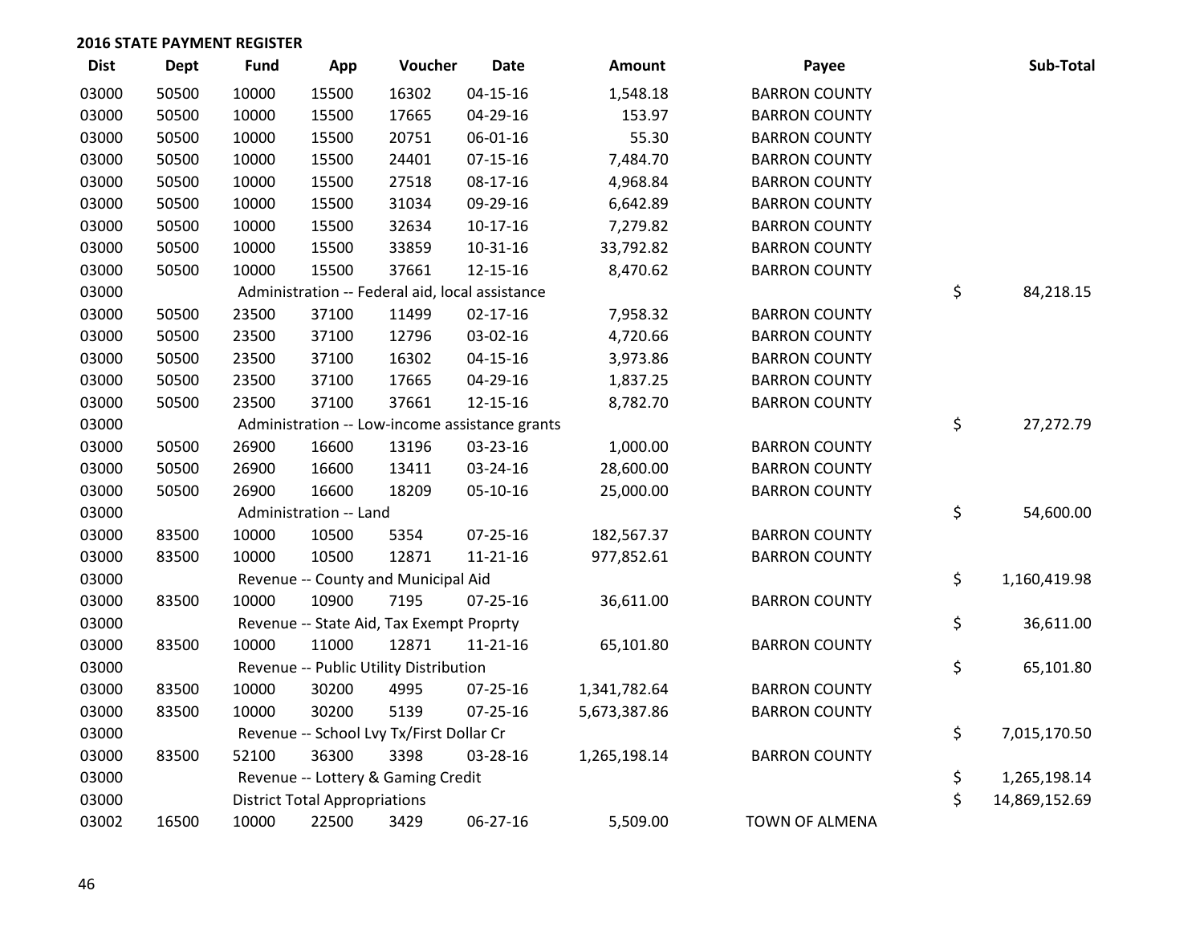## 2016 STATE PAYMENT REGISTER

| Dist | Dept | Fund | App | Voucher | Date | Amount | Payee | Sub-Total |
|---|---|---|---|---|---|---|---|---|
| 03000 | 50500 | 10000 | 15500 | 16302 | 04-15-16 | 1,548.18 | BARRON COUNTY | |
| 03000 | 50500 | 10000 | 15500 | 17665 | 04-29-16 | 153.97 | BARRON COUNTY | |
| 03000 | 50500 | 10000 | 15500 | 20751 | 06-01-16 | 55.30 | BARRON COUNTY | |
| 03000 | 50500 | 10000 | 15500 | 24401 | 07-15-16 | 7,484.70 | BARRON COUNTY | |
| 03000 | 50500 | 10000 | 15500 | 27518 | 08-17-16 | 4,968.84 | BARRON COUNTY | |
| 03000 | 50500 | 10000 | 15500 | 31034 | 09-29-16 | 6,642.89 | BARRON COUNTY | |
| 03000 | 50500 | 10000 | 15500 | 32634 | 10-17-16 | 7,279.82 | BARRON COUNTY | |
| 03000 | 50500 | 10000 | 15500 | 33859 | 10-31-16 | 33,792.82 | BARRON COUNTY | |
| 03000 | 50500 | 10000 | 15500 | 37661 | 12-15-16 | 8,470.62 | BARRON COUNTY | |
| 03000 | | Administration -- Federal aid, local assistance | | | | | | $ 84,218.15 |
| 03000 | 50500 | 23500 | 37100 | 11499 | 02-17-16 | 7,958.32 | BARRON COUNTY | |
| 03000 | 50500 | 23500 | 37100 | 12796 | 03-02-16 | 4,720.66 | BARRON COUNTY | |
| 03000 | 50500 | 23500 | 37100 | 16302 | 04-15-16 | 3,973.86 | BARRON COUNTY | |
| 03000 | 50500 | 23500 | 37100 | 17665 | 04-29-16 | 1,837.25 | BARRON COUNTY | |
| 03000 | 50500 | 23500 | 37100 | 37661 | 12-15-16 | 8,782.70 | BARRON COUNTY | |
| 03000 | | Administration -- Low-income assistance grants | | | | | | $ 27,272.79 |
| 03000 | 50500 | 26900 | 16600 | 13196 | 03-23-16 | 1,000.00 | BARRON COUNTY | |
| 03000 | 50500 | 26900 | 16600 | 13411 | 03-24-16 | 28,600.00 | BARRON COUNTY | |
| 03000 | 50500 | 26900 | 16600 | 18209 | 05-10-16 | 25,000.00 | BARRON COUNTY | |
| 03000 | | Administration -- Land | | | | | | $ 54,600.00 |
| 03000 | 83500 | 10000 | 10500 | 5354 | 07-25-16 | 182,567.37 | BARRON COUNTY | |
| 03000 | 83500 | 10000 | 10500 | 12871 | 11-21-16 | 977,852.61 | BARRON COUNTY | |
| 03000 | | Revenue -- County and Municipal Aid | | | | | | $ 1,160,419.98 |
| 03000 | 83500 | 10000 | 10900 | 7195 | 07-25-16 | 36,611.00 | BARRON COUNTY | |
| 03000 | | Revenue -- State Aid, Tax Exempt Proprty | | | | | | $ 36,611.00 |
| 03000 | 83500 | 10000 | 11000 | 12871 | 11-21-16 | 65,101.80 | BARRON COUNTY | |
| 03000 | | Revenue -- Public Utility Distribution | | | | | | $ 65,101.80 |
| 03000 | 83500 | 10000 | 30200 | 4995 | 07-25-16 | 1,341,782.64 | BARRON COUNTY | |
| 03000 | 83500 | 10000 | 30200 | 5139 | 07-25-16 | 5,673,387.86 | BARRON COUNTY | |
| 03000 | | Revenue -- School Lvy Tx/First Dollar Cr | | | | | | $ 7,015,170.50 |
| 03000 | 83500 | 52100 | 36300 | 3398 | 03-28-16 | 1,265,198.14 | BARRON COUNTY | |
| 03000 | | Revenue -- Lottery & Gaming Credit | | | | | | $ 1,265,198.14 |
| 03000 | | District Total Appropriations | | | | | | $ 14,869,152.69 |
| 03002 | 16500 | 10000 | 22500 | 3429 | 06-27-16 | 5,509.00 | TOWN OF ALMENA | |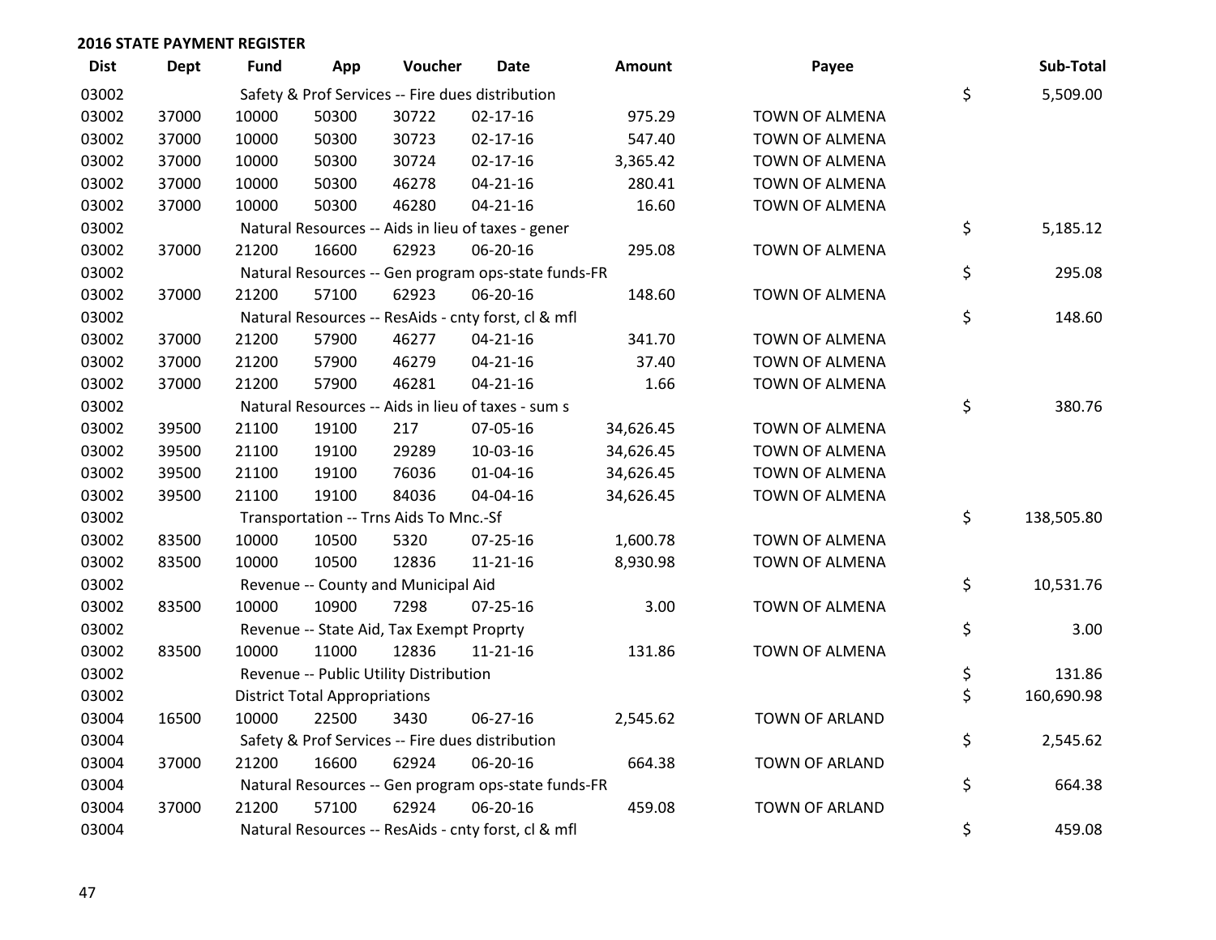## 2016 STATE PAYMENT REGISTER

| Dist | Dept | Fund | App | Voucher | Date | Amount | Payee | | Sub-Total |
|---|---|---|---|---|---|---|---|---|---|
| 03002 | | Safety & Prof Services -- Fire dues distribution | | | | | | $ | 5,509.00 |
| 03002 | 37000 | 10000 | 50300 | 30722 | 02-17-16 | 975.29 | TOWN OF ALMENA | | |
| 03002 | 37000 | 10000 | 50300 | 30723 | 02-17-16 | 547.40 | TOWN OF ALMENA | | |
| 03002 | 37000 | 10000 | 50300 | 30724 | 02-17-16 | 3,365.42 | TOWN OF ALMENA | | |
| 03002 | 37000 | 10000 | 50300 | 46278 | 04-21-16 | 280.41 | TOWN OF ALMENA | | |
| 03002 | 37000 | 10000 | 50300 | 46280 | 04-21-16 | 16.60 | TOWN OF ALMENA | | |
| 03002 | | Natural Resources -- Aids in lieu of taxes - gener | | | | | | $ | 5,185.12 |
| 03002 | 37000 | 21200 | 16600 | 62923 | 06-20-16 | 295.08 | TOWN OF ALMENA | | |
| 03002 | | Natural Resources -- Gen program ops-state funds-FR | | | | | | $ | 295.08 |
| 03002 | 37000 | 21200 | 57100 | 62923 | 06-20-16 | 148.60 | TOWN OF ALMENA | | |
| 03002 | | Natural Resources -- ResAids - cnty forst, cl & mfl | | | | | | $ | 148.60 |
| 03002 | 37000 | 21200 | 57900 | 46277 | 04-21-16 | 341.70 | TOWN OF ALMENA | | |
| 03002 | 37000 | 21200 | 57900 | 46279 | 04-21-16 | 37.40 | TOWN OF ALMENA | | |
| 03002 | 37000 | 21200 | 57900 | 46281 | 04-21-16 | 1.66 | TOWN OF ALMENA | | |
| 03002 | | Natural Resources -- Aids in lieu of taxes - sum s | | | | | | $ | 380.76 |
| 03002 | 39500 | 21100 | 19100 | 217 | 07-05-16 | 34,626.45 | TOWN OF ALMENA | | |
| 03002 | 39500 | 21100 | 19100 | 29289 | 10-03-16 | 34,626.45 | TOWN OF ALMENA | | |
| 03002 | 39500 | 21100 | 19100 | 76036 | 01-04-16 | 34,626.45 | TOWN OF ALMENA | | |
| 03002 | 39500 | 21100 | 19100 | 84036 | 04-04-16 | 34,626.45 | TOWN OF ALMENA | | |
| 03002 | | Transportation -- Trns Aids To Mnc.-Sf | | | | | | $ | 138,505.80 |
| 03002 | 83500 | 10000 | 10500 | 5320 | 07-25-16 | 1,600.78 | TOWN OF ALMENA | | |
| 03002 | 83500 | 10000 | 10500 | 12836 | 11-21-16 | 8,930.98 | TOWN OF ALMENA | | |
| 03002 | | Revenue -- County and Municipal Aid | | | | | | $ | 10,531.76 |
| 03002 | 83500 | 10000 | 10900 | 7298 | 07-25-16 | 3.00 | TOWN OF ALMENA | | |
| 03002 | | Revenue -- State Aid, Tax Exempt Proprty | | | | | | $ | 3.00 |
| 03002 | 83500 | 10000 | 11000 | 12836 | 11-21-16 | 131.86 | TOWN OF ALMENA | | |
| 03002 | | Revenue -- Public Utility Distribution | | | | | | $ | 131.86 |
| 03002 | | District Total Appropriations | | | | | | $ | 160,690.98 |
| 03004 | 16500 | 10000 | 22500 | 3430 | 06-27-16 | 2,545.62 | TOWN OF ARLAND | | |
| 03004 | | Safety & Prof Services -- Fire dues distribution | | | | | | $ | 2,545.62 |
| 03004 | 37000 | 21200 | 16600 | 62924 | 06-20-16 | 664.38 | TOWN OF ARLAND | | |
| 03004 | | Natural Resources -- Gen program ops-state funds-FR | | | | | | $ | 664.38 |
| 03004 | 37000 | 21200 | 57100 | 62924 | 06-20-16 | 459.08 | TOWN OF ARLAND | | |
| 03004 | | Natural Resources -- ResAids - cnty forst, cl & mfl | | | | | | $ | 459.08 |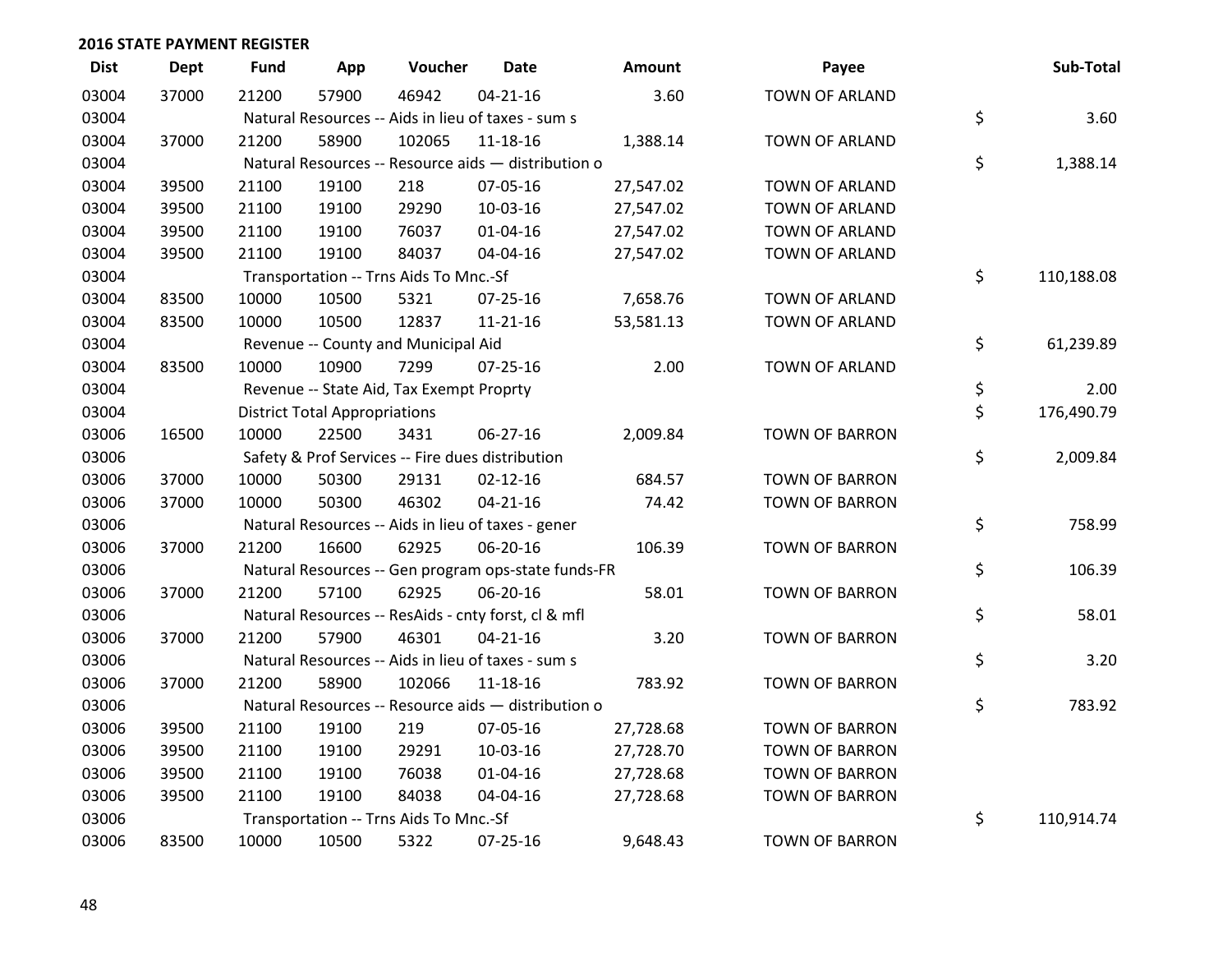## 2016 STATE PAYMENT REGISTER

| Dist | Dept | Fund | App | Voucher | Date | Amount | Payee | | Sub-Total |
|---|---|---|---|---|---|---|---|---|---|
| 03004 | 37000 | 21200 | 57900 | 46942 | 04-21-16 | 3.60 | TOWN OF ARLAND | | |
| 03004 | | Natural Resources -- Aids in lieu of taxes - sum s | | | | | | $ | 3.60 |
| 03004 | 37000 | 21200 | 58900 | 102065 | 11-18-16 | 1,388.14 | TOWN OF ARLAND | | |
| 03004 | | Natural Resources -- Resource aids — distribution o | | | | | | $ | 1,388.14 |
| 03004 | 39500 | 21100 | 19100 | 218 | 07-05-16 | 27,547.02 | TOWN OF ARLAND | | |
| 03004 | 39500 | 21100 | 19100 | 29290 | 10-03-16 | 27,547.02 | TOWN OF ARLAND | | |
| 03004 | 39500 | 21100 | 19100 | 76037 | 01-04-16 | 27,547.02 | TOWN OF ARLAND | | |
| 03004 | 39500 | 21100 | 19100 | 84037 | 04-04-16 | 27,547.02 | TOWN OF ARLAND | | |
| 03004 | | Transportation -- Trns Aids To Mnc.-Sf | | | | | | $ | 110,188.08 |
| 03004 | 83500 | 10000 | 10500 | 5321 | 07-25-16 | 7,658.76 | TOWN OF ARLAND | | |
| 03004 | 83500 | 10000 | 10500 | 12837 | 11-21-16 | 53,581.13 | TOWN OF ARLAND | | |
| 03004 | | Revenue -- County and Municipal Aid | | | | | | $ | 61,239.89 |
| 03004 | 83500 | 10000 | 10900 | 7299 | 07-25-16 | 2.00 | TOWN OF ARLAND | | |
| 03004 | | Revenue -- State Aid, Tax Exempt Proprty | | | | | | $ | 2.00 |
| 03004 | | District Total Appropriations | | | | | | $ | 176,490.79 |
| 03006 | 16500 | 10000 | 22500 | 3431 | 06-27-16 | 2,009.84 | TOWN OF BARRON | | |
| 03006 | | Safety & Prof Services -- Fire dues distribution | | | | | | $ | 2,009.84 |
| 03006 | 37000 | 10000 | 50300 | 29131 | 02-12-16 | 684.57 | TOWN OF BARRON | | |
| 03006 | 37000 | 10000 | 50300 | 46302 | 04-21-16 | 74.42 | TOWN OF BARRON | | |
| 03006 | | Natural Resources -- Aids in lieu of taxes - gener | | | | | | $ | 758.99 |
| 03006 | 37000 | 21200 | 16600 | 62925 | 06-20-16 | 106.39 | TOWN OF BARRON | | |
| 03006 | | Natural Resources -- Gen program ops-state funds-FR | | | | | | $ | 106.39 |
| 03006 | 37000 | 21200 | 57100 | 62925 | 06-20-16 | 58.01 | TOWN OF BARRON | | |
| 03006 | | Natural Resources -- ResAids - cnty forst, cl & mfl | | | | | | $ | 58.01 |
| 03006 | 37000 | 21200 | 57900 | 46301 | 04-21-16 | 3.20 | TOWN OF BARRON | | |
| 03006 | | Natural Resources -- Aids in lieu of taxes - sum s | | | | | | $ | 3.20 |
| 03006 | 37000 | 21200 | 58900 | 102066 | 11-18-16 | 783.92 | TOWN OF BARRON | | |
| 03006 | | Natural Resources -- Resource aids — distribution o | | | | | | $ | 783.92 |
| 03006 | 39500 | 21100 | 19100 | 219 | 07-05-16 | 27,728.68 | TOWN OF BARRON | | |
| 03006 | 39500 | 21100 | 19100 | 29291 | 10-03-16 | 27,728.70 | TOWN OF BARRON | | |
| 03006 | 39500 | 21100 | 19100 | 76038 | 01-04-16 | 27,728.68 | TOWN OF BARRON | | |
| 03006 | 39500 | 21100 | 19100 | 84038 | 04-04-16 | 27,728.68 | TOWN OF BARRON | | |
| 03006 | | Transportation -- Trns Aids To Mnc.-Sf | | | | | | $ | 110,914.74 |
| 03006 | 83500 | 10000 | 10500 | 5322 | 07-25-16 | 9,648.43 | TOWN OF BARRON | | |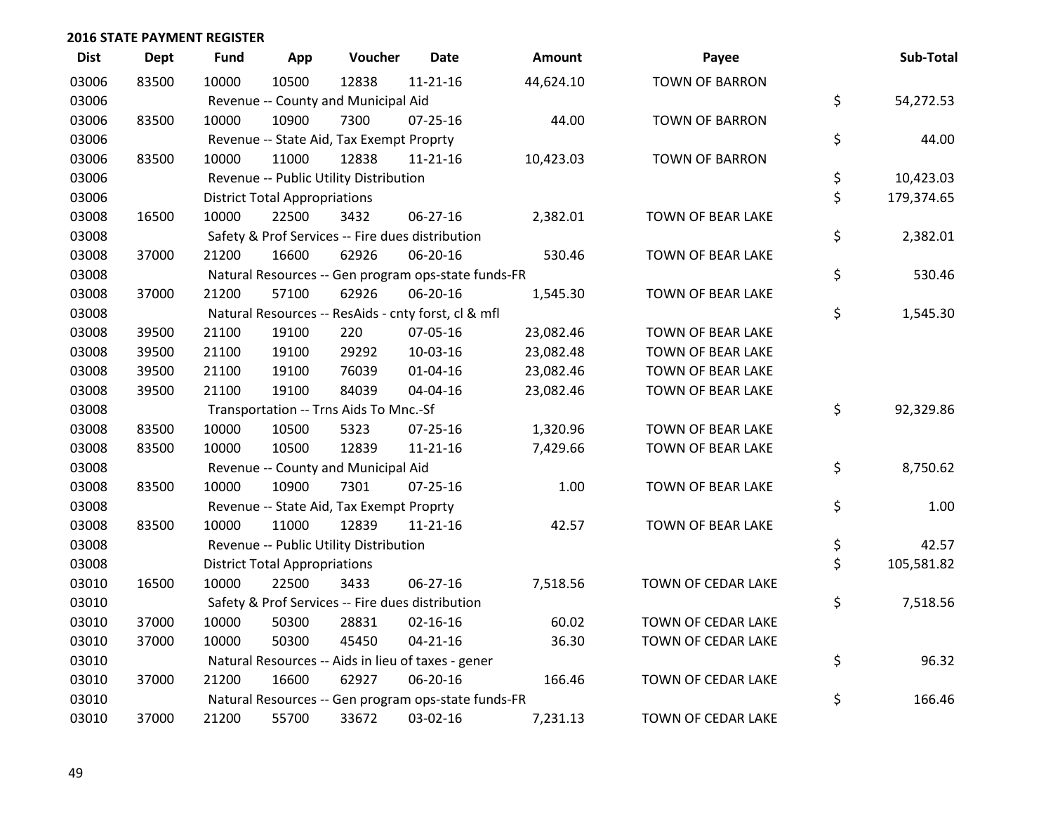## 2016 STATE PAYMENT REGISTER

| Dist | Dept | Fund | App | Voucher | Date | Amount | Payee | Sub-Total |
|---|---|---|---|---|---|---|---|---|
| 03006 | 83500 | 10000 | 10500 | 12838 | 11-21-16 | 44,624.10 | TOWN OF BARRON | |
| 03006 | | Revenue -- County and Municipal Aid | | | | | | $ 54,272.53 |
| 03006 | 83500 | 10000 | 10900 | 7300 | 07-25-16 | 44.00 | TOWN OF BARRON | |
| 03006 | | Revenue -- State Aid, Tax Exempt Proprty | | | | | | $ 44.00 |
| 03006 | 83500 | 10000 | 11000 | 12838 | 11-21-16 | 10,423.03 | TOWN OF BARRON | |
| 03006 | | Revenue -- Public Utility Distribution | | | | | | $ 10,423.03 |
| 03006 | | District Total Appropriations | | | | | | $ 179,374.65 |
| 03008 | 16500 | 10000 | 22500 | 3432 | 06-27-16 | 2,382.01 | TOWN OF BEAR LAKE | |
| 03008 | | Safety & Prof Services -- Fire dues distribution | | | | | | $ 2,382.01 |
| 03008 | 37000 | 21200 | 16600 | 62926 | 06-20-16 | 530.46 | TOWN OF BEAR LAKE | |
| 03008 | | Natural Resources -- Gen program ops-state funds-FR | | | | | | $ 530.46 |
| 03008 | 37000 | 21200 | 57100 | 62926 | 06-20-16 | 1,545.30 | TOWN OF BEAR LAKE | |
| 03008 | | Natural Resources -- ResAids - cnty forst, cl & mfl | | | | | | $ 1,545.30 |
| 03008 | 39500 | 21100 | 19100 | 220 | 07-05-16 | 23,082.46 | TOWN OF BEAR LAKE | |
| 03008 | 39500 | 21100 | 19100 | 29292 | 10-03-16 | 23,082.48 | TOWN OF BEAR LAKE | |
| 03008 | 39500 | 21100 | 19100 | 76039 | 01-04-16 | 23,082.46 | TOWN OF BEAR LAKE | |
| 03008 | 39500 | 21100 | 19100 | 84039 | 04-04-16 | 23,082.46 | TOWN OF BEAR LAKE | |
| 03008 | | Transportation -- Trns Aids To Mnc.-Sf | | | | | | $ 92,329.86 |
| 03008 | 83500 | 10000 | 10500 | 5323 | 07-25-16 | 1,320.96 | TOWN OF BEAR LAKE | |
| 03008 | 83500 | 10000 | 10500 | 12839 | 11-21-16 | 7,429.66 | TOWN OF BEAR LAKE | |
| 03008 | | Revenue -- County and Municipal Aid | | | | | | $ 8,750.62 |
| 03008 | 83500 | 10000 | 10900 | 7301 | 07-25-16 | 1.00 | TOWN OF BEAR LAKE | |
| 03008 | | Revenue -- State Aid, Tax Exempt Proprty | | | | | | $ 1.00 |
| 03008 | 83500 | 10000 | 11000 | 12839 | 11-21-16 | 42.57 | TOWN OF BEAR LAKE | |
| 03008 | | Revenue -- Public Utility Distribution | | | | | | $ 42.57 |
| 03008 | | District Total Appropriations | | | | | | $ 105,581.82 |
| 03010 | 16500 | 10000 | 22500 | 3433 | 06-27-16 | 7,518.56 | TOWN OF CEDAR LAKE | |
| 03010 | | Safety & Prof Services -- Fire dues distribution | | | | | | $ 7,518.56 |
| 03010 | 37000 | 10000 | 50300 | 28831 | 02-16-16 | 60.02 | TOWN OF CEDAR LAKE | |
| 03010 | 37000 | 10000 | 50300 | 45450 | 04-21-16 | 36.30 | TOWN OF CEDAR LAKE | |
| 03010 | | Natural Resources -- Aids in lieu of taxes - gener | | | | | | $ 96.32 |
| 03010 | 37000 | 21200 | 16600 | 62927 | 06-20-16 | 166.46 | TOWN OF CEDAR LAKE | |
| 03010 | | Natural Resources -- Gen program ops-state funds-FR | | | | | | $ 166.46 |
| 03010 | 37000 | 21200 | 55700 | 33672 | 03-02-16 | 7,231.13 | TOWN OF CEDAR LAKE | |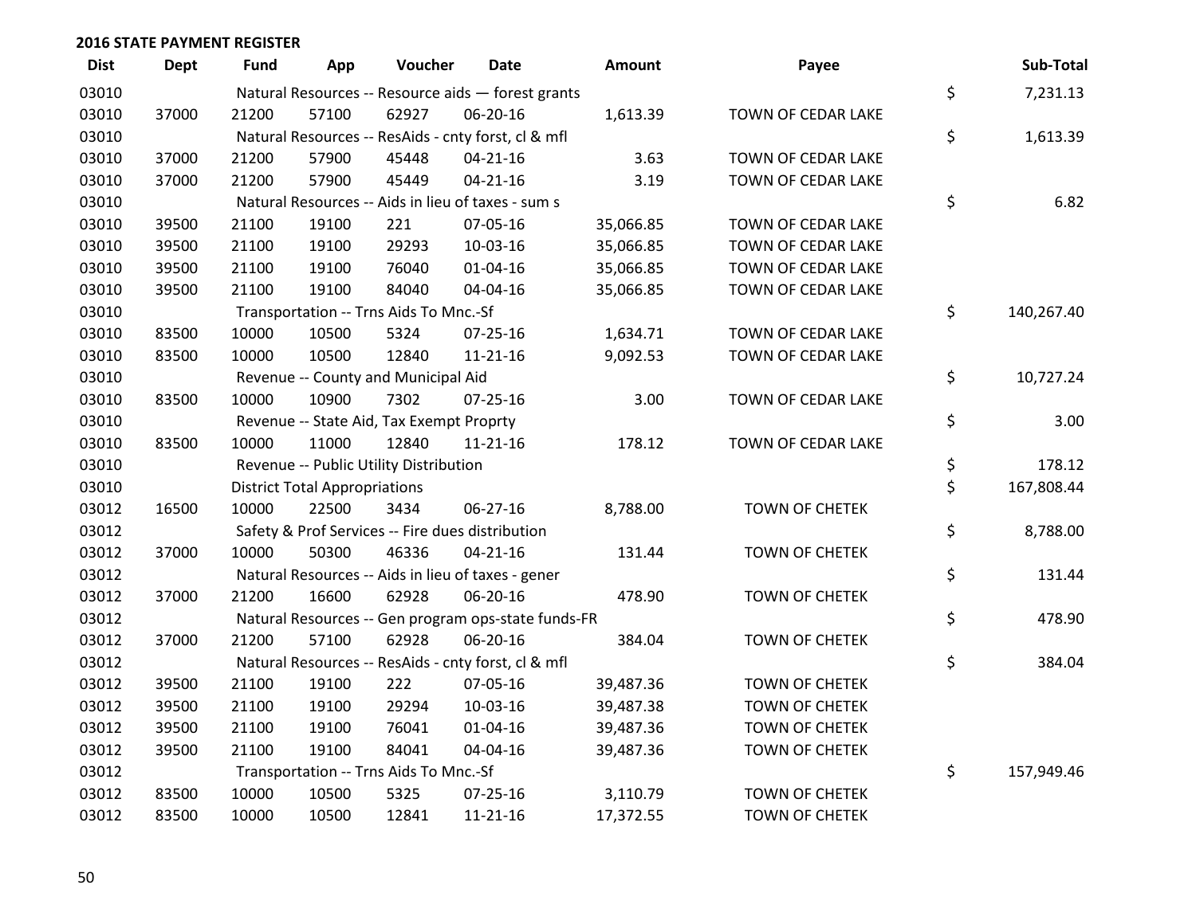## 2016 STATE PAYMENT REGISTER

| Dist | Dept | Fund | App | Voucher | Date | Amount | Payee | Sub-Total |
|---|---|---|---|---|---|---|---|---|
| 03010 | | Natural Resources -- Resource aids — forest grants | | | | | | $ 7,231.13 |
| 03010 | 37000 | 21200 | 57100 | 62927 | 06-20-16 | 1,613.39 | TOWN OF CEDAR LAKE | |
| 03010 | | Natural Resources -- ResAids - cnty forst, cl & mfl | | | | | | $ 1,613.39 |
| 03010 | 37000 | 21200 | 57900 | 45448 | 04-21-16 | 3.63 | TOWN OF CEDAR LAKE | |
| 03010 | 37000 | 21200 | 57900 | 45449 | 04-21-16 | 3.19 | TOWN OF CEDAR LAKE | |
| 03010 | | Natural Resources -- Aids in lieu of taxes - sum s | | | | | | $ 6.82 |
| 03010 | 39500 | 21100 | 19100 | 221 | 07-05-16 | 35,066.85 | TOWN OF CEDAR LAKE | |
| 03010 | 39500 | 21100 | 19100 | 29293 | 10-03-16 | 35,066.85 | TOWN OF CEDAR LAKE | |
| 03010 | 39500 | 21100 | 19100 | 76040 | 01-04-16 | 35,066.85 | TOWN OF CEDAR LAKE | |
| 03010 | 39500 | 21100 | 19100 | 84040 | 04-04-16 | 35,066.85 | TOWN OF CEDAR LAKE | |
| 03010 | | Transportation -- Trns Aids To Mnc.-Sf | | | | | | $ 140,267.40 |
| 03010 | 83500 | 10000 | 10500 | 5324 | 07-25-16 | 1,634.71 | TOWN OF CEDAR LAKE | |
| 03010 | 83500 | 10000 | 10500 | 12840 | 11-21-16 | 9,092.53 | TOWN OF CEDAR LAKE | |
| 03010 | | Revenue -- County and Municipal Aid | | | | | | $ 10,727.24 |
| 03010 | 83500 | 10000 | 10900 | 7302 | 07-25-16 | 3.00 | TOWN OF CEDAR LAKE | |
| 03010 | | Revenue -- State Aid, Tax Exempt Proprty | | | | | | $ 3.00 |
| 03010 | 83500 | 10000 | 11000 | 12840 | 11-21-16 | 178.12 | TOWN OF CEDAR LAKE | |
| 03010 | | Revenue -- Public Utility Distribution | | | | | | $ 178.12 |
| 03010 | | District Total Appropriations | | | | | | $ 167,808.44 |
| 03012 | 16500 | 10000 | 22500 | 3434 | 06-27-16 | 8,788.00 | TOWN OF CHETEK | |
| 03012 | | Safety & Prof Services -- Fire dues distribution | | | | | | $ 8,788.00 |
| 03012 | 37000 | 10000 | 50300 | 46336 | 04-21-16 | 131.44 | TOWN OF CHETEK | |
| 03012 | | Natural Resources -- Aids in lieu of taxes - gener | | | | | | $ 131.44 |
| 03012 | 37000 | 21200 | 16600 | 62928 | 06-20-16 | 478.90 | TOWN OF CHETEK | |
| 03012 | | Natural Resources -- Gen program ops-state funds-FR | | | | | | $ 478.90 |
| 03012 | 37000 | 21200 | 57100 | 62928 | 06-20-16 | 384.04 | TOWN OF CHETEK | |
| 03012 | | Natural Resources -- ResAids - cnty forst, cl & mfl | | | | | | $ 384.04 |
| 03012 | 39500 | 21100 | 19100 | 222 | 07-05-16 | 39,487.36 | TOWN OF CHETEK | |
| 03012 | 39500 | 21100 | 19100 | 29294 | 10-03-16 | 39,487.38 | TOWN OF CHETEK | |
| 03012 | 39500 | 21100 | 19100 | 76041 | 01-04-16 | 39,487.36 | TOWN OF CHETEK | |
| 03012 | 39500 | 21100 | 19100 | 84041 | 04-04-16 | 39,487.36 | TOWN OF CHETEK | |
| 03012 | | Transportation -- Trns Aids To Mnc.-Sf | | | | | | $ 157,949.46 |
| 03012 | 83500 | 10000 | 10500 | 5325 | 07-25-16 | 3,110.79 | TOWN OF CHETEK | |
| 03012 | 83500 | 10000 | 10500 | 12841 | 11-21-16 | 17,372.55 | TOWN OF CHETEK | |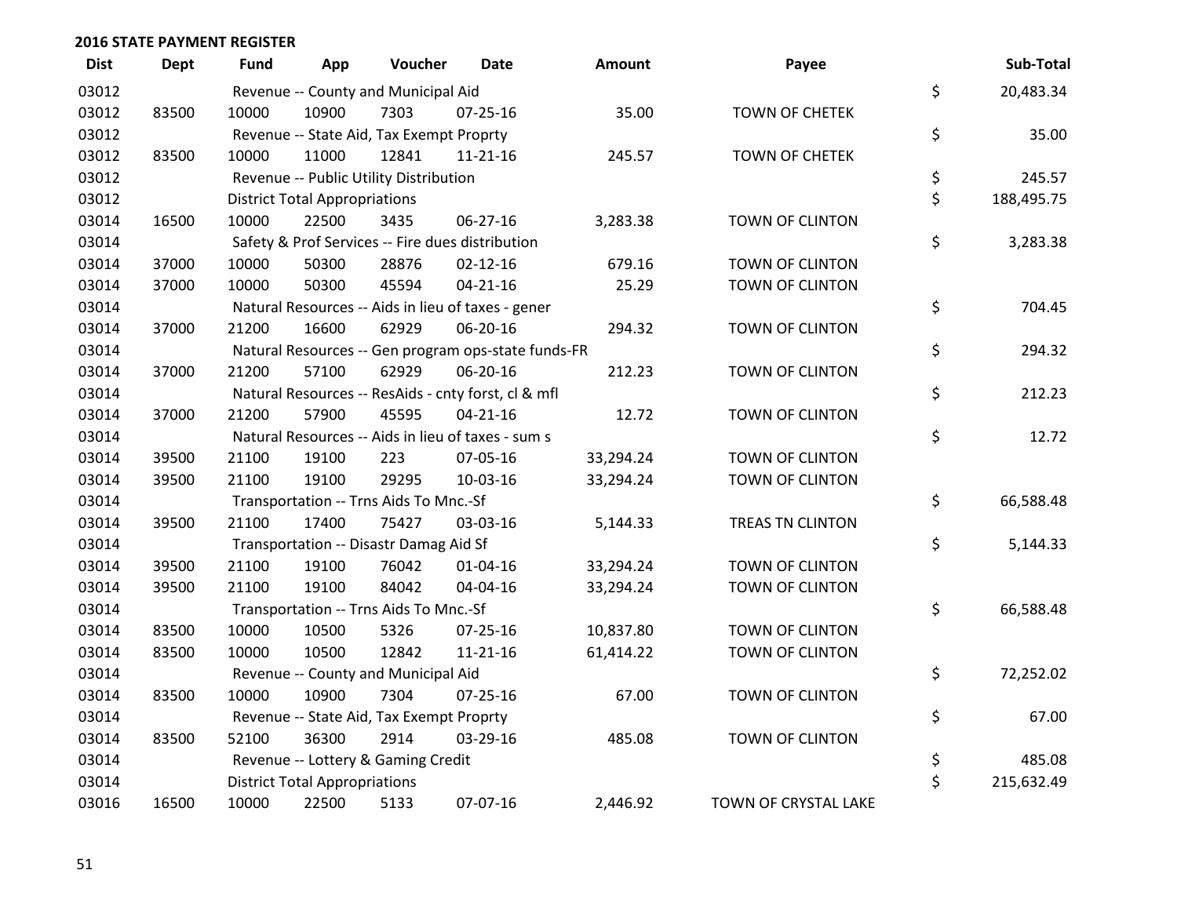## 2016 STATE PAYMENT REGISTER

| Dist | Dept | Fund | App | Voucher | Date | Amount | Payee | | Sub-Total |
|---|---|---|---|---|---|---|---|---|---|
| 03012 | | Revenue -- County and Municipal Aid | | | | | | $ | 20,483.34 |
| 03012 | 83500 | 10000 | 10900 | 7303 | 07-25-16 | 35.00 | TOWN OF CHETEK | | |
| 03012 | | Revenue -- State Aid, Tax Exempt Proprty | | | | | | $ | 35.00 |
| 03012 | 83500 | 10000 | 11000 | 12841 | 11-21-16 | 245.57 | TOWN OF CHETEK | | |
| 03012 | | Revenue -- Public Utility Distribution | | | | | | $ | 245.57 |
| 03012 | | District Total Appropriations | | | | | | $ | 188,495.75 |
| 03014 | 16500 | 10000 | 22500 | 3435 | 06-27-16 | 3,283.38 | TOWN OF CLINTON | | |
| 03014 | | Safety & Prof Services -- Fire dues distribution | | | | | | $ | 3,283.38 |
| 03014 | 37000 | 10000 | 50300 | 28876 | 02-12-16 | 679.16 | TOWN OF CLINTON | | |
| 03014 | 37000 | 10000 | 50300 | 45594 | 04-21-16 | 25.29 | TOWN OF CLINTON | | |
| 03014 | | Natural Resources -- Aids in lieu of taxes - gener | | | | | | $ | 704.45 |
| 03014 | 37000 | 21200 | 16600 | 62929 | 06-20-16 | 294.32 | TOWN OF CLINTON | | |
| 03014 | | Natural Resources -- Gen program ops-state funds-FR | | | | | | $ | 294.32 |
| 03014 | 37000 | 21200 | 57100 | 62929 | 06-20-16 | 212.23 | TOWN OF CLINTON | | |
| 03014 | | Natural Resources -- ResAids - cnty forst, cl & mfl | | | | | | $ | 212.23 |
| 03014 | 37000 | 21200 | 57900 | 45595 | 04-21-16 | 12.72 | TOWN OF CLINTON | | |
| 03014 | | Natural Resources -- Aids in lieu of taxes - sum s | | | | | | $ | 12.72 |
| 03014 | 39500 | 21100 | 19100 | 223 | 07-05-16 | 33,294.24 | TOWN OF CLINTON | | |
| 03014 | 39500 | 21100 | 19100 | 29295 | 10-03-16 | 33,294.24 | TOWN OF CLINTON | | |
| 03014 | | Transportation -- Trns Aids To Mnc.-Sf | | | | | | $ | 66,588.48 |
| 03014 | 39500 | 21100 | 17400 | 75427 | 03-03-16 | 5,144.33 | TREAS TN CLINTON | | |
| 03014 | | Transportation -- Disastr Damag Aid Sf | | | | | | $ | 5,144.33 |
| 03014 | 39500 | 21100 | 19100 | 76042 | 01-04-16 | 33,294.24 | TOWN OF CLINTON | | |
| 03014 | 39500 | 21100 | 19100 | 84042 | 04-04-16 | 33,294.24 | TOWN OF CLINTON | | |
| 03014 | | Transportation -- Trns Aids To Mnc.-Sf | | | | | | $ | 66,588.48 |
| 03014 | 83500 | 10000 | 10500 | 5326 | 07-25-16 | 10,837.80 | TOWN OF CLINTON | | |
| 03014 | 83500 | 10000 | 10500 | 12842 | 11-21-16 | 61,414.22 | TOWN OF CLINTON | | |
| 03014 | | Revenue -- County and Municipal Aid | | | | | | $ | 72,252.02 |
| 03014 | 83500 | 10000 | 10900 | 7304 | 07-25-16 | 67.00 | TOWN OF CLINTON | | |
| 03014 | | Revenue -- State Aid, Tax Exempt Proprty | | | | | | $ | 67.00 |
| 03014 | 83500 | 52100 | 36300 | 2914 | 03-29-16 | 485.08 | TOWN OF CLINTON | | |
| 03014 | | Revenue -- Lottery & Gaming Credit | | | | | | $ | 485.08 |
| 03014 | | District Total Appropriations | | | | | | $ | 215,632.49 |
| 03016 | 16500 | 10000 | 22500 | 5133 | 07-07-16 | 2,446.92 | TOWN OF CRYSTAL LAKE | | |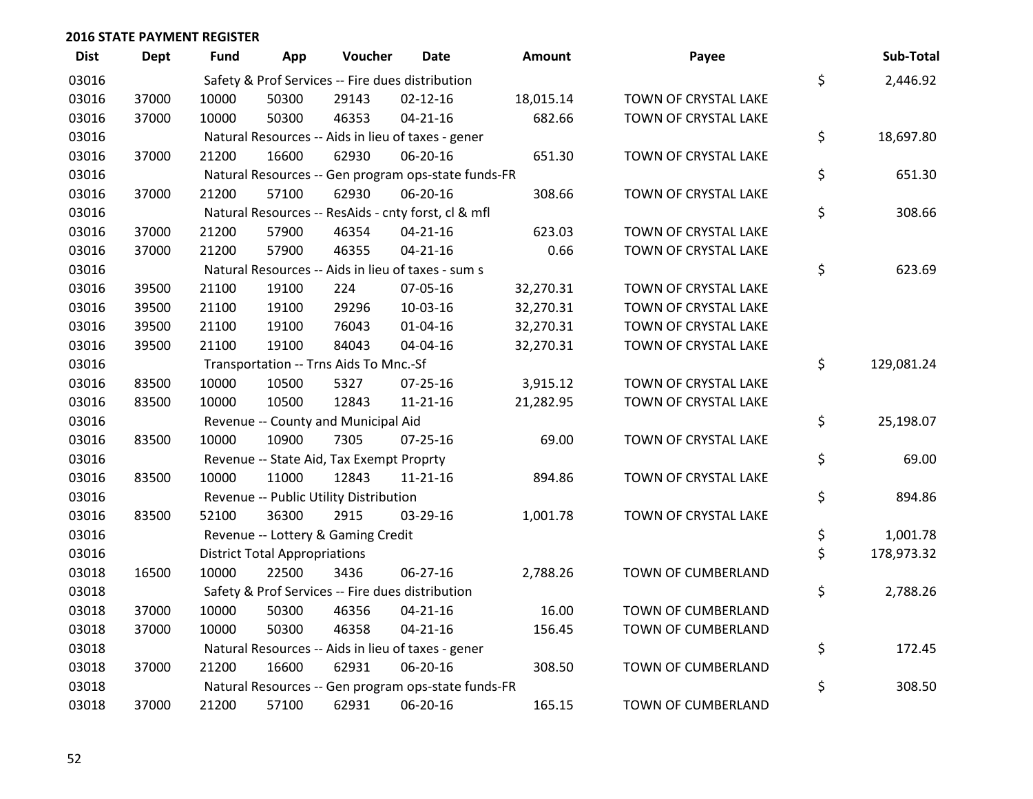**2016 STATE PAYMENT REGISTER**

| Dist | Dept | Fund | App | Voucher | Date | Amount | Payee | | Sub-Total |
|---|---|---|---|---|---|---|---|---|---|
| 03016 | | Safety & Prof Services -- Fire dues distribution | | | | | | $ | 2,446.92 |
| 03016 | 37000 | 10000 | 50300 | 29143 | 02-12-16 | 18,015.14 | TOWN OF CRYSTAL LAKE | | |
| 03016 | 37000 | 10000 | 50300 | 46353 | 04-21-16 | 682.66 | TOWN OF CRYSTAL LAKE | | |
| 03016 | | Natural Resources -- Aids in lieu of taxes - gener | | | | | | $ | 18,697.80 |
| 03016 | 37000 | 21200 | 16600 | 62930 | 06-20-16 | 651.30 | TOWN OF CRYSTAL LAKE | | |
| 03016 | | Natural Resources -- Gen program ops-state funds-FR | | | | | | $ | 651.30 |
| 03016 | 37000 | 21200 | 57100 | 62930 | 06-20-16 | 308.66 | TOWN OF CRYSTAL LAKE | | |
| 03016 | | Natural Resources -- ResAids - cnty forst, cl & mfl | | | | | | $ | 308.66 |
| 03016 | 37000 | 21200 | 57900 | 46354 | 04-21-16 | 623.03 | TOWN OF CRYSTAL LAKE | | |
| 03016 | 37000 | 21200 | 57900 | 46355 | 04-21-16 | 0.66 | TOWN OF CRYSTAL LAKE | | |
| 03016 | | Natural Resources -- Aids in lieu of taxes - sum s | | | | | | $ | 623.69 |
| 03016 | 39500 | 21100 | 19100 | 224 | 07-05-16 | 32,270.31 | TOWN OF CRYSTAL LAKE | | |
| 03016 | 39500 | 21100 | 19100 | 29296 | 10-03-16 | 32,270.31 | TOWN OF CRYSTAL LAKE | | |
| 03016 | 39500 | 21100 | 19100 | 76043 | 01-04-16 | 32,270.31 | TOWN OF CRYSTAL LAKE | | |
| 03016 | 39500 | 21100 | 19100 | 84043 | 04-04-16 | 32,270.31 | TOWN OF CRYSTAL LAKE | | |
| 03016 | | Transportation -- Trns Aids To Mnc.-Sf | | | | | | $ | 129,081.24 |
| 03016 | 83500 | 10000 | 10500 | 5327 | 07-25-16 | 3,915.12 | TOWN OF CRYSTAL LAKE | | |
| 03016 | 83500 | 10000 | 10500 | 12843 | 11-21-16 | 21,282.95 | TOWN OF CRYSTAL LAKE | | |
| 03016 | | Revenue -- County and Municipal Aid | | | | | | $ | 25,198.07 |
| 03016 | 83500 | 10000 | 10900 | 7305 | 07-25-16 | 69.00 | TOWN OF CRYSTAL LAKE | | |
| 03016 | | Revenue -- State Aid, Tax Exempt Proprty | | | | | | $ | 69.00 |
| 03016 | 83500 | 10000 | 11000 | 12843 | 11-21-16 | 894.86 | TOWN OF CRYSTAL LAKE | | |
| 03016 | | Revenue -- Public Utility Distribution | | | | | | $ | 894.86 |
| 03016 | 83500 | 52100 | 36300 | 2915 | 03-29-16 | 1,001.78 | TOWN OF CRYSTAL LAKE | | |
| 03016 | | Revenue -- Lottery & Gaming Credit | | | | | | $ | 1,001.78 |
| 03016 | | District Total Appropriations | | | | | | $ | 178,973.32 |
| 03018 | 16500 | 10000 | 22500 | 3436 | 06-27-16 | 2,788.26 | TOWN OF CUMBERLAND | | |
| 03018 | | Safety & Prof Services -- Fire dues distribution | | | | | | $ | 2,788.26 |
| 03018 | 37000 | 10000 | 50300 | 46356 | 04-21-16 | 16.00 | TOWN OF CUMBERLAND | | |
| 03018 | 37000 | 10000 | 50300 | 46358 | 04-21-16 | 156.45 | TOWN OF CUMBERLAND | | |
| 03018 | | Natural Resources -- Aids in lieu of taxes - gener | | | | | | $ | 172.45 |
| 03018 | 37000 | 21200 | 16600 | 62931 | 06-20-16 | 308.50 | TOWN OF CUMBERLAND | | |
| 03018 | | Natural Resources -- Gen program ops-state funds-FR | | | | | | $ | 308.50 |
| 03018 | 37000 | 21200 | 57100 | 62931 | 06-20-16 | 165.15 | TOWN OF CUMBERLAND | | |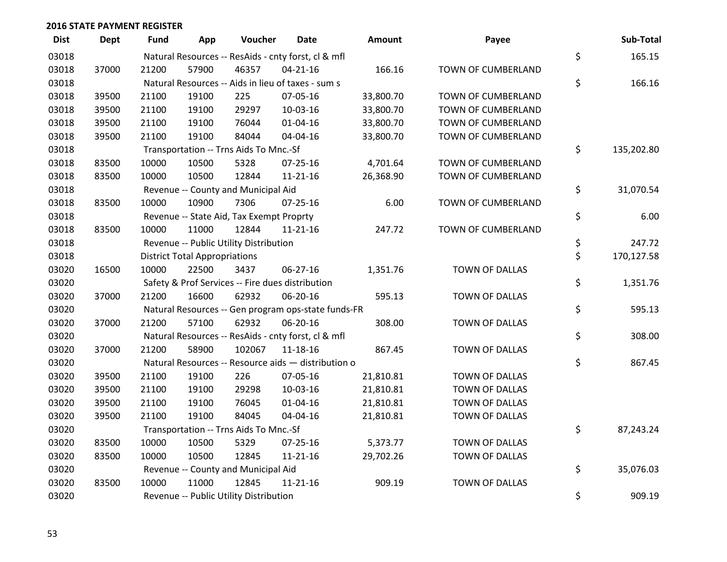## 2016 STATE PAYMENT REGISTER

| Dist | Dept | Fund | App | Voucher | Date | Amount | Payee | | Sub-Total |
|---|---|---|---|---|---|---|---|---|---|
| 03018 | | Natural Resources -- ResAids - cnty forst, cl & mfl | | | | | | $ | 165.15 |
| 03018 | 37000 | 21200 | 57900 | 46357 | 04-21-16 | 166.16 | TOWN OF CUMBERLAND | | |
| 03018 | | Natural Resources -- Aids in lieu of taxes - sum s | | | | | | $ | 166.16 |
| 03018 | 39500 | 21100 | 19100 | 225 | 07-05-16 | 33,800.70 | TOWN OF CUMBERLAND | | |
| 03018 | 39500 | 21100 | 19100 | 29297 | 10-03-16 | 33,800.70 | TOWN OF CUMBERLAND | | |
| 03018 | 39500 | 21100 | 19100 | 76044 | 01-04-16 | 33,800.70 | TOWN OF CUMBERLAND | | |
| 03018 | 39500 | 21100 | 19100 | 84044 | 04-04-16 | 33,800.70 | TOWN OF CUMBERLAND | | |
| 03018 | | Transportation -- Trns Aids To Mnc.-Sf | | | | | | $ | 135,202.80 |
| 03018 | 83500 | 10000 | 10500 | 5328 | 07-25-16 | 4,701.64 | TOWN OF CUMBERLAND | | |
| 03018 | 83500 | 10000 | 10500 | 12844 | 11-21-16 | 26,368.90 | TOWN OF CUMBERLAND | | |
| 03018 | | Revenue -- County and Municipal Aid | | | | | | $ | 31,070.54 |
| 03018 | 83500 | 10000 | 10900 | 7306 | 07-25-16 | 6.00 | TOWN OF CUMBERLAND | | |
| 03018 | | Revenue -- State Aid, Tax Exempt Proprty | | | | | | $ | 6.00 |
| 03018 | 83500 | 10000 | 11000 | 12844 | 11-21-16 | 247.72 | TOWN OF CUMBERLAND | | |
| 03018 | | Revenue -- Public Utility Distribution | | | | | | $ | 247.72 |
| 03018 | | District Total Appropriations | | | | | | $ | 170,127.58 |
| 03020 | 16500 | 10000 | 22500 | 3437 | 06-27-16 | 1,351.76 | TOWN OF DALLAS | | |
| 03020 | | Safety & Prof Services -- Fire dues distribution | | | | | | $ | 1,351.76 |
| 03020 | 37000 | 21200 | 16600 | 62932 | 06-20-16 | 595.13 | TOWN OF DALLAS | | |
| 03020 | | Natural Resources -- Gen program ops-state funds-FR | | | | | | $ | 595.13 |
| 03020 | 37000 | 21200 | 57100 | 62932 | 06-20-16 | 308.00 | TOWN OF DALLAS | | |
| 03020 | | Natural Resources -- ResAids - cnty forst, cl & mfl | | | | | | $ | 308.00 |
| 03020 | 37000 | 21200 | 58900 | 102067 | 11-18-16 | 867.45 | TOWN OF DALLAS | | |
| 03020 | | Natural Resources -- Resource aids — distribution o | | | | | | $ | 867.45 |
| 03020 | 39500 | 21100 | 19100 | 226 | 07-05-16 | 21,810.81 | TOWN OF DALLAS | | |
| 03020 | 39500 | 21100 | 19100 | 29298 | 10-03-16 | 21,810.81 | TOWN OF DALLAS | | |
| 03020 | 39500 | 21100 | 19100 | 76045 | 01-04-16 | 21,810.81 | TOWN OF DALLAS | | |
| 03020 | 39500 | 21100 | 19100 | 84045 | 04-04-16 | 21,810.81 | TOWN OF DALLAS | | |
| 03020 | | Transportation -- Trns Aids To Mnc.-Sf | | | | | | $ | 87,243.24 |
| 03020 | 83500 | 10000 | 10500 | 5329 | 07-25-16 | 5,373.77 | TOWN OF DALLAS | | |
| 03020 | 83500 | 10000 | 10500 | 12845 | 11-21-16 | 29,702.26 | TOWN OF DALLAS | | |
| 03020 | | Revenue -- County and Municipal Aid | | | | | | $ | 35,076.03 |
| 03020 | 83500 | 10000 | 11000 | 12845 | 11-21-16 | 909.19 | TOWN OF DALLAS | | |
| 03020 | | Revenue -- Public Utility Distribution | | | | | | $ | 909.19 |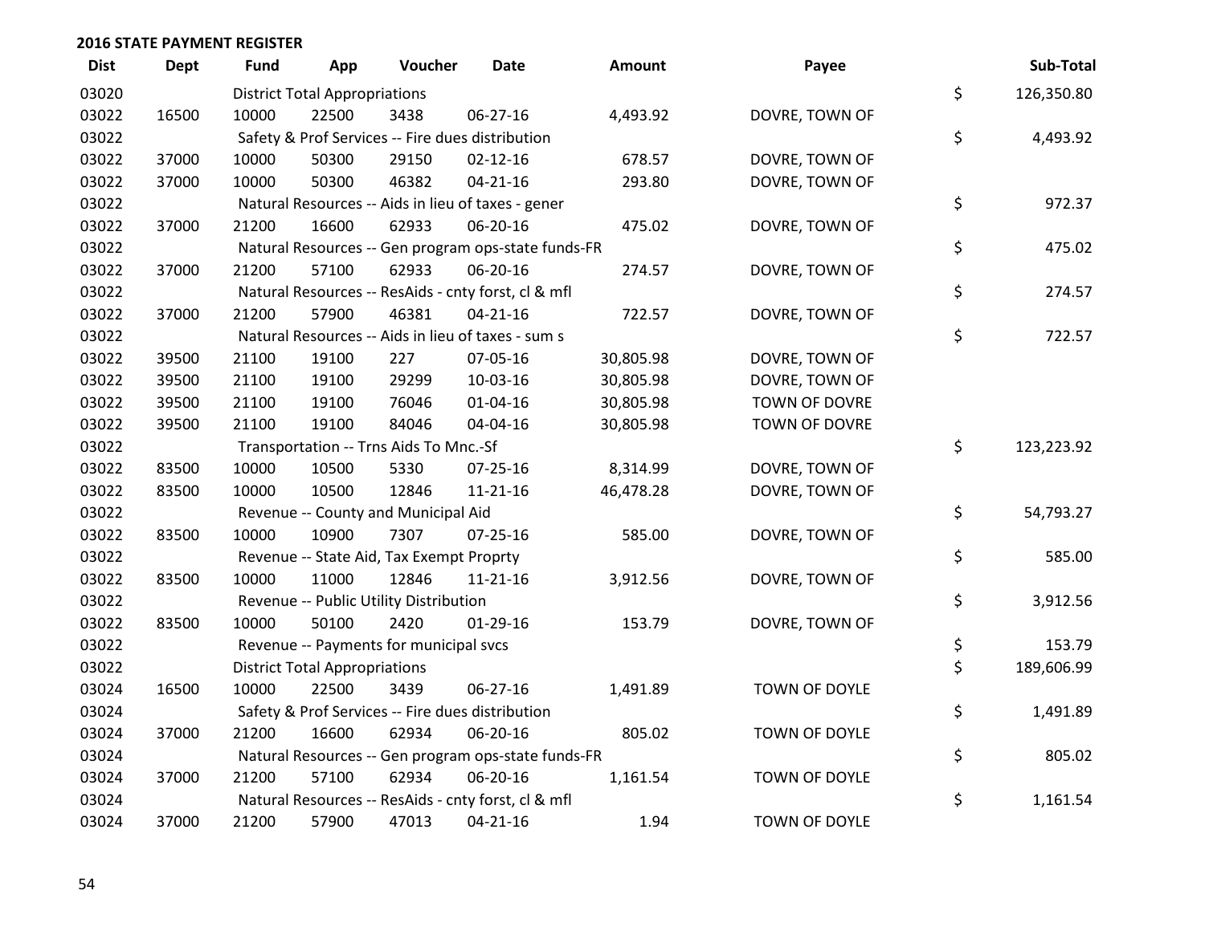## 2016 STATE PAYMENT REGISTER

| Dist | Dept | Fund | App | Voucher | Date | Amount | Payee | Sub-Total |
|---|---|---|---|---|---|---|---|---|
| 03020 | | District Total Appropriations | | | | | | $ 126,350.80 |
| 03022 | 16500 | 10000 | 22500 | 3438 | 06-27-16 | 4,493.92 | DOVRE, TOWN OF | |
| 03022 | | Safety & Prof Services -- Fire dues distribution | | | | | | $ 4,493.92 |
| 03022 | 37000 | 10000 | 50300 | 29150 | 02-12-16 | 678.57 | DOVRE, TOWN OF | |
| 03022 | 37000 | 10000 | 50300 | 46382 | 04-21-16 | 293.80 | DOVRE, TOWN OF | |
| 03022 | | Natural Resources -- Aids in lieu of taxes - gener | | | | | | $ 972.37 |
| 03022 | 37000 | 21200 | 16600 | 62933 | 06-20-16 | 475.02 | DOVRE, TOWN OF | |
| 03022 | | Natural Resources -- Gen program ops-state funds-FR | | | | | | $ 475.02 |
| 03022 | 37000 | 21200 | 57100 | 62933 | 06-20-16 | 274.57 | DOVRE, TOWN OF | |
| 03022 | | Natural Resources -- ResAids - cnty forst, cl & mfl | | | | | | $ 274.57 |
| 03022 | 37000 | 21200 | 57900 | 46381 | 04-21-16 | 722.57 | DOVRE, TOWN OF | |
| 03022 | | Natural Resources -- Aids in lieu of taxes - sum s | | | | | | $ 722.57 |
| 03022 | 39500 | 21100 | 19100 | 227 | 07-05-16 | 30,805.98 | DOVRE, TOWN OF | |
| 03022 | 39500 | 21100 | 19100 | 29299 | 10-03-16 | 30,805.98 | DOVRE, TOWN OF | |
| 03022 | 39500 | 21100 | 19100 | 76046 | 01-04-16 | 30,805.98 | TOWN OF DOVRE | |
| 03022 | 39500 | 21100 | 19100 | 84046 | 04-04-16 | 30,805.98 | TOWN OF DOVRE | |
| 03022 | | Transportation -- Trns Aids To Mnc.-Sf | | | | | | $ 123,223.92 |
| 03022 | 83500 | 10000 | 10500 | 5330 | 07-25-16 | 8,314.99 | DOVRE, TOWN OF | |
| 03022 | 83500 | 10000 | 10500 | 12846 | 11-21-16 | 46,478.28 | DOVRE, TOWN OF | |
| 03022 | | Revenue -- County and Municipal Aid | | | | | | $ 54,793.27 |
| 03022 | 83500 | 10000 | 10900 | 7307 | 07-25-16 | 585.00 | DOVRE, TOWN OF | |
| 03022 | | Revenue -- State Aid, Tax Exempt Proprty | | | | | | $ 585.00 |
| 03022 | 83500 | 10000 | 11000 | 12846 | 11-21-16 | 3,912.56 | DOVRE, TOWN OF | |
| 03022 | | Revenue -- Public Utility Distribution | | | | | | $ 3,912.56 |
| 03022 | 83500 | 10000 | 50100 | 2420 | 01-29-16 | 153.79 | DOVRE, TOWN OF | |
| 03022 | | Revenue -- Payments for municipal svcs | | | | | | $ 153.79 |
| 03022 | | District Total Appropriations | | | | | | $ 189,606.99 |
| 03024 | 16500 | 10000 | 22500 | 3439 | 06-27-16 | 1,491.89 | TOWN OF DOYLE | |
| 03024 | | Safety & Prof Services -- Fire dues distribution | | | | | | $ 1,491.89 |
| 03024 | 37000 | 21200 | 16600 | 62934 | 06-20-16 | 805.02 | TOWN OF DOYLE | |
| 03024 | | Natural Resources -- Gen program ops-state funds-FR | | | | | | $ 805.02 |
| 03024 | 37000 | 21200 | 57100 | 62934 | 06-20-16 | 1,161.54 | TOWN OF DOYLE | |
| 03024 | | Natural Resources -- ResAids - cnty forst, cl & mfl | | | | | | $ 1,161.54 |
| 03024 | 37000 | 21200 | 57900 | 47013 | 04-21-16 | 1.94 | TOWN OF DOYLE | |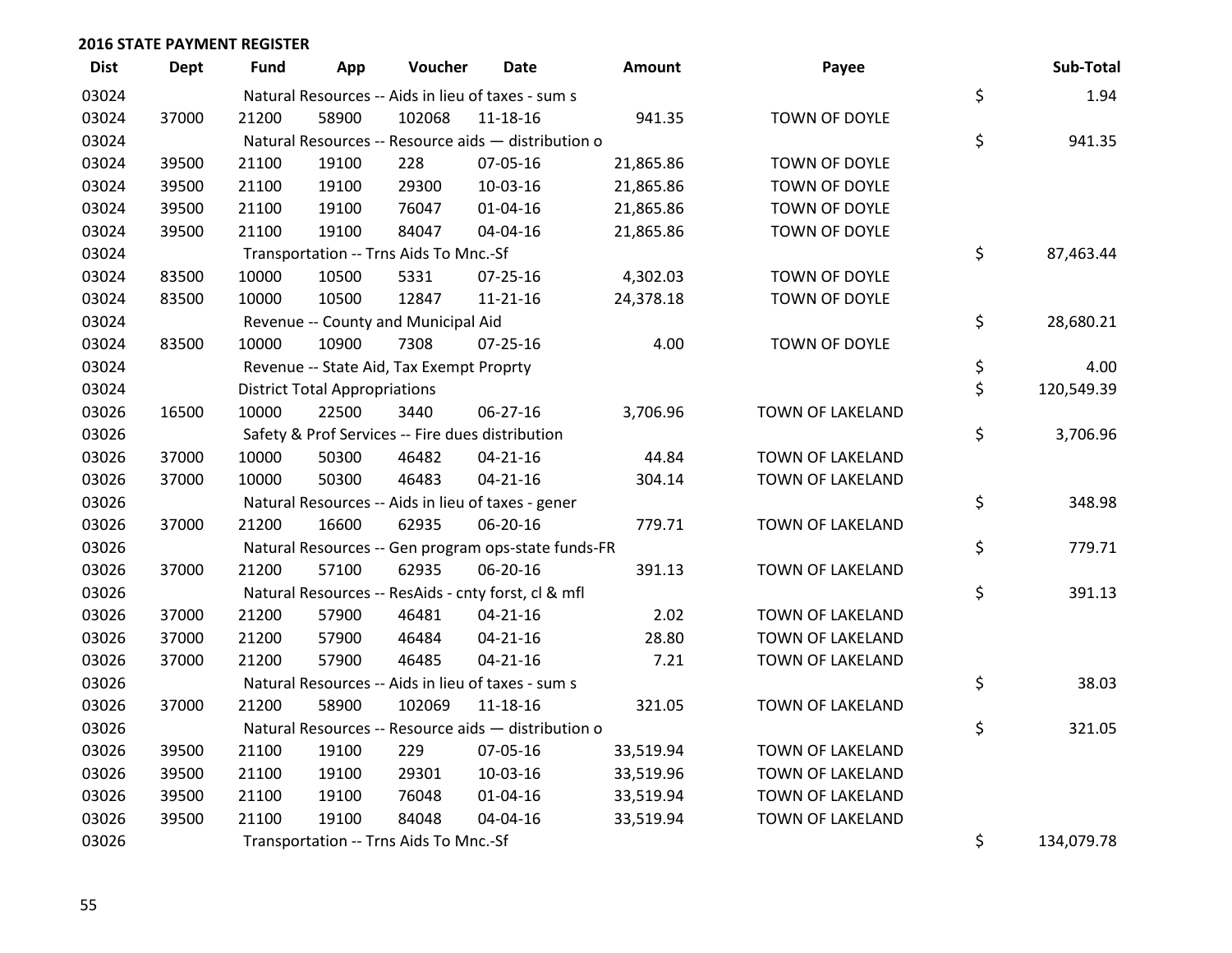**2016 STATE PAYMENT REGISTER**

| Dist | Dept | Fund | App | Voucher | Date | Amount | Payee | | Sub-Total |
|---|---|---|---|---|---|---|---|---|---|
| 03024 | | Natural Resources -- Aids in lieu of taxes - sum s | | | | | | $ | 1.94 |
| 03024 | 37000 | 21200 | 58900 | 102068 | 11-18-16 | 941.35 | TOWN OF DOYLE | | |
| 03024 | | Natural Resources -- Resource aids — distribution o | | | | | | $ | 941.35 |
| 03024 | 39500 | 21100 | 19100 | 228 | 07-05-16 | 21,865.86 | TOWN OF DOYLE | | |
| 03024 | 39500 | 21100 | 19100 | 29300 | 10-03-16 | 21,865.86 | TOWN OF DOYLE | | |
| 03024 | 39500 | 21100 | 19100 | 76047 | 01-04-16 | 21,865.86 | TOWN OF DOYLE | | |
| 03024 | 39500 | 21100 | 19100 | 84047 | 04-04-16 | 21,865.86 | TOWN OF DOYLE | | |
| 03024 | | Transportation -- Trns Aids To Mnc.-Sf | | | | | | $ | 87,463.44 |
| 03024 | 83500 | 10000 | 10500 | 5331 | 07-25-16 | 4,302.03 | TOWN OF DOYLE | | |
| 03024 | 83500 | 10000 | 10500 | 12847 | 11-21-16 | 24,378.18 | TOWN OF DOYLE | | |
| 03024 | | Revenue -- County and Municipal Aid | | | | | | $ | 28,680.21 |
| 03024 | 83500 | 10000 | 10900 | 7308 | 07-25-16 | 4.00 | TOWN OF DOYLE | | |
| 03024 | | Revenue -- State Aid, Tax Exempt Proprty | | | | | | $ | 4.00 |
| 03024 | | District Total Appropriations | | | | | | $ | 120,549.39 |
| 03026 | 16500 | 10000 | 22500 | 3440 | 06-27-16 | 3,706.96 | TOWN OF LAKELAND | | |
| 03026 | | Safety & Prof Services -- Fire dues distribution | | | | | | $ | 3,706.96 |
| 03026 | 37000 | 10000 | 50300 | 46482 | 04-21-16 | 44.84 | TOWN OF LAKELAND | | |
| 03026 | 37000 | 10000 | 50300 | 46483 | 04-21-16 | 304.14 | TOWN OF LAKELAND | | |
| 03026 | | Natural Resources -- Aids in lieu of taxes - gener | | | | | | $ | 348.98 |
| 03026 | 37000 | 21200 | 16600 | 62935 | 06-20-16 | 779.71 | TOWN OF LAKELAND | | |
| 03026 | | Natural Resources -- Gen program ops-state funds-FR | | | | | | $ | 779.71 |
| 03026 | 37000 | 21200 | 57100 | 62935 | 06-20-16 | 391.13 | TOWN OF LAKELAND | | |
| 03026 | | Natural Resources -- ResAids - cnty forst, cl & mfl | | | | | | $ | 391.13 |
| 03026 | 37000 | 21200 | 57900 | 46481 | 04-21-16 | 2.02 | TOWN OF LAKELAND | | |
| 03026 | 37000 | 21200 | 57900 | 46484 | 04-21-16 | 28.80 | TOWN OF LAKELAND | | |
| 03026 | 37000 | 21200 | 57900 | 46485 | 04-21-16 | 7.21 | TOWN OF LAKELAND | | |
| 03026 | | Natural Resources -- Aids in lieu of taxes - sum s | | | | | | $ | 38.03 |
| 03026 | 37000 | 21200 | 58900 | 102069 | 11-18-16 | 321.05 | TOWN OF LAKELAND | | |
| 03026 | | Natural Resources -- Resource aids — distribution o | | | | | | $ | 321.05 |
| 03026 | 39500 | 21100 | 19100 | 229 | 07-05-16 | 33,519.94 | TOWN OF LAKELAND | | |
| 03026 | 39500 | 21100 | 19100 | 29301 | 10-03-16 | 33,519.96 | TOWN OF LAKELAND | | |
| 03026 | 39500 | 21100 | 19100 | 76048 | 01-04-16 | 33,519.94 | TOWN OF LAKELAND | | |
| 03026 | 39500 | 21100 | 19100 | 84048 | 04-04-16 | 33,519.94 | TOWN OF LAKELAND | | |
| 03026 | | Transportation -- Trns Aids To Mnc.-Sf | | | | | | $ | 134,079.78 |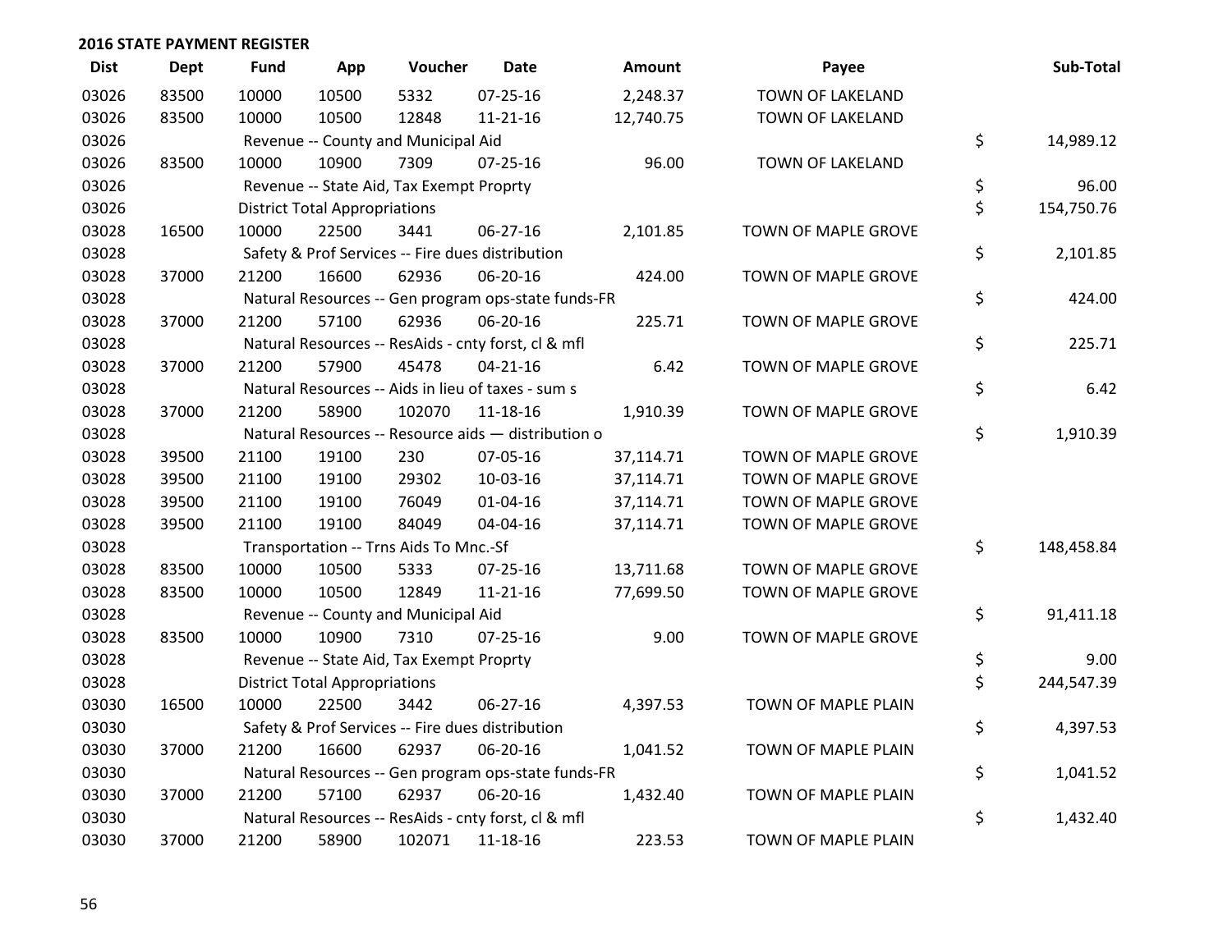**2016 STATE PAYMENT REGISTER**

| Dist | Dept | Fund | App | Voucher | Date | Amount | Payee | | Sub-Total |
|---|---|---|---|---|---|---|---|---|---|
| 03026 | 83500 | 10000 | 10500 | 5332 | 07-25-16 | 2,248.37 | TOWN OF LAKELAND | | |
| 03026 | 83500 | 10000 | 10500 | 12848 | 11-21-16 | 12,740.75 | TOWN OF LAKELAND | | |
| 03026 | | Revenue -- County and Municipal Aid | | | | | | $ | 14,989.12 |
| 03026 | 83500 | 10000 | 10900 | 7309 | 07-25-16 | 96.00 | TOWN OF LAKELAND | | |
| 03026 | | Revenue -- State Aid, Tax Exempt Proprty | | | | | | $ | 96.00 |
| 03026 | | District Total Appropriations | | | | | | $ | 154,750.76 |
| 03028 | 16500 | 10000 | 22500 | 3441 | 06-27-16 | 2,101.85 | TOWN OF MAPLE GROVE | | |
| 03028 | | Safety & Prof Services -- Fire dues distribution | | | | | | $ | 2,101.85 |
| 03028 | 37000 | 21200 | 16600 | 62936 | 06-20-16 | 424.00 | TOWN OF MAPLE GROVE | | |
| 03028 | | Natural Resources -- Gen program ops-state funds-FR | | | | | | $ | 424.00 |
| 03028 | 37000 | 21200 | 57100 | 62936 | 06-20-16 | 225.71 | TOWN OF MAPLE GROVE | | |
| 03028 | | Natural Resources -- ResAids - cnty forst, cl & mfl | | | | | | $ | 225.71 |
| 03028 | 37000 | 21200 | 57900 | 45478 | 04-21-16 | 6.42 | TOWN OF MAPLE GROVE | | |
| 03028 | | Natural Resources -- Aids in lieu of taxes - sum s | | | | | | $ | 6.42 |
| 03028 | 37000 | 21200 | 58900 | 102070 | 11-18-16 | 1,910.39 | TOWN OF MAPLE GROVE | | |
| 03028 | | Natural Resources -- Resource aids — distribution o | | | | | | $ | 1,910.39 |
| 03028 | 39500 | 21100 | 19100 | 230 | 07-05-16 | 37,114.71 | TOWN OF MAPLE GROVE | | |
| 03028 | 39500 | 21100 | 19100 | 29302 | 10-03-16 | 37,114.71 | TOWN OF MAPLE GROVE | | |
| 03028 | 39500 | 21100 | 19100 | 76049 | 01-04-16 | 37,114.71 | TOWN OF MAPLE GROVE | | |
| 03028 | 39500 | 21100 | 19100 | 84049 | 04-04-16 | 37,114.71 | TOWN OF MAPLE GROVE | | |
| 03028 | | Transportation -- Trns Aids To Mnc.-Sf | | | | | | $ | 148,458.84 |
| 03028 | 83500 | 10000 | 10500 | 5333 | 07-25-16 | 13,711.68 | TOWN OF MAPLE GROVE | | |
| 03028 | 83500 | 10000 | 10500 | 12849 | 11-21-16 | 77,699.50 | TOWN OF MAPLE GROVE | | |
| 03028 | | Revenue -- County and Municipal Aid | | | | | | $ | 91,411.18 |
| 03028 | 83500 | 10000 | 10900 | 7310 | 07-25-16 | 9.00 | TOWN OF MAPLE GROVE | | |
| 03028 | | Revenue -- State Aid, Tax Exempt Proprty | | | | | | $ | 9.00 |
| 03028 | | District Total Appropriations | | | | | | $ | 244,547.39 |
| 03030 | 16500 | 10000 | 22500 | 3442 | 06-27-16 | 4,397.53 | TOWN OF MAPLE PLAIN | | |
| 03030 | | Safety & Prof Services -- Fire dues distribution | | | | | | $ | 4,397.53 |
| 03030 | 37000 | 21200 | 16600 | 62937 | 06-20-16 | 1,041.52 | TOWN OF MAPLE PLAIN | | |
| 03030 | | Natural Resources -- Gen program ops-state funds-FR | | | | | | $ | 1,041.52 |
| 03030 | 37000 | 21200 | 57100 | 62937 | 06-20-16 | 1,432.40 | TOWN OF MAPLE PLAIN | | |
| 03030 | | Natural Resources -- ResAids - cnty forst, cl & mfl | | | | | | $ | 1,432.40 |
| 03030 | 37000 | 21200 | 58900 | 102071 | 11-18-16 | 223.53 | TOWN OF MAPLE PLAIN | | |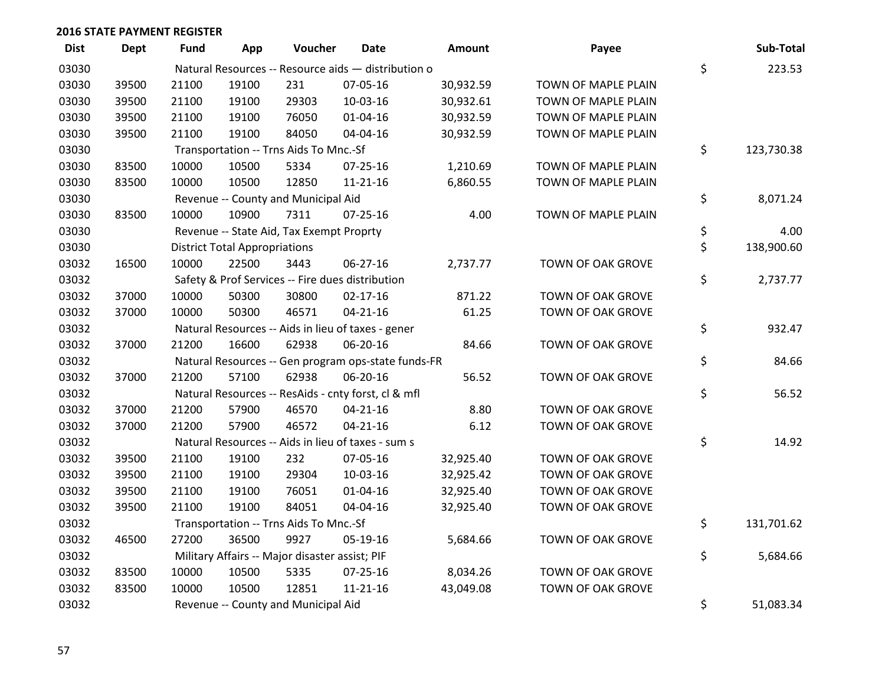**2016 STATE PAYMENT REGISTER**

| Dist | Dept | Fund | App | Voucher | Date | Amount | Payee | Sub-Total |
|---|---|---|---|---|---|---|---|---|
| 03030 | | Natural Resources -- Resource aids — distribution o | | | | | | $ 223.53 |
| 03030 | 39500 | 21100 | 19100 | 231 | 07-05-16 | 30,932.59 | TOWN OF MAPLE PLAIN | |
| 03030 | 39500 | 21100 | 19100 | 29303 | 10-03-16 | 30,932.61 | TOWN OF MAPLE PLAIN | |
| 03030 | 39500 | 21100 | 19100 | 76050 | 01-04-16 | 30,932.59 | TOWN OF MAPLE PLAIN | |
| 03030 | 39500 | 21100 | 19100 | 84050 | 04-04-16 | 30,932.59 | TOWN OF MAPLE PLAIN | |
| 03030 | | Transportation -- Trns Aids To Mnc.-Sf | | | | | | $ 123,730.38 |
| 03030 | 83500 | 10000 | 10500 | 5334 | 07-25-16 | 1,210.69 | TOWN OF MAPLE PLAIN | |
| 03030 | 83500 | 10000 | 10500 | 12850 | 11-21-16 | 6,860.55 | TOWN OF MAPLE PLAIN | |
| 03030 | | Revenue -- County and Municipal Aid | | | | | | $ 8,071.24 |
| 03030 | 83500 | 10000 | 10900 | 7311 | 07-25-16 | 4.00 | TOWN OF MAPLE PLAIN | |
| 03030 | | Revenue -- State Aid, Tax Exempt Proprty | | | | | | $ 4.00 |
| 03030 | | District Total Appropriations | | | | | | $ 138,900.60 |
| 03032 | 16500 | 10000 | 22500 | 3443 | 06-27-16 | 2,737.77 | TOWN OF OAK GROVE | |
| 03032 | | Safety & Prof Services -- Fire dues distribution | | | | | | $ 2,737.77 |
| 03032 | 37000 | 10000 | 50300 | 30800 | 02-17-16 | 871.22 | TOWN OF OAK GROVE | |
| 03032 | 37000 | 10000 | 50300 | 46571 | 04-21-16 | 61.25 | TOWN OF OAK GROVE | |
| 03032 | | Natural Resources -- Aids in lieu of taxes - gener | | | | | | $ 932.47 |
| 03032 | 37000 | 21200 | 16600 | 62938 | 06-20-16 | 84.66 | TOWN OF OAK GROVE | |
| 03032 | | Natural Resources -- Gen program ops-state funds-FR | | | | | | $ 84.66 |
| 03032 | 37000 | 21200 | 57100 | 62938 | 06-20-16 | 56.52 | TOWN OF OAK GROVE | |
| 03032 | | Natural Resources -- ResAids - cnty forst, cl & mfl | | | | | | $ 56.52 |
| 03032 | 37000 | 21200 | 57900 | 46570 | 04-21-16 | 8.80 | TOWN OF OAK GROVE | |
| 03032 | 37000 | 21200 | 57900 | 46572 | 04-21-16 | 6.12 | TOWN OF OAK GROVE | |
| 03032 | | Natural Resources -- Aids in lieu of taxes - sum s | | | | | | $ 14.92 |
| 03032 | 39500 | 21100 | 19100 | 232 | 07-05-16 | 32,925.40 | TOWN OF OAK GROVE | |
| 03032 | 39500 | 21100 | 19100 | 29304 | 10-03-16 | 32,925.42 | TOWN OF OAK GROVE | |
| 03032 | 39500 | 21100 | 19100 | 76051 | 01-04-16 | 32,925.40 | TOWN OF OAK GROVE | |
| 03032 | 39500 | 21100 | 19100 | 84051 | 04-04-16 | 32,925.40 | TOWN OF OAK GROVE | |
| 03032 | | Transportation -- Trns Aids To Mnc.-Sf | | | | | | $ 131,701.62 |
| 03032 | 46500 | 27200 | 36500 | 9927 | 05-19-16 | 5,684.66 | TOWN OF OAK GROVE | |
| 03032 | | Military Affairs -- Major disaster assist; PIF | | | | | | $ 5,684.66 |
| 03032 | 83500 | 10000 | 10500 | 5335 | 07-25-16 | 8,034.26 | TOWN OF OAK GROVE | |
| 03032 | 83500 | 10000 | 10500 | 12851 | 11-21-16 | 43,049.08 | TOWN OF OAK GROVE | |
| 03032 | | Revenue -- County and Municipal Aid | | | | | | $ 51,083.34 |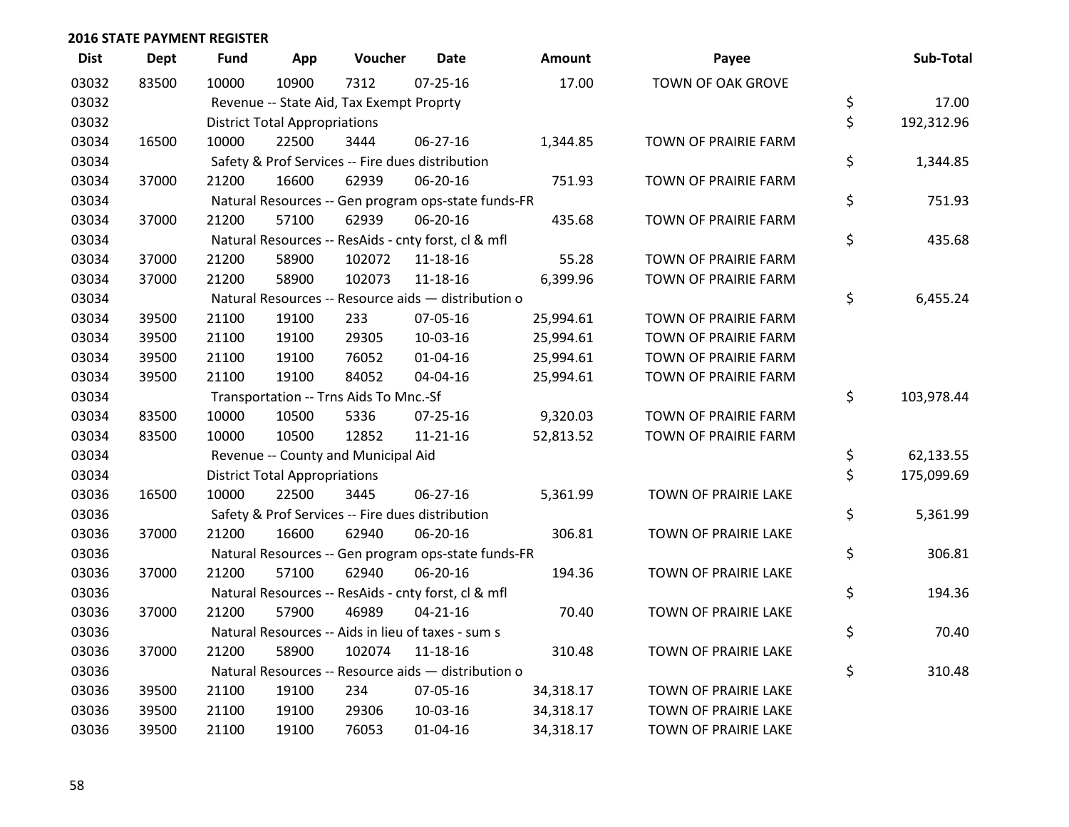## 2016 STATE PAYMENT REGISTER

| Dist | Dept | Fund | App | Voucher | Date | Amount | Payee | Sub-Total |
|---|---|---|---|---|---|---|---|---|
| 03032 | 83500 | 10000 | 10900 | 7312 | 07-25-16 | 17.00 | TOWN OF OAK GROVE | |
| 03032 | | Revenue -- State Aid, Tax Exempt Proprty | | | | | | $ 17.00 |
| 03032 | | District Total Appropriations | | | | | | $ 192,312.96 |
| 03034 | 16500 | 10000 | 22500 | 3444 | 06-27-16 | 1,344.85 | TOWN OF PRAIRIE FARM | |
| 03034 | | Safety & Prof Services -- Fire dues distribution | | | | | | $ 1,344.85 |
| 03034 | 37000 | 21200 | 16600 | 62939 | 06-20-16 | 751.93 | TOWN OF PRAIRIE FARM | |
| 03034 | | Natural Resources -- Gen program ops-state funds-FR | | | | | | $ 751.93 |
| 03034 | 37000 | 21200 | 57100 | 62939 | 06-20-16 | 435.68 | TOWN OF PRAIRIE FARM | |
| 03034 | | Natural Resources -- ResAids - cnty forst, cl & mfl | | | | | | $ 435.68 |
| 03034 | 37000 | 21200 | 58900 | 102072 | 11-18-16 | 55.28 | TOWN OF PRAIRIE FARM | |
| 03034 | 37000 | 21200 | 58900 | 102073 | 11-18-16 | 6,399.96 | TOWN OF PRAIRIE FARM | |
| 03034 | | Natural Resources -- Resource aids — distribution o | | | | | | $ 6,455.24 |
| 03034 | 39500 | 21100 | 19100 | 233 | 07-05-16 | 25,994.61 | TOWN OF PRAIRIE FARM | |
| 03034 | 39500 | 21100 | 19100 | 29305 | 10-03-16 | 25,994.61 | TOWN OF PRAIRIE FARM | |
| 03034 | 39500 | 21100 | 19100 | 76052 | 01-04-16 | 25,994.61 | TOWN OF PRAIRIE FARM | |
| 03034 | 39500 | 21100 | 19100 | 84052 | 04-04-16 | 25,994.61 | TOWN OF PRAIRIE FARM | |
| 03034 | | Transportation -- Trns Aids To Mnc.-Sf | | | | | | $ 103,978.44 |
| 03034 | 83500 | 10000 | 10500 | 5336 | 07-25-16 | 9,320.03 | TOWN OF PRAIRIE FARM | |
| 03034 | 83500 | 10000 | 10500 | 12852 | 11-21-16 | 52,813.52 | TOWN OF PRAIRIE FARM | |
| 03034 | | Revenue -- County and Municipal Aid | | | | | | $ 62,133.55 |
| 03034 | | District Total Appropriations | | | | | | $ 175,099.69 |
| 03036 | 16500 | 10000 | 22500 | 3445 | 06-27-16 | 5,361.99 | TOWN OF PRAIRIE LAKE | |
| 03036 | | Safety & Prof Services -- Fire dues distribution | | | | | | $ 5,361.99 |
| 03036 | 37000 | 21200 | 16600 | 62940 | 06-20-16 | 306.81 | TOWN OF PRAIRIE LAKE | |
| 03036 | | Natural Resources -- Gen program ops-state funds-FR | | | | | | $ 306.81 |
| 03036 | 37000 | 21200 | 57100 | 62940 | 06-20-16 | 194.36 | TOWN OF PRAIRIE LAKE | |
| 03036 | | Natural Resources -- ResAids - cnty forst, cl & mfl | | | | | | $ 194.36 |
| 03036 | 37000 | 21200 | 57900 | 46989 | 04-21-16 | 70.40 | TOWN OF PRAIRIE LAKE | |
| 03036 | | Natural Resources -- Aids in lieu of taxes - sum s | | | | | | $ 70.40 |
| 03036 | 37000 | 21200 | 58900 | 102074 | 11-18-16 | 310.48 | TOWN OF PRAIRIE LAKE | |
| 03036 | | Natural Resources -- Resource aids — distribution o | | | | | | $ 310.48 |
| 03036 | 39500 | 21100 | 19100 | 234 | 07-05-16 | 34,318.17 | TOWN OF PRAIRIE LAKE | |
| 03036 | 39500 | 21100 | 19100 | 29306 | 10-03-16 | 34,318.17 | TOWN OF PRAIRIE LAKE | |
| 03036 | 39500 | 21100 | 19100 | 76053 | 01-04-16 | 34,318.17 | TOWN OF PRAIRIE LAKE | |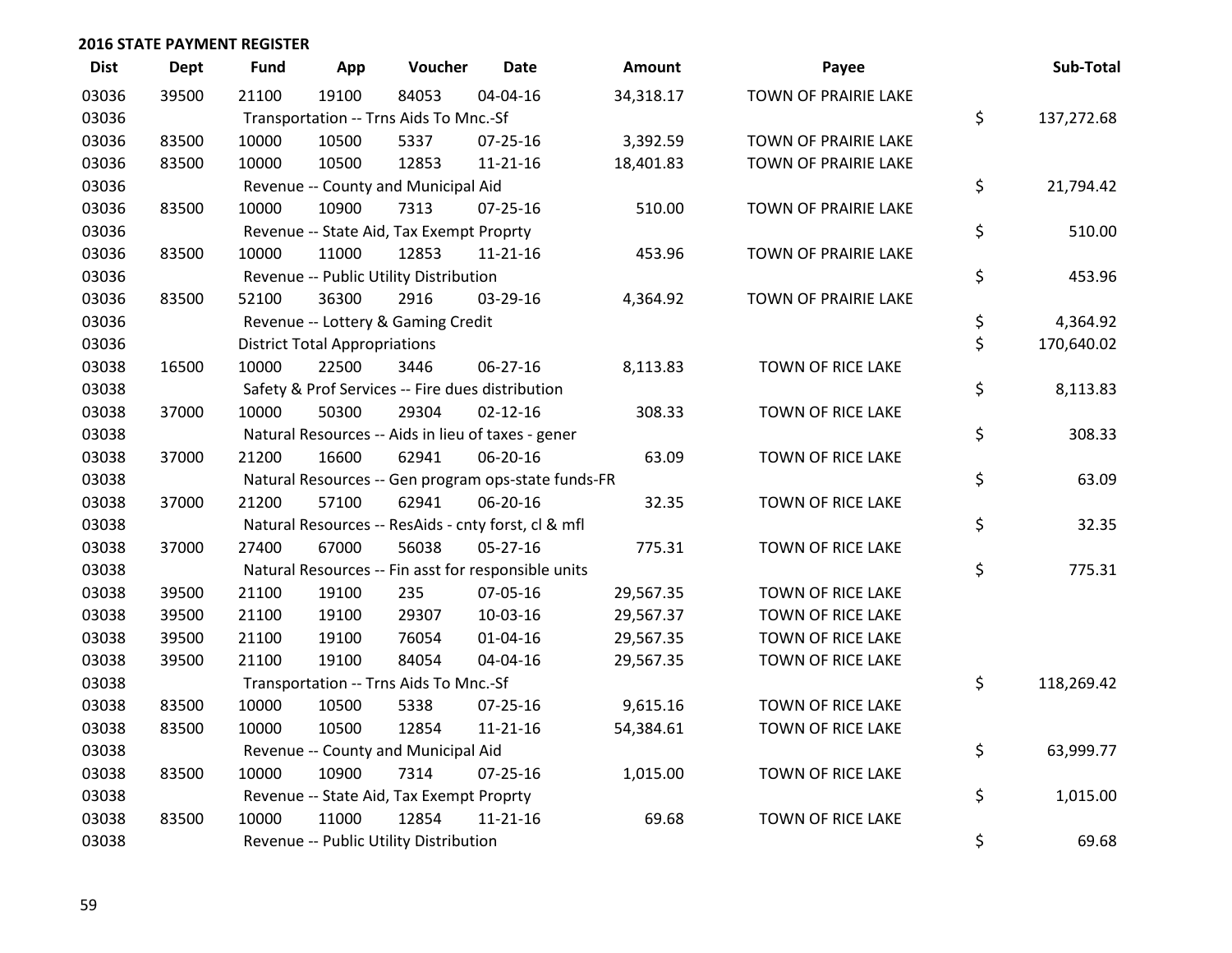## 2016 STATE PAYMENT REGISTER

| Dist | Dept | Fund | App | Voucher | Date | Amount | Payee | Sub-Total |
|---|---|---|---|---|---|---|---|---|
| 03036 | 39500 | 21100 | 19100 | 84053 | 04-04-16 | 34,318.17 | TOWN OF PRAIRIE LAKE | |
| 03036 | | Transportation -- Trns Aids To Mnc.-Sf | | | | | | $ 137,272.68 |
| 03036 | 83500 | 10000 | 10500 | 5337 | 07-25-16 | 3,392.59 | TOWN OF PRAIRIE LAKE | |
| 03036 | 83500 | 10000 | 10500 | 12853 | 11-21-16 | 18,401.83 | TOWN OF PRAIRIE LAKE | |
| 03036 | | Revenue -- County and Municipal Aid | | | | | | $ 21,794.42 |
| 03036 | 83500 | 10000 | 10900 | 7313 | 07-25-16 | 510.00 | TOWN OF PRAIRIE LAKE | |
| 03036 | | Revenue -- State Aid, Tax Exempt Proprty | | | | | | $ 510.00 |
| 03036 | 83500 | 10000 | 11000 | 12853 | 11-21-16 | 453.96 | TOWN OF PRAIRIE LAKE | |
| 03036 | | Revenue -- Public Utility Distribution | | | | | | $ 453.96 |
| 03036 | 83500 | 52100 | 36300 | 2916 | 03-29-16 | 4,364.92 | TOWN OF PRAIRIE LAKE | |
| 03036 | | Revenue -- Lottery & Gaming Credit | | | | | | $ 4,364.92 |
| 03036 | | District Total Appropriations | | | | | | $ 170,640.02 |
| 03038 | 16500 | 10000 | 22500 | 3446 | 06-27-16 | 8,113.83 | TOWN OF RICE LAKE | |
| 03038 | | Safety & Prof Services -- Fire dues distribution | | | | | | $ 8,113.83 |
| 03038 | 37000 | 10000 | 50300 | 29304 | 02-12-16 | 308.33 | TOWN OF RICE LAKE | |
| 03038 | | Natural Resources -- Aids in lieu of taxes - gener | | | | | | $ 308.33 |
| 03038 | 37000 | 21200 | 16600 | 62941 | 06-20-16 | 63.09 | TOWN OF RICE LAKE | |
| 03038 | | Natural Resources -- Gen program ops-state funds-FR | | | | | | $ 63.09 |
| 03038 | 37000 | 21200 | 57100 | 62941 | 06-20-16 | 32.35 | TOWN OF RICE LAKE | |
| 03038 | | Natural Resources -- ResAids - cnty forst, cl & mfl | | | | | | $ 32.35 |
| 03038 | 37000 | 27400 | 67000 | 56038 | 05-27-16 | 775.31 | TOWN OF RICE LAKE | |
| 03038 | | Natural Resources -- Fin asst for responsible units | | | | | | $ 775.31 |
| 03038 | 39500 | 21100 | 19100 | 235 | 07-05-16 | 29,567.35 | TOWN OF RICE LAKE | |
| 03038 | 39500 | 21100 | 19100 | 29307 | 10-03-16 | 29,567.37 | TOWN OF RICE LAKE | |
| 03038 | 39500 | 21100 | 19100 | 76054 | 01-04-16 | 29,567.35 | TOWN OF RICE LAKE | |
| 03038 | 39500 | 21100 | 19100 | 84054 | 04-04-16 | 29,567.35 | TOWN OF RICE LAKE | |
| 03038 | | Transportation -- Trns Aids To Mnc.-Sf | | | | | | $ 118,269.42 |
| 03038 | 83500 | 10000 | 10500 | 5338 | 07-25-16 | 9,615.16 | TOWN OF RICE LAKE | |
| 03038 | 83500 | 10000 | 10500 | 12854 | 11-21-16 | 54,384.61 | TOWN OF RICE LAKE | |
| 03038 | | Revenue -- County and Municipal Aid | | | | | | $ 63,999.77 |
| 03038 | 83500 | 10000 | 10900 | 7314 | 07-25-16 | 1,015.00 | TOWN OF RICE LAKE | |
| 03038 | | Revenue -- State Aid, Tax Exempt Proprty | | | | | | $ 1,015.00 |
| 03038 | 83500 | 10000 | 11000 | 12854 | 11-21-16 | 69.68 | TOWN OF RICE LAKE | |
| 03038 | | Revenue -- Public Utility Distribution | | | | | | $ 69.68 |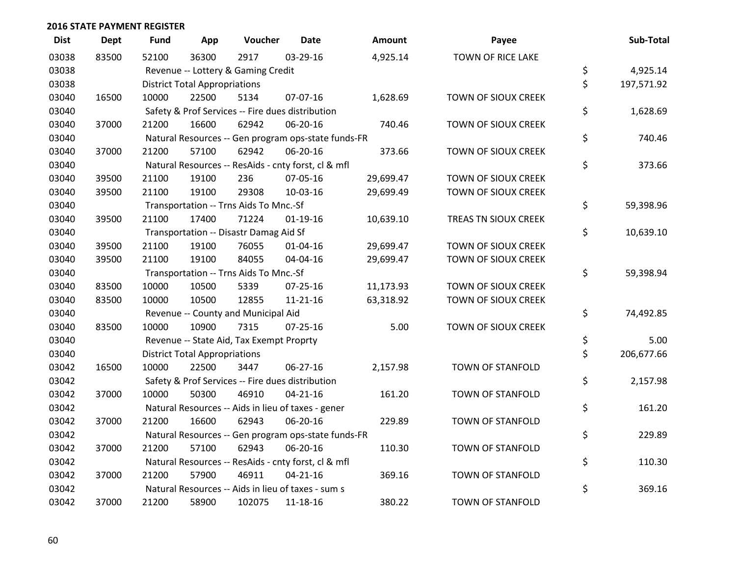## 2016 STATE PAYMENT REGISTER

| Dist | Dept | Fund | App | Voucher | Date | Amount | Payee | Sub-Total |
|---|---|---|---|---|---|---|---|---|
| 03038 | 83500 | 52100 | 36300 | 2917 | 03-29-16 | 4,925.14 | TOWN OF RICE LAKE | |
| 03038 | | Revenue -- Lottery & Gaming Credit | | | | | | $ 4,925.14 |
| 03038 | | District Total Appropriations | | | | | | $ 197,571.92 |
| 03040 | 16500 | 10000 | 22500 | 5134 | 07-07-16 | 1,628.69 | TOWN OF SIOUX CREEK | |
| 03040 | | Safety & Prof Services -- Fire dues distribution | | | | | | $ 1,628.69 |
| 03040 | 37000 | 21200 | 16600 | 62942 | 06-20-16 | 740.46 | TOWN OF SIOUX CREEK | |
| 03040 | | Natural Resources -- Gen program ops-state funds-FR | | | | | | $ 740.46 |
| 03040 | 37000 | 21200 | 57100 | 62942 | 06-20-16 | 373.66 | TOWN OF SIOUX CREEK | |
| 03040 | | Natural Resources -- ResAids - cnty forst, cl & mfl | | | | | | $ 373.66 |
| 03040 | 39500 | 21100 | 19100 | 236 | 07-05-16 | 29,699.47 | TOWN OF SIOUX CREEK | |
| 03040 | 39500 | 21100 | 19100 | 29308 | 10-03-16 | 29,699.49 | TOWN OF SIOUX CREEK | |
| 03040 | | Transportation -- Trns Aids To Mnc.-Sf | | | | | | $ 59,398.96 |
| 03040 | 39500 | 21100 | 17400 | 71224 | 01-19-16 | 10,639.10 | TREAS TN SIOUX CREEK | |
| 03040 | | Transportation -- Disastr Damag Aid Sf | | | | | | $ 10,639.10 |
| 03040 | 39500 | 21100 | 19100 | 76055 | 01-04-16 | 29,699.47 | TOWN OF SIOUX CREEK | |
| 03040 | 39500 | 21100 | 19100 | 84055 | 04-04-16 | 29,699.47 | TOWN OF SIOUX CREEK | |
| 03040 | | Transportation -- Trns Aids To Mnc.-Sf | | | | | | $ 59,398.94 |
| 03040 | 83500 | 10000 | 10500 | 5339 | 07-25-16 | 11,173.93 | TOWN OF SIOUX CREEK | |
| 03040 | 83500 | 10000 | 10500 | 12855 | 11-21-16 | 63,318.92 | TOWN OF SIOUX CREEK | |
| 03040 | | Revenue -- County and Municipal Aid | | | | | | $ 74,492.85 |
| 03040 | 83500 | 10000 | 10900 | 7315 | 07-25-16 | 5.00 | TOWN OF SIOUX CREEK | |
| 03040 | | Revenue -- State Aid, Tax Exempt Proprty | | | | | | $ 5.00 |
| 03040 | | District Total Appropriations | | | | | | $ 206,677.66 |
| 03042 | 16500 | 10000 | 22500 | 3447 | 06-27-16 | 2,157.98 | TOWN OF STANFOLD | |
| 03042 | | Safety & Prof Services -- Fire dues distribution | | | | | | $ 2,157.98 |
| 03042 | 37000 | 10000 | 50300 | 46910 | 04-21-16 | 161.20 | TOWN OF STANFOLD | |
| 03042 | | Natural Resources -- Aids in lieu of taxes - gener | | | | | | $ 161.20 |
| 03042 | 37000 | 21200 | 16600 | 62943 | 06-20-16 | 229.89 | TOWN OF STANFOLD | |
| 03042 | | Natural Resources -- Gen program ops-state funds-FR | | | | | | $ 229.89 |
| 03042 | 37000 | 21200 | 57100 | 62943 | 06-20-16 | 110.30 | TOWN OF STANFOLD | |
| 03042 | | Natural Resources -- ResAids - cnty forst, cl & mfl | | | | | | $ 110.30 |
| 03042 | 37000 | 21200 | 57900 | 46911 | 04-21-16 | 369.16 | TOWN OF STANFOLD | |
| 03042 | | Natural Resources -- Aids in lieu of taxes - sum s | | | | | | $ 369.16 |
| 03042 | 37000 | 21200 | 58900 | 102075 | 11-18-16 | 380.22 | TOWN OF STANFOLD | |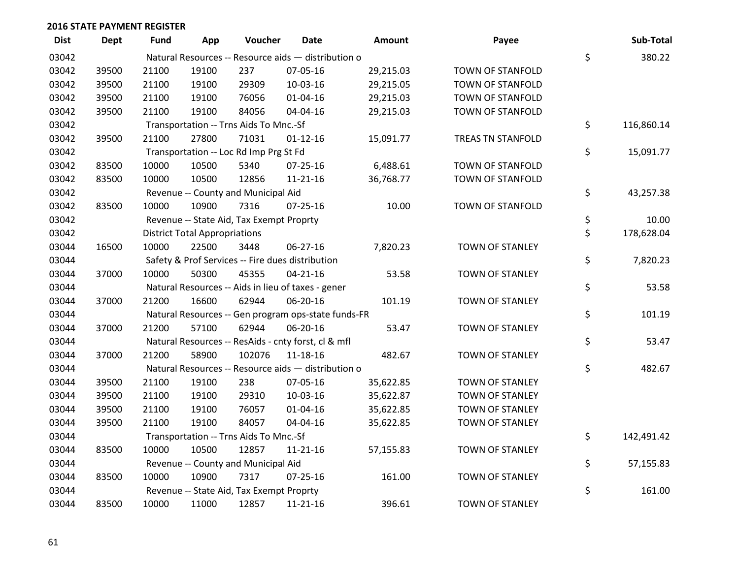## 2016 STATE PAYMENT REGISTER

| Dist | Dept | Fund | App | Voucher | Date | Amount | Payee | Sub-Total |
|---|---|---|---|---|---|---|---|---|
| 03042 | | Natural Resources -- Resource aids — distribution o | | | | | | $ 380.22 |
| 03042 | 39500 | 21100 | 19100 | 237 | 07-05-16 | 29,215.03 | TOWN OF STANFOLD | |
| 03042 | 39500 | 21100 | 19100 | 29309 | 10-03-16 | 29,215.05 | TOWN OF STANFOLD | |
| 03042 | 39500 | 21100 | 19100 | 76056 | 01-04-16 | 29,215.03 | TOWN OF STANFOLD | |
| 03042 | 39500 | 21100 | 19100 | 84056 | 04-04-16 | 29,215.03 | TOWN OF STANFOLD | |
| 03042 | | Transportation -- Trns Aids To Mnc.-Sf | | | | | | $ 116,860.14 |
| 03042 | 39500 | 21100 | 27800 | 71031 | 01-12-16 | 15,091.77 | TREAS TN STANFOLD | |
| 03042 | | Transportation -- Loc Rd Imp Prg St Fd | | | | | | $ 15,091.77 |
| 03042 | 83500 | 10000 | 10500 | 5340 | 07-25-16 | 6,488.61 | TOWN OF STANFOLD | |
| 03042 | 83500 | 10000 | 10500 | 12856 | 11-21-16 | 36,768.77 | TOWN OF STANFOLD | |
| 03042 | | Revenue -- County and Municipal Aid | | | | | | $ 43,257.38 |
| 03042 | 83500 | 10000 | 10900 | 7316 | 07-25-16 | 10.00 | TOWN OF STANFOLD | |
| 03042 | | Revenue -- State Aid, Tax Exempt Proprty | | | | | | $ 10.00 |
| 03042 | | District Total Appropriations | | | | | | $ 178,628.04 |
| 03044 | 16500 | 10000 | 22500 | 3448 | 06-27-16 | 7,820.23 | TOWN OF STANLEY | |
| 03044 | | Safety & Prof Services -- Fire dues distribution | | | | | | $ 7,820.23 |
| 03044 | 37000 | 10000 | 50300 | 45355 | 04-21-16 | 53.58 | TOWN OF STANLEY | |
| 03044 | | Natural Resources -- Aids in lieu of taxes - gener | | | | | | $ 53.58 |
| 03044 | 37000 | 21200 | 16600 | 62944 | 06-20-16 | 101.19 | TOWN OF STANLEY | |
| 03044 | | Natural Resources -- Gen program ops-state funds-FR | | | | | | $ 101.19 |
| 03044 | 37000 | 21200 | 57100 | 62944 | 06-20-16 | 53.47 | TOWN OF STANLEY | |
| 03044 | | Natural Resources -- ResAids - cnty forst, cl & mfl | | | | | | $ 53.47 |
| 03044 | 37000 | 21200 | 58900 | 102076 | 11-18-16 | 482.67 | TOWN OF STANLEY | |
| 03044 | | Natural Resources -- Resource aids — distribution o | | | | | | $ 482.67 |
| 03044 | 39500 | 21100 | 19100 | 238 | 07-05-16 | 35,622.85 | TOWN OF STANLEY | |
| 03044 | 39500 | 21100 | 19100 | 29310 | 10-03-16 | 35,622.87 | TOWN OF STANLEY | |
| 03044 | 39500 | 21100 | 19100 | 76057 | 01-04-16 | 35,622.85 | TOWN OF STANLEY | |
| 03044 | 39500 | 21100 | 19100 | 84057 | 04-04-16 | 35,622.85 | TOWN OF STANLEY | |
| 03044 | | Transportation -- Trns Aids To Mnc.-Sf | | | | | | $ 142,491.42 |
| 03044 | 83500 | 10000 | 10500 | 12857 | 11-21-16 | 57,155.83 | TOWN OF STANLEY | |
| 03044 | | Revenue -- County and Municipal Aid | | | | | | $ 57,155.83 |
| 03044 | 83500 | 10000 | 10900 | 7317 | 07-25-16 | 161.00 | TOWN OF STANLEY | |
| 03044 | | Revenue -- State Aid, Tax Exempt Proprty | | | | | | $ 161.00 |
| 03044 | 83500 | 10000 | 11000 | 12857 | 11-21-16 | 396.61 | TOWN OF STANLEY | |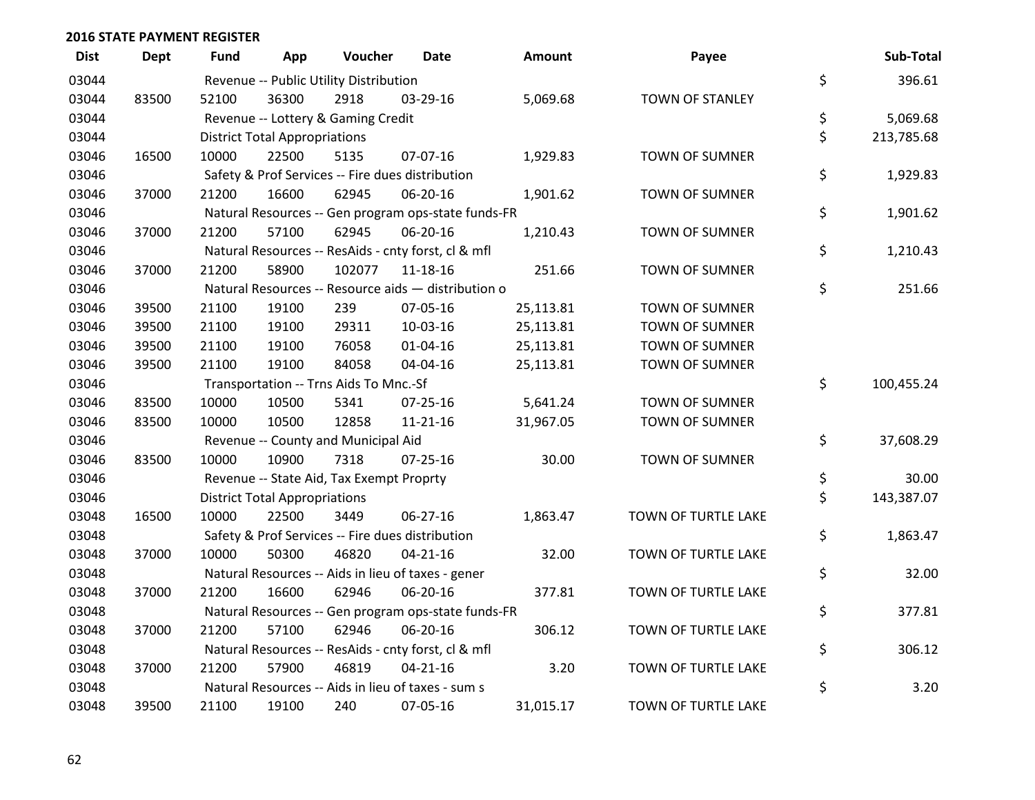## 2016 STATE PAYMENT REGISTER

| Dist | Dept | Fund | App | Voucher | Date | Amount | Payee | Sub-Total |
|---|---|---|---|---|---|---|---|---|
| 03044 | | Revenue -- Public Utility Distribution | | | | | | $ 396.61 |
| 03044 | 83500 | 52100 | 36300 | 2918 | 03-29-16 | 5,069.68 | TOWN OF STANLEY | |
| 03044 | | Revenue -- Lottery & Gaming Credit | | | | | | $ 5,069.68 |
| 03044 | | District Total Appropriations | | | | | | $ 213,785.68 |
| 03046 | 16500 | 10000 | 22500 | 5135 | 07-07-16 | 1,929.83 | TOWN OF SUMNER | |
| 03046 | | Safety & Prof Services -- Fire dues distribution | | | | | | $ 1,929.83 |
| 03046 | 37000 | 21200 | 16600 | 62945 | 06-20-16 | 1,901.62 | TOWN OF SUMNER | |
| 03046 | | Natural Resources -- Gen program ops-state funds-FR | | | | | | $ 1,901.62 |
| 03046 | 37000 | 21200 | 57100 | 62945 | 06-20-16 | 1,210.43 | TOWN OF SUMNER | |
| 03046 | | Natural Resources -- ResAids - cnty forst, cl & mfl | | | | | | $ 1,210.43 |
| 03046 | 37000 | 21200 | 58900 | 102077 | 11-18-16 | 251.66 | TOWN OF SUMNER | |
| 03046 | | Natural Resources -- Resource aids — distribution o | | | | | | $ 251.66 |
| 03046 | 39500 | 21100 | 19100 | 239 | 07-05-16 | 25,113.81 | TOWN OF SUMNER | |
| 03046 | 39500 | 21100 | 19100 | 29311 | 10-03-16 | 25,113.81 | TOWN OF SUMNER | |
| 03046 | 39500 | 21100 | 19100 | 76058 | 01-04-16 | 25,113.81 | TOWN OF SUMNER | |
| 03046 | 39500 | 21100 | 19100 | 84058 | 04-04-16 | 25,113.81 | TOWN OF SUMNER | |
| 03046 | | Transportation -- Trns Aids To Mnc.-Sf | | | | | | $ 100,455.24 |
| 03046 | 83500 | 10000 | 10500 | 5341 | 07-25-16 | 5,641.24 | TOWN OF SUMNER | |
| 03046 | 83500 | 10000 | 10500 | 12858 | 11-21-16 | 31,967.05 | TOWN OF SUMNER | |
| 03046 | | Revenue -- County and Municipal Aid | | | | | | $ 37,608.29 |
| 03046 | 83500 | 10000 | 10900 | 7318 | 07-25-16 | 30.00 | TOWN OF SUMNER | |
| 03046 | | Revenue -- State Aid, Tax Exempt Proprty | | | | | | $ 30.00 |
| 03046 | | District Total Appropriations | | | | | | $ 143,387.07 |
| 03048 | 16500 | 10000 | 22500 | 3449 | 06-27-16 | 1,863.47 | TOWN OF TURTLE LAKE | |
| 03048 | | Safety & Prof Services -- Fire dues distribution | | | | | | $ 1,863.47 |
| 03048 | 37000 | 10000 | 50300 | 46820 | 04-21-16 | 32.00 | TOWN OF TURTLE LAKE | |
| 03048 | | Natural Resources -- Aids in lieu of taxes - gener | | | | | | $ 32.00 |
| 03048 | 37000 | 21200 | 16600 | 62946 | 06-20-16 | 377.81 | TOWN OF TURTLE LAKE | |
| 03048 | | Natural Resources -- Gen program ops-state funds-FR | | | | | | $ 377.81 |
| 03048 | 37000 | 21200 | 57100 | 62946 | 06-20-16 | 306.12 | TOWN OF TURTLE LAKE | |
| 03048 | | Natural Resources -- ResAids - cnty forst, cl & mfl | | | | | | $ 306.12 |
| 03048 | 37000 | 21200 | 57900 | 46819 | 04-21-16 | 3.20 | TOWN OF TURTLE LAKE | |
| 03048 | | Natural Resources -- Aids in lieu of taxes - sum s | | | | | | $ 3.20 |
| 03048 | 39500 | 21100 | 19100 | 240 | 07-05-16 | 31,015.17 | TOWN OF TURTLE LAKE | |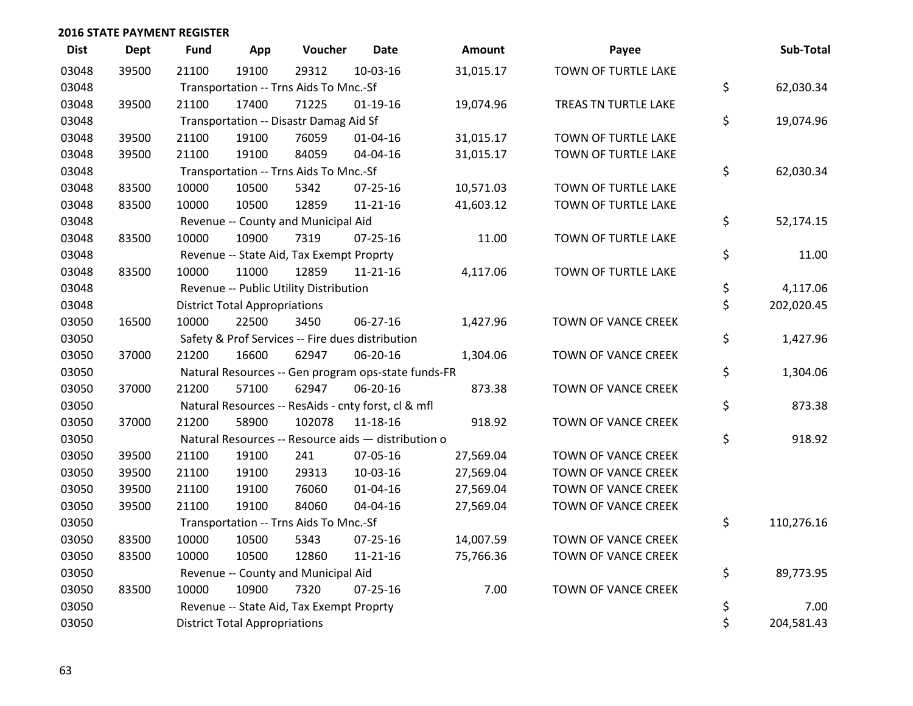## 2016 STATE PAYMENT REGISTER

| Dist | Dept | Fund | App | Voucher | Date | Amount | Payee | Sub-Total |
|---|---|---|---|---|---|---|---|---|
| 03048 | 39500 | 21100 | 19100 | 29312 | 10-03-16 | 31,015.17 | TOWN OF TURTLE LAKE | |
| 03048 | | Transportation -- Trns Aids To Mnc.-Sf | | | | | | $ 62,030.34 |
| 03048 | 39500 | 21100 | 17400 | 71225 | 01-19-16 | 19,074.96 | TREAS TN TURTLE LAKE | |
| 03048 | | Transportation -- Disastr Damag Aid Sf | | | | | | $ 19,074.96 |
| 03048 | 39500 | 21100 | 19100 | 76059 | 01-04-16 | 31,015.17 | TOWN OF TURTLE LAKE | |
| 03048 | 39500 | 21100 | 19100 | 84059 | 04-04-16 | 31,015.17 | TOWN OF TURTLE LAKE | |
| 03048 | | Transportation -- Trns Aids To Mnc.-Sf | | | | | | $ 62,030.34 |
| 03048 | 83500 | 10000 | 10500 | 5342 | 07-25-16 | 10,571.03 | TOWN OF TURTLE LAKE | |
| 03048 | 83500 | 10000 | 10500 | 12859 | 11-21-16 | 41,603.12 | TOWN OF TURTLE LAKE | |
| 03048 | | Revenue -- County and Municipal Aid | | | | | | $ 52,174.15 |
| 03048 | 83500 | 10000 | 10900 | 7319 | 07-25-16 | 11.00 | TOWN OF TURTLE LAKE | |
| 03048 | | Revenue -- State Aid, Tax Exempt Proprty | | | | | | $ 11.00 |
| 03048 | 83500 | 10000 | 11000 | 12859 | 11-21-16 | 4,117.06 | TOWN OF TURTLE LAKE | |
| 03048 | | Revenue -- Public Utility Distribution | | | | | | $ 4,117.06 |
| 03048 | | District Total Appropriations | | | | | | $ 202,020.45 |
| 03050 | 16500 | 10000 | 22500 | 3450 | 06-27-16 | 1,427.96 | TOWN OF VANCE CREEK | |
| 03050 | | Safety & Prof Services -- Fire dues distribution | | | | | | $ 1,427.96 |
| 03050 | 37000 | 21200 | 16600 | 62947 | 06-20-16 | 1,304.06 | TOWN OF VANCE CREEK | |
| 03050 | | Natural Resources -- Gen program ops-state funds-FR | | | | | | $ 1,304.06 |
| 03050 | 37000 | 21200 | 57100 | 62947 | 06-20-16 | 873.38 | TOWN OF VANCE CREEK | |
| 03050 | | Natural Resources -- ResAids - cnty forst, cl & mfl | | | | | | $ 873.38 |
| 03050 | 37000 | 21200 | 58900 | 102078 | 11-18-16 | 918.92 | TOWN OF VANCE CREEK | |
| 03050 | | Natural Resources -- Resource aids — distribution o | | | | | | $ 918.92 |
| 03050 | 39500 | 21100 | 19100 | 241 | 07-05-16 | 27,569.04 | TOWN OF VANCE CREEK | |
| 03050 | 39500 | 21100 | 19100 | 29313 | 10-03-16 | 27,569.04 | TOWN OF VANCE CREEK | |
| 03050 | 39500 | 21100 | 19100 | 76060 | 01-04-16 | 27,569.04 | TOWN OF VANCE CREEK | |
| 03050 | 39500 | 21100 | 19100 | 84060 | 04-04-16 | 27,569.04 | TOWN OF VANCE CREEK | |
| 03050 | | Transportation -- Trns Aids To Mnc.-Sf | | | | | | $ 110,276.16 |
| 03050 | 83500 | 10000 | 10500 | 5343 | 07-25-16 | 14,007.59 | TOWN OF VANCE CREEK | |
| 03050 | 83500 | 10000 | 10500 | 12860 | 11-21-16 | 75,766.36 | TOWN OF VANCE CREEK | |
| 03050 | | Revenue -- County and Municipal Aid | | | | | | $ 89,773.95 |
| 03050 | 83500 | 10000 | 10900 | 7320 | 07-25-16 | 7.00 | TOWN OF VANCE CREEK | |
| 03050 | | Revenue -- State Aid, Tax Exempt Proprty | | | | | | $ 7.00 |
| 03050 | | District Total Appropriations | | | | | | $ 204,581.43 |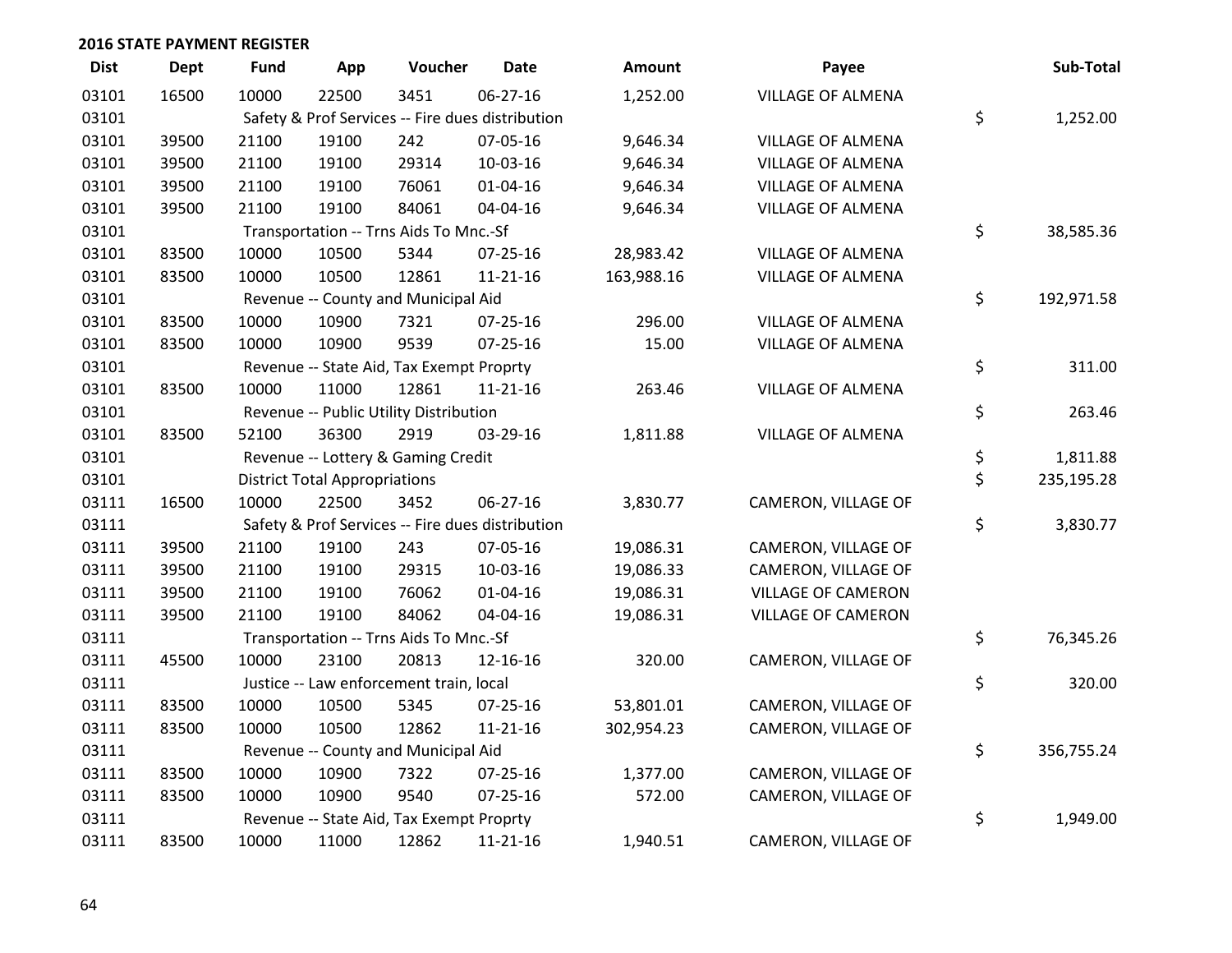## 2016 STATE PAYMENT REGISTER

| Dist | Dept | Fund | App | Voucher | Date | Amount | Payee | Sub-Total |
|---|---|---|---|---|---|---|---|---|
| 03101 | 16500 | 10000 | 22500 | 3451 | 06-27-16 | 1,252.00 | VILLAGE OF ALMENA | |
| 03101 | | Safety & Prof Services -- Fire dues distribution | | | | | | $ 1,252.00 |
| 03101 | 39500 | 21100 | 19100 | 242 | 07-05-16 | 9,646.34 | VILLAGE OF ALMENA | |
| 03101 | 39500 | 21100 | 19100 | 29314 | 10-03-16 | 9,646.34 | VILLAGE OF ALMENA | |
| 03101 | 39500 | 21100 | 19100 | 76061 | 01-04-16 | 9,646.34 | VILLAGE OF ALMENA | |
| 03101 | 39500 | 21100 | 19100 | 84061 | 04-04-16 | 9,646.34 | VILLAGE OF ALMENA | |
| 03101 | | Transportation -- Trns Aids To Mnc.-Sf | | | | | | $ 38,585.36 |
| 03101 | 83500 | 10000 | 10500 | 5344 | 07-25-16 | 28,983.42 | VILLAGE OF ALMENA | |
| 03101 | 83500 | 10000 | 10500 | 12861 | 11-21-16 | 163,988.16 | VILLAGE OF ALMENA | |
| 03101 | | Revenue -- County and Municipal Aid | | | | | | $ 192,971.58 |
| 03101 | 83500 | 10000 | 10900 | 7321 | 07-25-16 | 296.00 | VILLAGE OF ALMENA | |
| 03101 | 83500 | 10000 | 10900 | 9539 | 07-25-16 | 15.00 | VILLAGE OF ALMENA | |
| 03101 | | Revenue -- State Aid, Tax Exempt Proprty | | | | | | $ 311.00 |
| 03101 | 83500 | 10000 | 11000 | 12861 | 11-21-16 | 263.46 | VILLAGE OF ALMENA | |
| 03101 | | Revenue -- Public Utility Distribution | | | | | | $ 263.46 |
| 03101 | 83500 | 52100 | 36300 | 2919 | 03-29-16 | 1,811.88 | VILLAGE OF ALMENA | |
| 03101 | | Revenue -- Lottery & Gaming Credit | | | | | | $ 1,811.88 |
| 03101 | | District Total Appropriations | | | | | | $ 235,195.28 |
| 03111 | 16500 | 10000 | 22500 | 3452 | 06-27-16 | 3,830.77 | CAMERON, VILLAGE OF | |
| 03111 | | Safety & Prof Services -- Fire dues distribution | | | | | | $ 3,830.77 |
| 03111 | 39500 | 21100 | 19100 | 243 | 07-05-16 | 19,086.31 | CAMERON, VILLAGE OF | |
| 03111 | 39500 | 21100 | 19100 | 29315 | 10-03-16 | 19,086.33 | CAMERON, VILLAGE OF | |
| 03111 | 39500 | 21100 | 19100 | 76062 | 01-04-16 | 19,086.31 | VILLAGE OF CAMERON | |
| 03111 | 39500 | 21100 | 19100 | 84062 | 04-04-16 | 19,086.31 | VILLAGE OF CAMERON | |
| 03111 | | Transportation -- Trns Aids To Mnc.-Sf | | | | | | $ 76,345.26 |
| 03111 | 45500 | 10000 | 23100 | 20813 | 12-16-16 | 320.00 | CAMERON, VILLAGE OF | |
| 03111 | | Justice -- Law enforcement train, local | | | | | | $ 320.00 |
| 03111 | 83500 | 10000 | 10500 | 5345 | 07-25-16 | 53,801.01 | CAMERON, VILLAGE OF | |
| 03111 | 83500 | 10000 | 10500 | 12862 | 11-21-16 | 302,954.23 | CAMERON, VILLAGE OF | |
| 03111 | | Revenue -- County and Municipal Aid | | | | | | $ 356,755.24 |
| 03111 | 83500 | 10000 | 10900 | 7322 | 07-25-16 | 1,377.00 | CAMERON, VILLAGE OF | |
| 03111 | 83500 | 10000 | 10900 | 9540 | 07-25-16 | 572.00 | CAMERON, VILLAGE OF | |
| 03111 | | Revenue -- State Aid, Tax Exempt Proprty | | | | | | $ 1,949.00 |
| 03111 | 83500 | 10000 | 11000 | 12862 | 11-21-16 | 1,940.51 | CAMERON, VILLAGE OF | |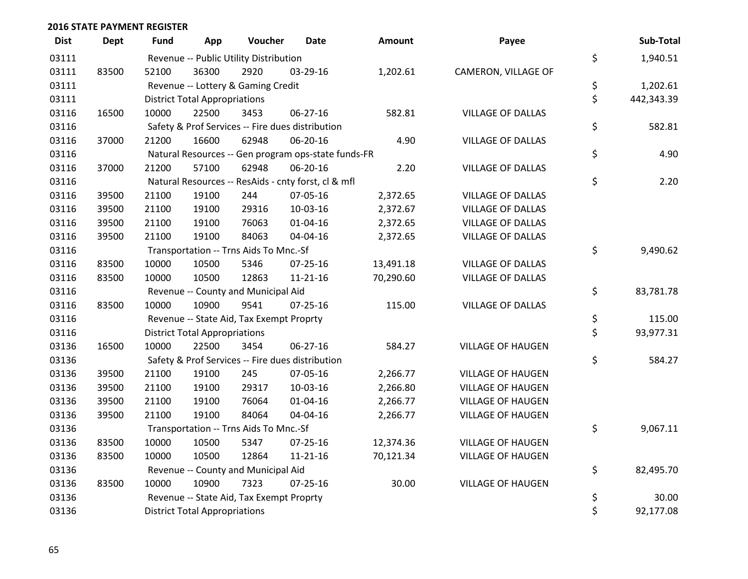**2016 STATE PAYMENT REGISTER**

| Dist | Dept | Fund | App | Voucher | Date | Amount | Payee | | Sub-Total |
|---|---|---|---|---|---|---|---|---|---|
| 03111 | | Revenue -- Public Utility Distribution | | | | | | $ | 1,940.51 |
| 03111 | 83500 | 52100 | 36300 | 2920 | 03-29-16 | 1,202.61 | CAMERON, VILLAGE OF | | |
| 03111 | | Revenue -- Lottery & Gaming Credit | | | | | | $ | 1,202.61 |
| 03111 | | District Total Appropriations | | | | | | $ | 442,343.39 |
| 03116 | 16500 | 10000 | 22500 | 3453 | 06-27-16 | 582.81 | VILLAGE OF DALLAS | | |
| 03116 | | Safety & Prof Services -- Fire dues distribution | | | | | | $ | 582.81 |
| 03116 | 37000 | 21200 | 16600 | 62948 | 06-20-16 | 4.90 | VILLAGE OF DALLAS | | |
| 03116 | | Natural Resources -- Gen program ops-state funds-FR | | | | | | $ | 4.90 |
| 03116 | 37000 | 21200 | 57100 | 62948 | 06-20-16 | 2.20 | VILLAGE OF DALLAS | | |
| 03116 | | Natural Resources -- ResAids - cnty forst, cl & mfl | | | | | | $ | 2.20 |
| 03116 | 39500 | 21100 | 19100 | 244 | 07-05-16 | 2,372.65 | VILLAGE OF DALLAS | | |
| 03116 | 39500 | 21100 | 19100 | 29316 | 10-03-16 | 2,372.67 | VILLAGE OF DALLAS | | |
| 03116 | 39500 | 21100 | 19100 | 76063 | 01-04-16 | 2,372.65 | VILLAGE OF DALLAS | | |
| 03116 | 39500 | 21100 | 19100 | 84063 | 04-04-16 | 2,372.65 | VILLAGE OF DALLAS | | |
| 03116 | | Transportation -- Trns Aids To Mnc.-Sf | | | | | | $ | 9,490.62 |
| 03116 | 83500 | 10000 | 10500 | 5346 | 07-25-16 | 13,491.18 | VILLAGE OF DALLAS | | |
| 03116 | 83500 | 10000 | 10500 | 12863 | 11-21-16 | 70,290.60 | VILLAGE OF DALLAS | | |
| 03116 | | Revenue -- County and Municipal Aid | | | | | | $ | 83,781.78 |
| 03116 | 83500 | 10000 | 10900 | 9541 | 07-25-16 | 115.00 | VILLAGE OF DALLAS | | |
| 03116 | | Revenue -- State Aid, Tax Exempt Proprty | | | | | | $ | 115.00 |
| 03116 | | District Total Appropriations | | | | | | $ | 93,977.31 |
| 03136 | 16500 | 10000 | 22500 | 3454 | 06-27-16 | 584.27 | VILLAGE OF HAUGEN | | |
| 03136 | | Safety & Prof Services -- Fire dues distribution | | | | | | $ | 584.27 |
| 03136 | 39500 | 21100 | 19100 | 245 | 07-05-16 | 2,266.77 | VILLAGE OF HAUGEN | | |
| 03136 | 39500 | 21100 | 19100 | 29317 | 10-03-16 | 2,266.80 | VILLAGE OF HAUGEN | | |
| 03136 | 39500 | 21100 | 19100 | 76064 | 01-04-16 | 2,266.77 | VILLAGE OF HAUGEN | | |
| 03136 | 39500 | 21100 | 19100 | 84064 | 04-04-16 | 2,266.77 | VILLAGE OF HAUGEN | | |
| 03136 | | Transportation -- Trns Aids To Mnc.-Sf | | | | | | $ | 9,067.11 |
| 03136 | 83500 | 10000 | 10500 | 5347 | 07-25-16 | 12,374.36 | VILLAGE OF HAUGEN | | |
| 03136 | 83500 | 10000 | 10500 | 12864 | 11-21-16 | 70,121.34 | VILLAGE OF HAUGEN | | |
| 03136 | | Revenue -- County and Municipal Aid | | | | | | $ | 82,495.70 |
| 03136 | 83500 | 10000 | 10900 | 7323 | 07-25-16 | 30.00 | VILLAGE OF HAUGEN | | |
| 03136 | | Revenue -- State Aid, Tax Exempt Proprty | | | | | | $ | 30.00 |
| 03136 | | District Total Appropriations | | | | | | $ | 92,177.08 |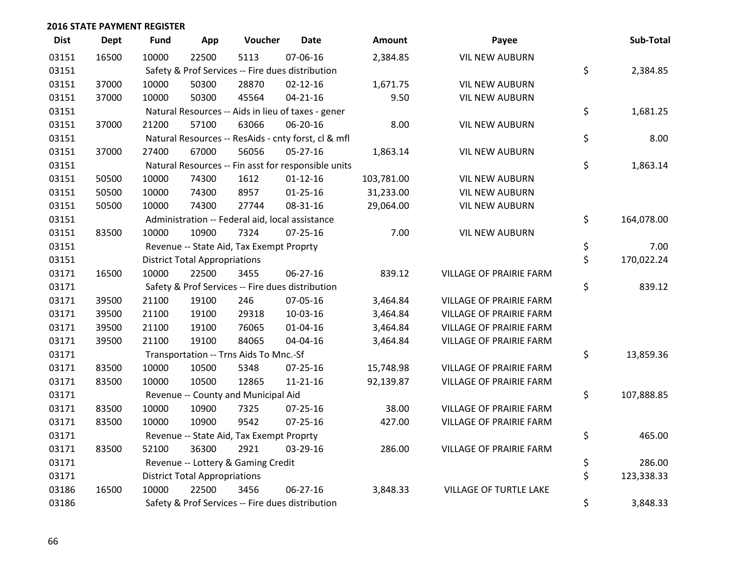## 2016 STATE PAYMENT REGISTER

| Dist | Dept | Fund | App | Voucher | Date | Amount | Payee | Sub-Total |
|---|---|---|---|---|---|---|---|---|
| 03151 | 16500 | 10000 | 22500 | 5113 | 07-06-16 | 2,384.85 | VIL NEW AUBURN | |
| 03151 | | Safety & Prof Services -- Fire dues distribution | | | | | | $ 2,384.85 |
| 03151 | 37000 | 10000 | 50300 | 28870 | 02-12-16 | 1,671.75 | VIL NEW AUBURN | |
| 03151 | 37000 | 10000 | 50300 | 45564 | 04-21-16 | 9.50 | VIL NEW AUBURN | |
| 03151 | | Natural Resources -- Aids in lieu of taxes - gener | | | | | | $ 1,681.25 |
| 03151 | 37000 | 21200 | 57100 | 63066 | 06-20-16 | 8.00 | VIL NEW AUBURN | |
| 03151 | | Natural Resources -- ResAids - cnty forst, cl & mfl | | | | | | $ 8.00 |
| 03151 | 37000 | 27400 | 67000 | 56056 | 05-27-16 | 1,863.14 | VIL NEW AUBURN | |
| 03151 | | Natural Resources -- Fin asst for responsible units | | | | | | $ 1,863.14 |
| 03151 | 50500 | 10000 | 74300 | 1612 | 01-12-16 | 103,781.00 | VIL NEW AUBURN | |
| 03151 | 50500 | 10000 | 74300 | 8957 | 01-25-16 | 31,233.00 | VIL NEW AUBURN | |
| 03151 | 50500 | 10000 | 74300 | 27744 | 08-31-16 | 29,064.00 | VIL NEW AUBURN | |
| 03151 | | Administration -- Federal aid, local assistance | | | | | | $ 164,078.00 |
| 03151 | 83500 | 10000 | 10900 | 7324 | 07-25-16 | 7.00 | VIL NEW AUBURN | |
| 03151 | | Revenue -- State Aid, Tax Exempt Proprty | | | | | | $ 7.00 |
| 03151 | | District Total Appropriations | | | | | | $ 170,022.24 |
| 03171 | 16500 | 10000 | 22500 | 3455 | 06-27-16 | 839.12 | VILLAGE OF PRAIRIE FARM | |
| 03171 | | Safety & Prof Services -- Fire dues distribution | | | | | | $ 839.12 |
| 03171 | 39500 | 21100 | 19100 | 246 | 07-05-16 | 3,464.84 | VILLAGE OF PRAIRIE FARM | |
| 03171 | 39500 | 21100 | 19100 | 29318 | 10-03-16 | 3,464.84 | VILLAGE OF PRAIRIE FARM | |
| 03171 | 39500 | 21100 | 19100 | 76065 | 01-04-16 | 3,464.84 | VILLAGE OF PRAIRIE FARM | |
| 03171 | 39500 | 21100 | 19100 | 84065 | 04-04-16 | 3,464.84 | VILLAGE OF PRAIRIE FARM | |
| 03171 | | Transportation -- Trns Aids To Mnc.-Sf | | | | | | $ 13,859.36 |
| 03171 | 83500 | 10000 | 10500 | 5348 | 07-25-16 | 15,748.98 | VILLAGE OF PRAIRIE FARM | |
| 03171 | 83500 | 10000 | 10500 | 12865 | 11-21-16 | 92,139.87 | VILLAGE OF PRAIRIE FARM | |
| 03171 | | Revenue -- County and Municipal Aid | | | | | | $ 107,888.85 |
| 03171 | 83500 | 10000 | 10900 | 7325 | 07-25-16 | 38.00 | VILLAGE OF PRAIRIE FARM | |
| 03171 | 83500 | 10000 | 10900 | 9542 | 07-25-16 | 427.00 | VILLAGE OF PRAIRIE FARM | |
| 03171 | | Revenue -- State Aid, Tax Exempt Proprty | | | | | | $ 465.00 |
| 03171 | 83500 | 52100 | 36300 | 2921 | 03-29-16 | 286.00 | VILLAGE OF PRAIRIE FARM | |
| 03171 | | Revenue -- Lottery & Gaming Credit | | | | | | $ 286.00 |
| 03171 | | District Total Appropriations | | | | | | $ 123,338.33 |
| 03186 | 16500 | 10000 | 22500 | 3456 | 06-27-16 | 3,848.33 | VILLAGE OF TURTLE LAKE | |
| 03186 | | Safety & Prof Services -- Fire dues distribution | | | | | | $ 3,848.33 |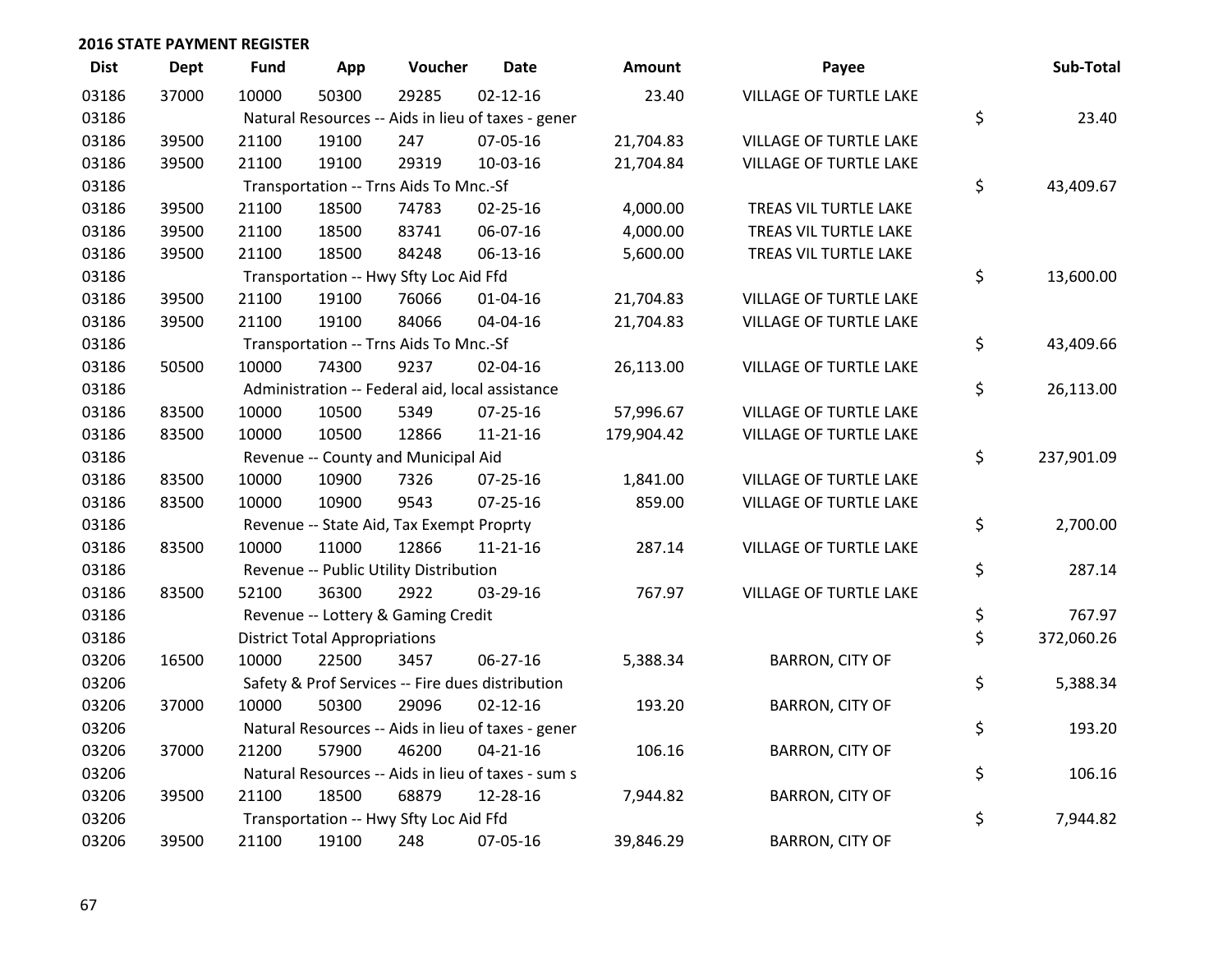## 2016 STATE PAYMENT REGISTER

| Dist | Dept | Fund | App | Voucher | Date | Amount | Payee | Sub-Total |
|---|---|---|---|---|---|---|---|---|
| 03186 | 37000 | 10000 | 50300 | 29285 | 02-12-16 | 23.40 | VILLAGE OF TURTLE LAKE | |
| 03186 | | Natural Resources -- Aids in lieu of taxes - gener | | | | | | $ 23.40 |
| 03186 | 39500 | 21100 | 19100 | 247 | 07-05-16 | 21,704.83 | VILLAGE OF TURTLE LAKE | |
| 03186 | 39500 | 21100 | 19100 | 29319 | 10-03-16 | 21,704.84 | VILLAGE OF TURTLE LAKE | |
| 03186 | | Transportation -- Trns Aids To Mnc.-Sf | | | | | | $ 43,409.67 |
| 03186 | 39500 | 21100 | 18500 | 74783 | 02-25-16 | 4,000.00 | TREAS VIL TURTLE LAKE | |
| 03186 | 39500 | 21100 | 18500 | 83741 | 06-07-16 | 4,000.00 | TREAS VIL TURTLE LAKE | |
| 03186 | 39500 | 21100 | 18500 | 84248 | 06-13-16 | 5,600.00 | TREAS VIL TURTLE LAKE | |
| 03186 | | Transportation -- Hwy Sfty Loc Aid Ffd | | | | | | $ 13,600.00 |
| 03186 | 39500 | 21100 | 19100 | 76066 | 01-04-16 | 21,704.83 | VILLAGE OF TURTLE LAKE | |
| 03186 | 39500 | 21100 | 19100 | 84066 | 04-04-16 | 21,704.83 | VILLAGE OF TURTLE LAKE | |
| 03186 | | Transportation -- Trns Aids To Mnc.-Sf | | | | | | $ 43,409.66 |
| 03186 | 50500 | 10000 | 74300 | 9237 | 02-04-16 | 26,113.00 | VILLAGE OF TURTLE LAKE | |
| 03186 | | Administration -- Federal aid, local assistance | | | | | | $ 26,113.00 |
| 03186 | 83500 | 10000 | 10500 | 5349 | 07-25-16 | 57,996.67 | VILLAGE OF TURTLE LAKE | |
| 03186 | 83500 | 10000 | 10500 | 12866 | 11-21-16 | 179,904.42 | VILLAGE OF TURTLE LAKE | |
| 03186 | | Revenue -- County and Municipal Aid | | | | | | $ 237,901.09 |
| 03186 | 83500 | 10000 | 10900 | 7326 | 07-25-16 | 1,841.00 | VILLAGE OF TURTLE LAKE | |
| 03186 | 83500 | 10000 | 10900 | 9543 | 07-25-16 | 859.00 | VILLAGE OF TURTLE LAKE | |
| 03186 | | Revenue -- State Aid, Tax Exempt Proprty | | | | | | $ 2,700.00 |
| 03186 | 83500 | 10000 | 11000 | 12866 | 11-21-16 | 287.14 | VILLAGE OF TURTLE LAKE | |
| 03186 | | Revenue -- Public Utility Distribution | | | | | | $ 287.14 |
| 03186 | 83500 | 52100 | 36300 | 2922 | 03-29-16 | 767.97 | VILLAGE OF TURTLE LAKE | |
| 03186 | | Revenue -- Lottery & Gaming Credit | | | | | | $ 767.97 |
| 03186 | | District Total Appropriations | | | | | | $ 372,060.26 |
| 03206 | 16500 | 10000 | 22500 | 3457 | 06-27-16 | 5,388.34 | BARRON, CITY OF | |
| 03206 | | Safety & Prof Services -- Fire dues distribution | | | | | | $ 5,388.34 |
| 03206 | 37000 | 10000 | 50300 | 29096 | 02-12-16 | 193.20 | BARRON, CITY OF | |
| 03206 | | Natural Resources -- Aids in lieu of taxes - gener | | | | | | $ 193.20 |
| 03206 | 37000 | 21200 | 57900 | 46200 | 04-21-16 | 106.16 | BARRON, CITY OF | |
| 03206 | | Natural Resources -- Aids in lieu of taxes - sum s | | | | | | $ 106.16 |
| 03206 | 39500 | 21100 | 18500 | 68879 | 12-28-16 | 7,944.82 | BARRON, CITY OF | |
| 03206 | | Transportation -- Hwy Sfty Loc Aid Ffd | | | | | | $ 7,944.82 |
| 03206 | 39500 | 21100 | 19100 | 248 | 07-05-16 | 39,846.29 | BARRON, CITY OF | |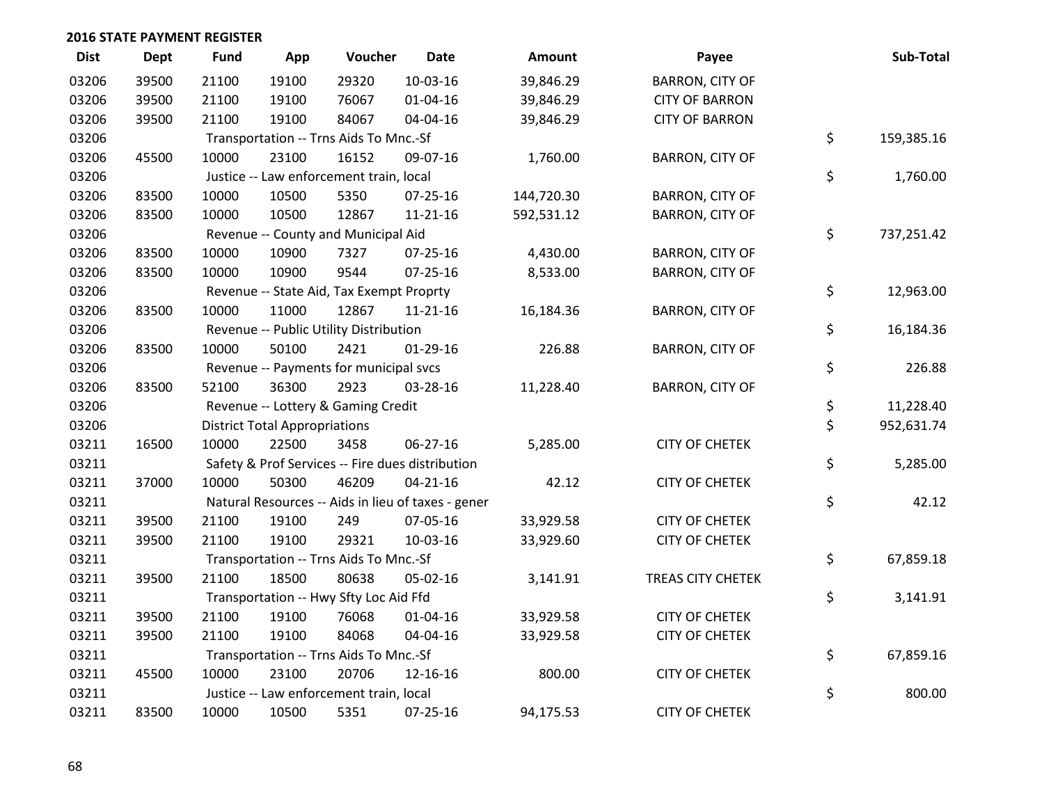# 2016 STATE PAYMENT REGISTER

| Dist | Dept | Fund | App | Voucher | Date | Amount | Payee | Sub-Total |
|---|---|---|---|---|---|---|---|---|
| 03206 | 39500 | 21100 | 19100 | 29320 | 10-03-16 | 39,846.29 | BARRON, CITY OF | |
| 03206 | 39500 | 21100 | 19100 | 76067 | 01-04-16 | 39,846.29 | CITY OF BARRON | |
| 03206 | 39500 | 21100 | 19100 | 84067 | 04-04-16 | 39,846.29 | CITY OF BARRON | |
| 03206 | | Transportation -- Trns Aids To Mnc.-Sf | | | | | | $ 159,385.16 |
| 03206 | 45500 | 10000 | 23100 | 16152 | 09-07-16 | 1,760.00 | BARRON, CITY OF | |
| 03206 | | Justice -- Law enforcement train, local | | | | | | $ 1,760.00 |
| 03206 | 83500 | 10000 | 10500 | 5350 | 07-25-16 | 144,720.30 | BARRON, CITY OF | |
| 03206 | 83500 | 10000 | 10500 | 12867 | 11-21-16 | 592,531.12 | BARRON, CITY OF | |
| 03206 | | Revenue -- County and Municipal Aid | | | | | | $ 737,251.42 |
| 03206 | 83500 | 10000 | 10900 | 7327 | 07-25-16 | 4,430.00 | BARRON, CITY OF | |
| 03206 | 83500 | 10000 | 10900 | 9544 | 07-25-16 | 8,533.00 | BARRON, CITY OF | |
| 03206 | | Revenue -- State Aid, Tax Exempt Proprty | | | | | | $ 12,963.00 |
| 03206 | 83500 | 10000 | 11000 | 12867 | 11-21-16 | 16,184.36 | BARRON, CITY OF | |
| 03206 | | Revenue -- Public Utility Distribution | | | | | | $ 16,184.36 |
| 03206 | 83500 | 10000 | 50100 | 2421 | 01-29-16 | 226.88 | BARRON, CITY OF | |
| 03206 | | Revenue -- Payments for municipal svcs | | | | | | $ 226.88 |
| 03206 | 83500 | 52100 | 36300 | 2923 | 03-28-16 | 11,228.40 | BARRON, CITY OF | |
| 03206 | | Revenue -- Lottery & Gaming Credit | | | | | | $ 11,228.40 |
| 03206 | | District Total Appropriations | | | | | | $ 952,631.74 |
| 03211 | 16500 | 10000 | 22500 | 3458 | 06-27-16 | 5,285.00 | CITY OF CHETEK | |
| 03211 | | Safety & Prof Services -- Fire dues distribution | | | | | | $ 5,285.00 |
| 03211 | 37000 | 10000 | 50300 | 46209 | 04-21-16 | 42.12 | CITY OF CHETEK | |
| 03211 | | Natural Resources -- Aids in lieu of taxes - gener | | | | | | $ 42.12 |
| 03211 | 39500 | 21100 | 19100 | 249 | 07-05-16 | 33,929.58 | CITY OF CHETEK | |
| 03211 | 39500 | 21100 | 19100 | 29321 | 10-03-16 | 33,929.60 | CITY OF CHETEK | |
| 03211 | | Transportation -- Trns Aids To Mnc.-Sf | | | | | | $ 67,859.18 |
| 03211 | 39500 | 21100 | 18500 | 80638 | 05-02-16 | 3,141.91 | TREAS CITY CHETEK | |
| 03211 | | Transportation -- Hwy Sfty Loc Aid Ffd | | | | | | $ 3,141.91 |
| 03211 | 39500 | 21100 | 19100 | 76068 | 01-04-16 | 33,929.58 | CITY OF CHETEK | |
| 03211 | 39500 | 21100 | 19100 | 84068 | 04-04-16 | 33,929.58 | CITY OF CHETEK | |
| 03211 | | Transportation -- Trns Aids To Mnc.-Sf | | | | | | $ 67,859.16 |
| 03211 | 45500 | 10000 | 23100 | 20706 | 12-16-16 | 800.00 | CITY OF CHETEK | |
| 03211 | | Justice -- Law enforcement train, local | | | | | | $ 800.00 |
| 03211 | 83500 | 10000 | 10500 | 5351 | 07-25-16 | 94,175.53 | CITY OF CHETEK | |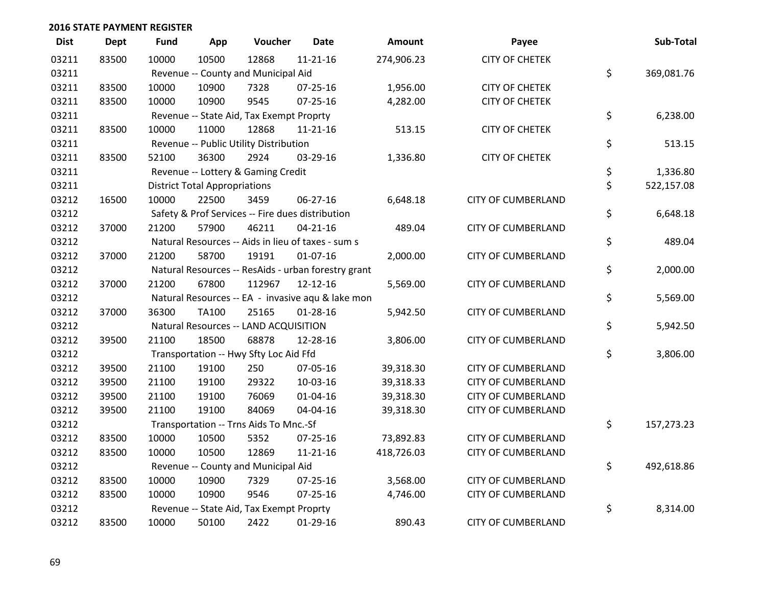## 2016 STATE PAYMENT REGISTER

| Dist | Dept | Fund | App | Voucher | Date | Amount | Payee | Sub-Total |
|---|---|---|---|---|---|---|---|---|
| 03211 | 83500 | 10000 | 10500 | 12868 | 11-21-16 | 274,906.23 | CITY OF CHETEK | |
| 03211 | | Revenue -- County and Municipal Aid | | | | | | $ 369,081.76 |
| 03211 | 83500 | 10000 | 10900 | 7328 | 07-25-16 | 1,956.00 | CITY OF CHETEK | |
| 03211 | 83500 | 10000 | 10900 | 9545 | 07-25-16 | 4,282.00 | CITY OF CHETEK | |
| 03211 | | Revenue -- State Aid, Tax Exempt Proprty | | | | | | $ 6,238.00 |
| 03211 | 83500 | 10000 | 11000 | 12868 | 11-21-16 | 513.15 | CITY OF CHETEK | |
| 03211 | | Revenue -- Public Utility Distribution | | | | | | $ 513.15 |
| 03211 | 83500 | 52100 | 36300 | 2924 | 03-29-16 | 1,336.80 | CITY OF CHETEK | |
| 03211 | | Revenue -- Lottery & Gaming Credit | | | | | | $ 1,336.80 |
| 03211 | | District Total Appropriations | | | | | | $ 522,157.08 |
| 03212 | 16500 | 10000 | 22500 | 3459 | 06-27-16 | 6,648.18 | CITY OF CUMBERLAND | |
| 03212 | | Safety & Prof Services -- Fire dues distribution | | | | | | $ 6,648.18 |
| 03212 | 37000 | 21200 | 57900 | 46211 | 04-21-16 | 489.04 | CITY OF CUMBERLAND | |
| 03212 | | Natural Resources -- Aids in lieu of taxes - sum s | | | | | | $ 489.04 |
| 03212 | 37000 | 21200 | 58700 | 19191 | 01-07-16 | 2,000.00 | CITY OF CUMBERLAND | |
| 03212 | | Natural Resources -- ResAids - urban forestry grant | | | | | | $ 2,000.00 |
| 03212 | 37000 | 21200 | 67800 | 112967 | 12-12-16 | 5,569.00 | CITY OF CUMBERLAND | |
| 03212 | | Natural Resources -- EA - invasive aqu & lake mon | | | | | | $ 5,569.00 |
| 03212 | 37000 | 36300 | TA100 | 25165 | 01-28-16 | 5,942.50 | CITY OF CUMBERLAND | |
| 03212 | | Natural Resources -- LAND ACQUISITION | | | | | | $ 5,942.50 |
| 03212 | 39500 | 21100 | 18500 | 68878 | 12-28-16 | 3,806.00 | CITY OF CUMBERLAND | |
| 03212 | | Transportation -- Hwy Sfty Loc Aid Ffd | | | | | | $ 3,806.00 |
| 03212 | 39500 | 21100 | 19100 | 250 | 07-05-16 | 39,318.30 | CITY OF CUMBERLAND | |
| 03212 | 39500 | 21100 | 19100 | 29322 | 10-03-16 | 39,318.33 | CITY OF CUMBERLAND | |
| 03212 | 39500 | 21100 | 19100 | 76069 | 01-04-16 | 39,318.30 | CITY OF CUMBERLAND | |
| 03212 | 39500 | 21100 | 19100 | 84069 | 04-04-16 | 39,318.30 | CITY OF CUMBERLAND | |
| 03212 | | Transportation -- Trns Aids To Mnc.-Sf | | | | | | $ 157,273.23 |
| 03212 | 83500 | 10000 | 10500 | 5352 | 07-25-16 | 73,892.83 | CITY OF CUMBERLAND | |
| 03212 | 83500 | 10000 | 10500 | 12869 | 11-21-16 | 418,726.03 | CITY OF CUMBERLAND | |
| 03212 | | Revenue -- County and Municipal Aid | | | | | | $ 492,618.86 |
| 03212 | 83500 | 10000 | 10900 | 7329 | 07-25-16 | 3,568.00 | CITY OF CUMBERLAND | |
| 03212 | 83500 | 10000 | 10900 | 9546 | 07-25-16 | 4,746.00 | CITY OF CUMBERLAND | |
| 03212 | | Revenue -- State Aid, Tax Exempt Proprty | | | | | | $ 8,314.00 |
| 03212 | 83500 | 10000 | 50100 | 2422 | 01-29-16 | 890.43 | CITY OF CUMBERLAND | |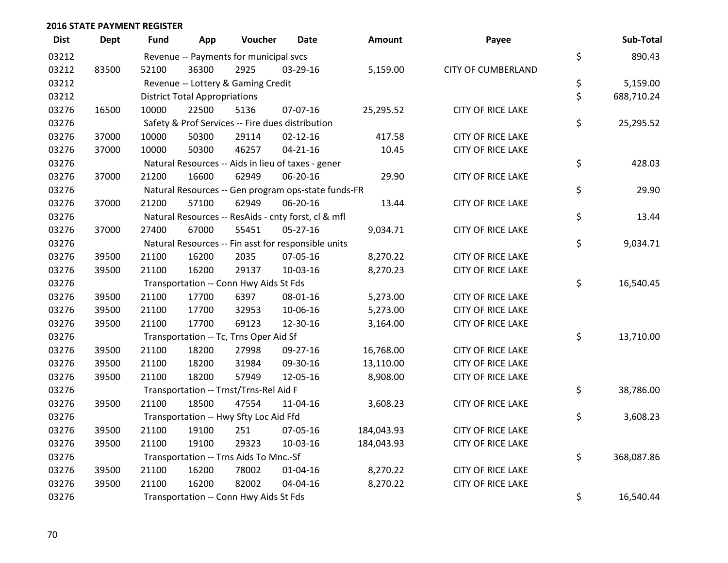**2016 STATE PAYMENT REGISTER**

| Dist | Dept | Fund | App | Voucher | Date | Amount | Payee | | Sub-Total |
|---|---|---|---|---|---|---|---|---|---|
| 03212 | | Revenue -- Payments for municipal svcs | | | | | | $ | 890.43 |
| 03212 | 83500 | 52100 | 36300 | 2925 | 03-29-16 | 5,159.00 | CITY OF CUMBERLAND | | |
| 03212 | | Revenue -- Lottery & Gaming Credit | | | | | | $ | 5,159.00 |
| 03212 | | District Total Appropriations | | | | | | $ | 688,710.24 |
| 03276 | 16500 | 10000 | 22500 | 5136 | 07-07-16 | 25,295.52 | CITY OF RICE LAKE | | |
| 03276 | | Safety & Prof Services -- Fire dues distribution | | | | | | $ | 25,295.52 |
| 03276 | 37000 | 10000 | 50300 | 29114 | 02-12-16 | 417.58 | CITY OF RICE LAKE | | |
| 03276 | 37000 | 10000 | 50300 | 46257 | 04-21-16 | 10.45 | CITY OF RICE LAKE | | |
| 03276 | | Natural Resources -- Aids in lieu of taxes - gener | | | | | | $ | 428.03 |
| 03276 | 37000 | 21200 | 16600 | 62949 | 06-20-16 | 29.90 | CITY OF RICE LAKE | | |
| 03276 | | Natural Resources -- Gen program ops-state funds-FR | | | | | | $ | 29.90 |
| 03276 | 37000 | 21200 | 57100 | 62949 | 06-20-16 | 13.44 | CITY OF RICE LAKE | | |
| 03276 | | Natural Resources -- ResAids - cnty forst, cl & mfl | | | | | | $ | 13.44 |
| 03276 | 37000 | 27400 | 67000 | 55451 | 05-27-16 | 9,034.71 | CITY OF RICE LAKE | | |
| 03276 | | Natural Resources -- Fin asst for responsible units | | | | | | $ | 9,034.71 |
| 03276 | 39500 | 21100 | 16200 | 2035 | 07-05-16 | 8,270.22 | CITY OF RICE LAKE | | |
| 03276 | 39500 | 21100 | 16200 | 29137 | 10-03-16 | 8,270.23 | CITY OF RICE LAKE | | |
| 03276 | | Transportation -- Conn Hwy Aids St Fds | | | | | | $ | 16,540.45 |
| 03276 | 39500 | 21100 | 17700 | 6397 | 08-01-16 | 5,273.00 | CITY OF RICE LAKE | | |
| 03276 | 39500 | 21100 | 17700 | 32953 | 10-06-16 | 5,273.00 | CITY OF RICE LAKE | | |
| 03276 | 39500 | 21100 | 17700 | 69123 | 12-30-16 | 3,164.00 | CITY OF RICE LAKE | | |
| 03276 | | Transportation -- Tc, Trns Oper Aid Sf | | | | | | $ | 13,710.00 |
| 03276 | 39500 | 21100 | 18200 | 27998 | 09-27-16 | 16,768.00 | CITY OF RICE LAKE | | |
| 03276 | 39500 | 21100 | 18200 | 31984 | 09-30-16 | 13,110.00 | CITY OF RICE LAKE | | |
| 03276 | 39500 | 21100 | 18200 | 57949 | 12-05-16 | 8,908.00 | CITY OF RICE LAKE | | |
| 03276 | | Transportation -- Trnst/Trns-Rel Aid F | | | | | | $ | 38,786.00 |
| 03276 | 39500 | 21100 | 18500 | 47554 | 11-04-16 | 3,608.23 | CITY OF RICE LAKE | | |
| 03276 | | Transportation -- Hwy Sfty Loc Aid Ffd | | | | | | $ | 3,608.23 |
| 03276 | 39500 | 21100 | 19100 | 251 | 07-05-16 | 184,043.93 | CITY OF RICE LAKE | | |
| 03276 | 39500 | 21100 | 19100 | 29323 | 10-03-16 | 184,043.93 | CITY OF RICE LAKE | | |
| 03276 | | Transportation -- Trns Aids To Mnc.-Sf | | | | | | $ | 368,087.86 |
| 03276 | 39500 | 21100 | 16200 | 78002 | 01-04-16 | 8,270.22 | CITY OF RICE LAKE | | |
| 03276 | 39500 | 21100 | 16200 | 82002 | 04-04-16 | 8,270.22 | CITY OF RICE LAKE | | |
| 03276 | | Transportation -- Conn Hwy Aids St Fds | | | | | | $ | 16,540.44 |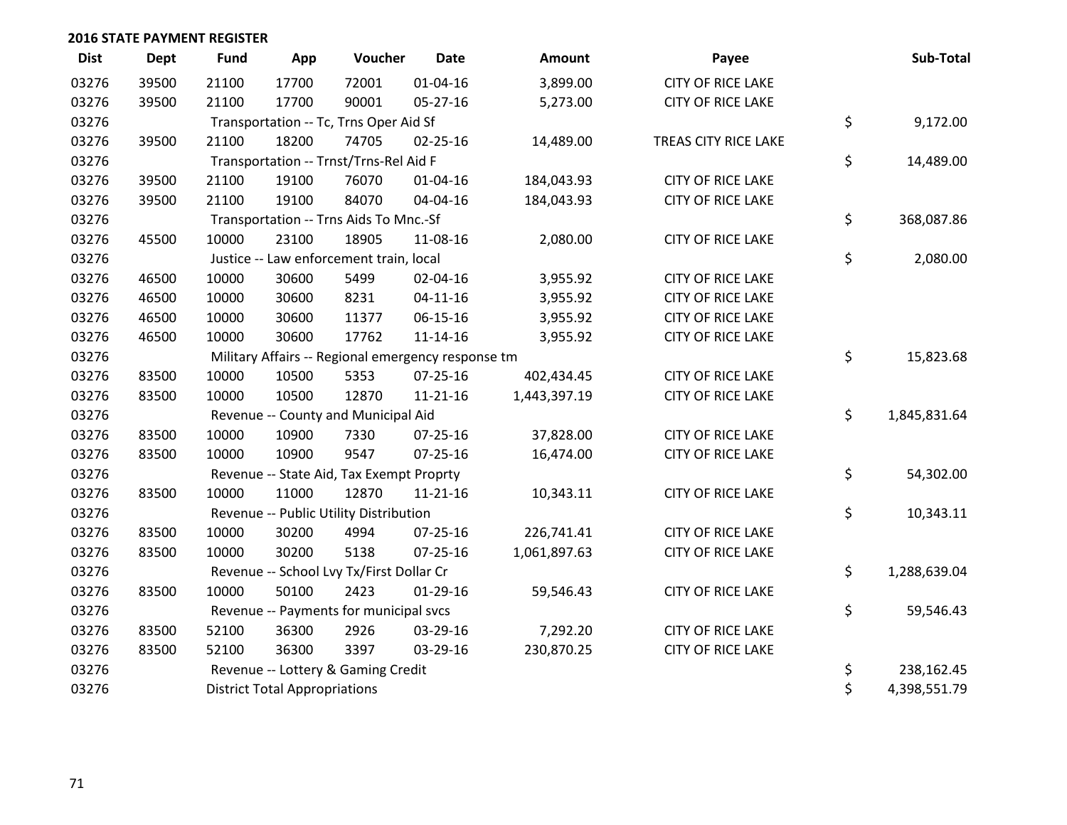## 2016 STATE PAYMENT REGISTER

| Dist | Dept | Fund | App | Voucher | Date | Amount | Payee | | Sub-Total |
|---|---|---|---|---|---|---|---|---|---|
| 03276 | 39500 | 21100 | 17700 | 72001 | 01-04-16 | 3,899.00 | CITY OF RICE LAKE | | |
| 03276 | 39500 | 21100 | 17700 | 90001 | 05-27-16 | 5,273.00 | CITY OF RICE LAKE | | |
| 03276 | | Transportation -- Tc, Trns Oper Aid Sf | | | | | | $ | 9,172.00 |
| 03276 | 39500 | 21100 | 18200 | 74705 | 02-25-16 | 14,489.00 | TREAS CITY RICE LAKE | | |
| 03276 | | Transportation -- Trnst/Trns-Rel Aid F | | | | | | $ | 14,489.00 |
| 03276 | 39500 | 21100 | 19100 | 76070 | 01-04-16 | 184,043.93 | CITY OF RICE LAKE | | |
| 03276 | 39500 | 21100 | 19100 | 84070 | 04-04-16 | 184,043.93 | CITY OF RICE LAKE | | |
| 03276 | | Transportation -- Trns Aids To Mnc.-Sf | | | | | | $ | 368,087.86 |
| 03276 | 45500 | 10000 | 23100 | 18905 | 11-08-16 | 2,080.00 | CITY OF RICE LAKE | | |
| 03276 | | Justice -- Law enforcement train, local | | | | | | $ | 2,080.00 |
| 03276 | 46500 | 10000 | 30600 | 5499 | 02-04-16 | 3,955.92 | CITY OF RICE LAKE | | |
| 03276 | 46500 | 10000 | 30600 | 8231 | 04-11-16 | 3,955.92 | CITY OF RICE LAKE | | |
| 03276 | 46500 | 10000 | 30600 | 11377 | 06-15-16 | 3,955.92 | CITY OF RICE LAKE | | |
| 03276 | 46500 | 10000 | 30600 | 17762 | 11-14-16 | 3,955.92 | CITY OF RICE LAKE | | |
| 03276 | | Military Affairs -- Regional emergency response tm | | | | | | $ | 15,823.68 |
| 03276 | 83500 | 10000 | 10500 | 5353 | 07-25-16 | 402,434.45 | CITY OF RICE LAKE | | |
| 03276 | 83500 | 10000 | 10500 | 12870 | 11-21-16 | 1,443,397.19 | CITY OF RICE LAKE | | |
| 03276 | | Revenue -- County and Municipal Aid | | | | | | $ | 1,845,831.64 |
| 03276 | 83500 | 10000 | 10900 | 7330 | 07-25-16 | 37,828.00 | CITY OF RICE LAKE | | |
| 03276 | 83500 | 10000 | 10900 | 9547 | 07-25-16 | 16,474.00 | CITY OF RICE LAKE | | |
| 03276 | | Revenue -- State Aid, Tax Exempt Proprty | | | | | | $ | 54,302.00 |
| 03276 | 83500 | 10000 | 11000 | 12870 | 11-21-16 | 10,343.11 | CITY OF RICE LAKE | | |
| 03276 | | Revenue -- Public Utility Distribution | | | | | | $ | 10,343.11 |
| 03276 | 83500 | 10000 | 30200 | 4994 | 07-25-16 | 226,741.41 | CITY OF RICE LAKE | | |
| 03276 | 83500 | 10000 | 30200 | 5138 | 07-25-16 | 1,061,897.63 | CITY OF RICE LAKE | | |
| 03276 | | Revenue -- School Lvy Tx/First Dollar Cr | | | | | | $ | 1,288,639.04 |
| 03276 | 83500 | 10000 | 50100 | 2423 | 01-29-16 | 59,546.43 | CITY OF RICE LAKE | | |
| 03276 | | Revenue -- Payments for municipal svcs | | | | | | $ | 59,546.43 |
| 03276 | 83500 | 52100 | 36300 | 2926 | 03-29-16 | 7,292.20 | CITY OF RICE LAKE | | |
| 03276 | 83500 | 52100 | 36300 | 3397 | 03-29-16 | 230,870.25 | CITY OF RICE LAKE | | |
| 03276 | | Revenue -- Lottery & Gaming Credit | | | | | | $ | 238,162.45 |
| 03276 | | District Total Appropriations | | | | | | $ | 4,398,551.79 |